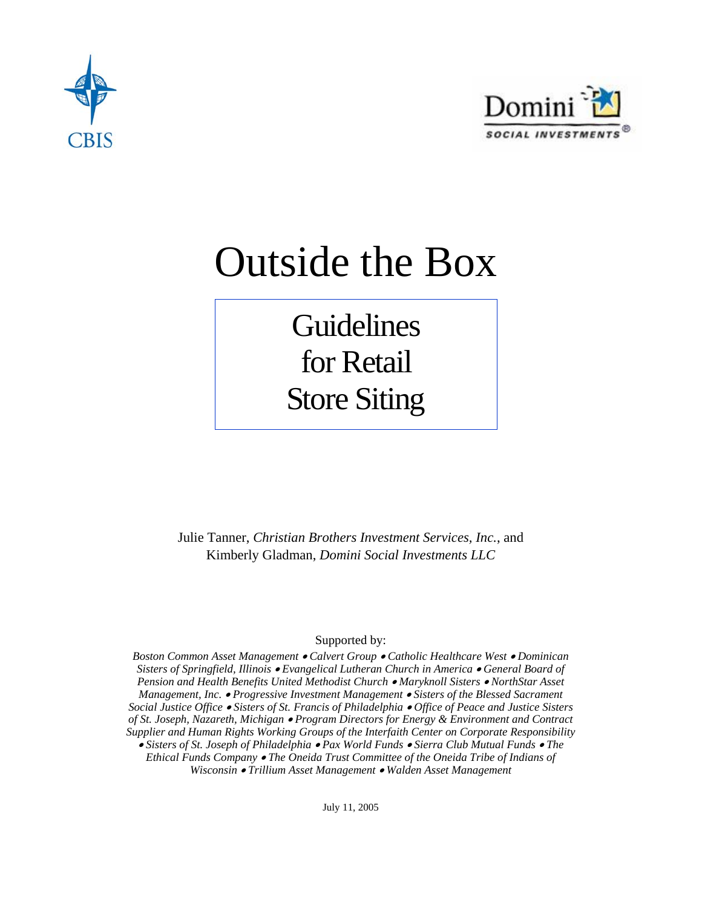CBIS

Domini SOCIAL INVESTMENTS®

# Outside the Box

## Guidelines for Retail Store Siting

Julie Tanner, *Christian Brothers Investment Services, Inc.*, and
Kimberly Gladman, *Domini Social Investments LLC*

Supported by:

*Boston Common Asset Management • Calvert Group • Catholic Healthcare West • Dominican Sisters of Springfield, Illinois • Evangelical Lutheran Church in America • General Board of Pension and Health Benefits United Methodist Church • Maryknoll Sisters • NorthStar Asset Management, Inc. • Progressive Investment Management • Sisters of the Blessed Sacrament Social Justice Office • Sisters of St. Francis of Philadelphia • Office of Peace and Justice Sisters of St. Joseph, Nazareth, Michigan • Program Directors for Energy & Environment and Contract Supplier and Human Rights Working Groups of the Interfaith Center on Corporate Responsibility • Sisters of St. Joseph of Philadelphia • Pax World Funds • Sierra Club Mutual Funds • The Ethical Funds Company • The Oneida Trust Committee of the Oneida Tribe of Indians of Wisconsin • Trillium Asset Management • Walden Asset Management*

July 11, 2005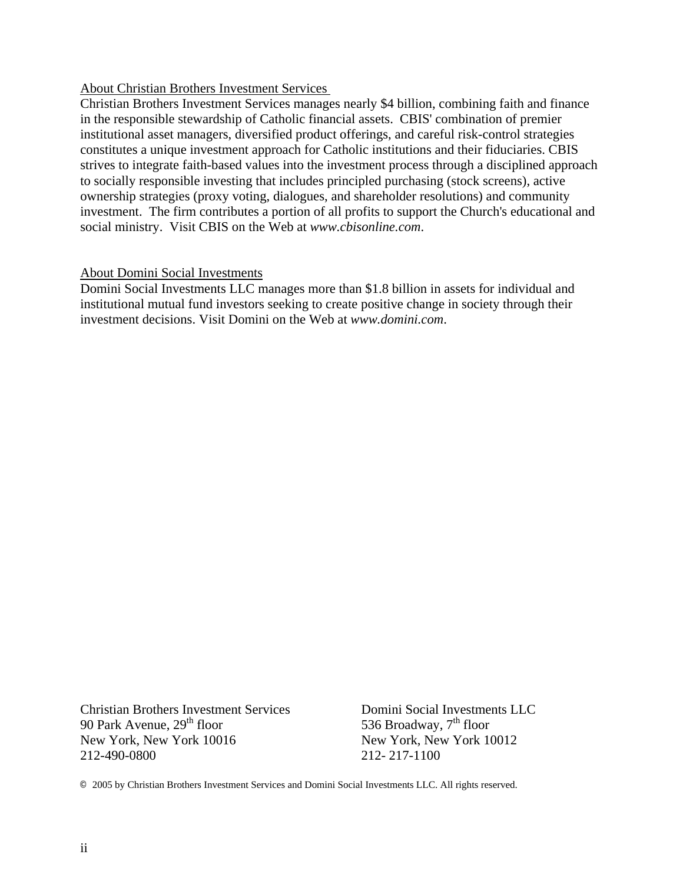About Christian Brothers Investment Services

Christian Brothers Investment Services manages nearly $4 billion, combining faith and finance in the responsible stewardship of Catholic financial assets. CBIS' combination of premier institutional asset managers, diversified product offerings, and careful risk-control strategies constitutes a unique investment approach for Catholic institutions and their fiduciaries. CBIS strives to integrate faith-based values into the investment process through a disciplined approach to socially responsible investing that includes principled purchasing (stock screens), active ownership strategies (proxy voting, dialogues, and shareholder resolutions) and community investment. The firm contributes a portion of all profits to support the Church's educational and social ministry. Visit CBIS on the Web at *www.cbisonline.com*.

About Domini Social Investments

Domini Social Investments LLC manages more than $1.8 billion in assets for individual and institutional mutual fund investors seeking to create positive change in society through their investment decisions. Visit Domini on the Web at *www.domini.com*.

Christian Brothers Investment Services
90 Park Avenue, 29th floor
New York, New York 10016
212-490-0800

Domini Social Investments LLC
536 Broadway, 7th floor
New York, New York 10012
212- 217-1100

© 2005 by Christian Brothers Investment Services and Domini Social Investments LLC. All rights reserved.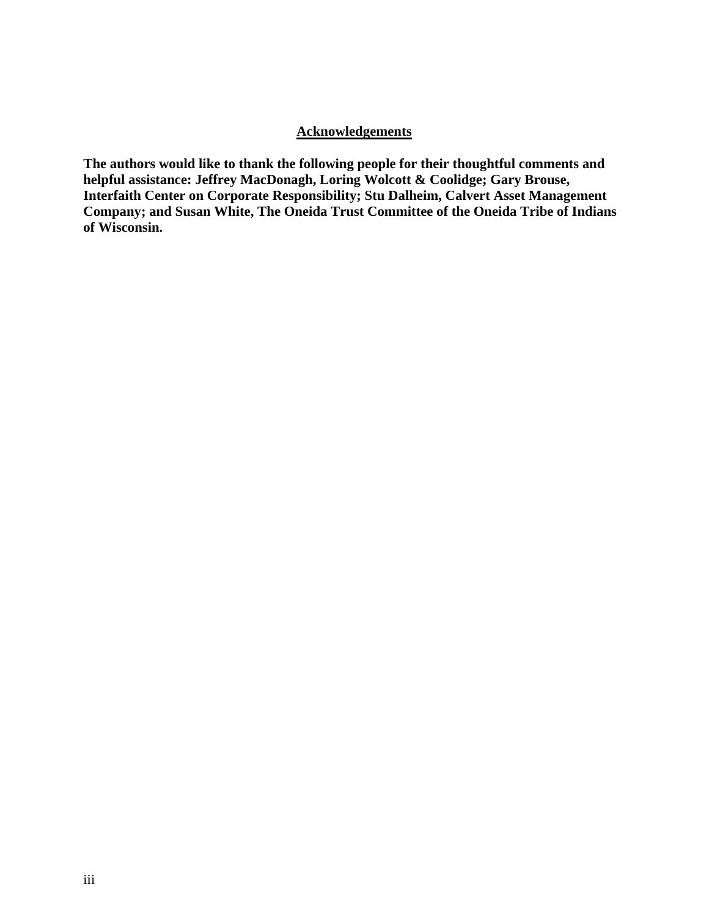## Acknowledgements

**The authors would like to thank the following people for their thoughtful comments and helpful assistance: Jeffrey MacDonagh, Loring Wolcott & Coolidge; Gary Brouse, Interfaith Center on Corporate Responsibility; Stu Dalheim, Calvert Asset Management Company; and Susan White, The Oneida Trust Committee of the Oneida Tribe of Indians of Wisconsin.**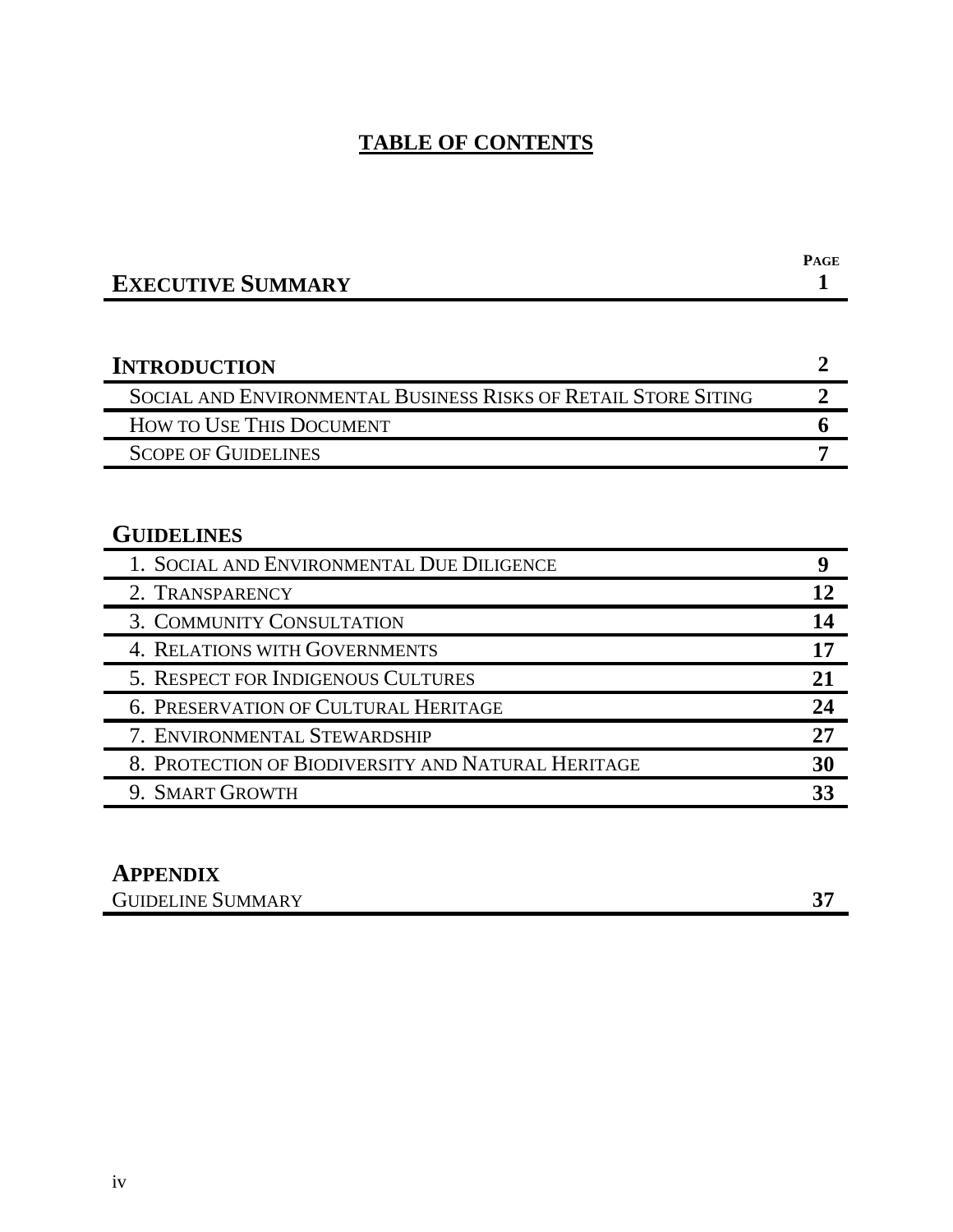# TABLE OF CONTENTS

| | PAGE |
|---|---|
| **EXECUTIVE SUMMARY** | **1** |
| | |
| **INTRODUCTION** | **2** |
| SOCIAL AND ENVIRONMENTAL BUSINESS RISKS OF RETAIL STORE SITING | **2** |
| HOW TO USE THIS DOCUMENT | **6** |
| SCOPE OF GUIDELINES | **7** |
| | |
| **GUIDELINES** | |
| 1. SOCIAL AND ENVIRONMENTAL DUE DILIGENCE | **9** |
| 2. TRANSPARENCY | **12** |
| 3. COMMUNITY CONSULTATION | **14** |
| 4. RELATIONS WITH GOVERNMENTS | **17** |
| 5. RESPECT FOR INDIGENOUS CULTURES | **21** |
| 6. PRESERVATION OF CULTURAL HERITAGE | **24** |
| 7. ENVIRONMENTAL STEWARDSHIP | **27** |
| 8. PROTECTION OF BIODIVERSITY AND NATURAL HERITAGE | **30** |
| 9. SMART GROWTH | **33** |
| | |
| **APPENDIX** | |
| GUIDELINE SUMMARY | **37** |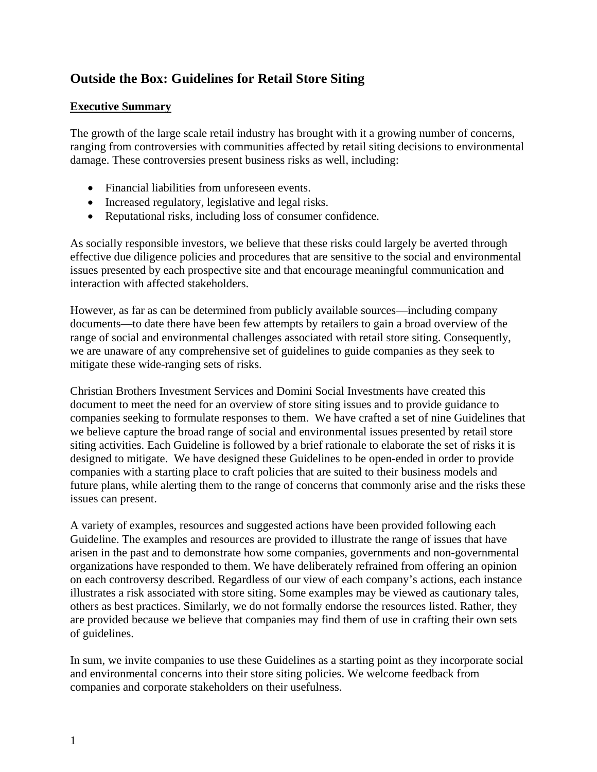## Outside the Box: Guidelines for Retail Store Siting

### Executive Summary

The growth of the large scale retail industry has brought with it a growing number of concerns, ranging from controversies with communities affected by retail siting decisions to environmental damage. These controversies present business risks as well, including:

- Financial liabilities from unforeseen events.
- Increased regulatory, legislative and legal risks.
- Reputational risks, including loss of consumer confidence.

As socially responsible investors, we believe that these risks could largely be averted through effective due diligence policies and procedures that are sensitive to the social and environmental issues presented by each prospective site and that encourage meaningful communication and interaction with affected stakeholders.

However, as far as can be determined from publicly available sources—including company documents—to date there have been few attempts by retailers to gain a broad overview of the range of social and environmental challenges associated with retail store siting. Consequently, we are unaware of any comprehensive set of guidelines to guide companies as they seek to mitigate these wide-ranging sets of risks.

Christian Brothers Investment Services and Domini Social Investments have created this document to meet the need for an overview of store siting issues and to provide guidance to companies seeking to formulate responses to them. We have crafted a set of nine Guidelines that we believe capture the broad range of social and environmental issues presented by retail store siting activities. Each Guideline is followed by a brief rationale to elaborate the set of risks it is designed to mitigate. We have designed these Guidelines to be open-ended in order to provide companies with a starting place to craft policies that are suited to their business models and future plans, while alerting them to the range of concerns that commonly arise and the risks these issues can present.

A variety of examples, resources and suggested actions have been provided following each Guideline. The examples and resources are provided to illustrate the range of issues that have arisen in the past and to demonstrate how some companies, governments and non-governmental organizations have responded to them. We have deliberately refrained from offering an opinion on each controversy described. Regardless of our view of each company's actions, each instance illustrates a risk associated with store siting. Some examples may be viewed as cautionary tales, others as best practices. Similarly, we do not formally endorse the resources listed. Rather, they are provided because we believe that companies may find them of use in crafting their own sets of guidelines.

In sum, we invite companies to use these Guidelines as a starting point as they incorporate social and environmental concerns into their store siting policies. We welcome feedback from companies and corporate stakeholders on their usefulness.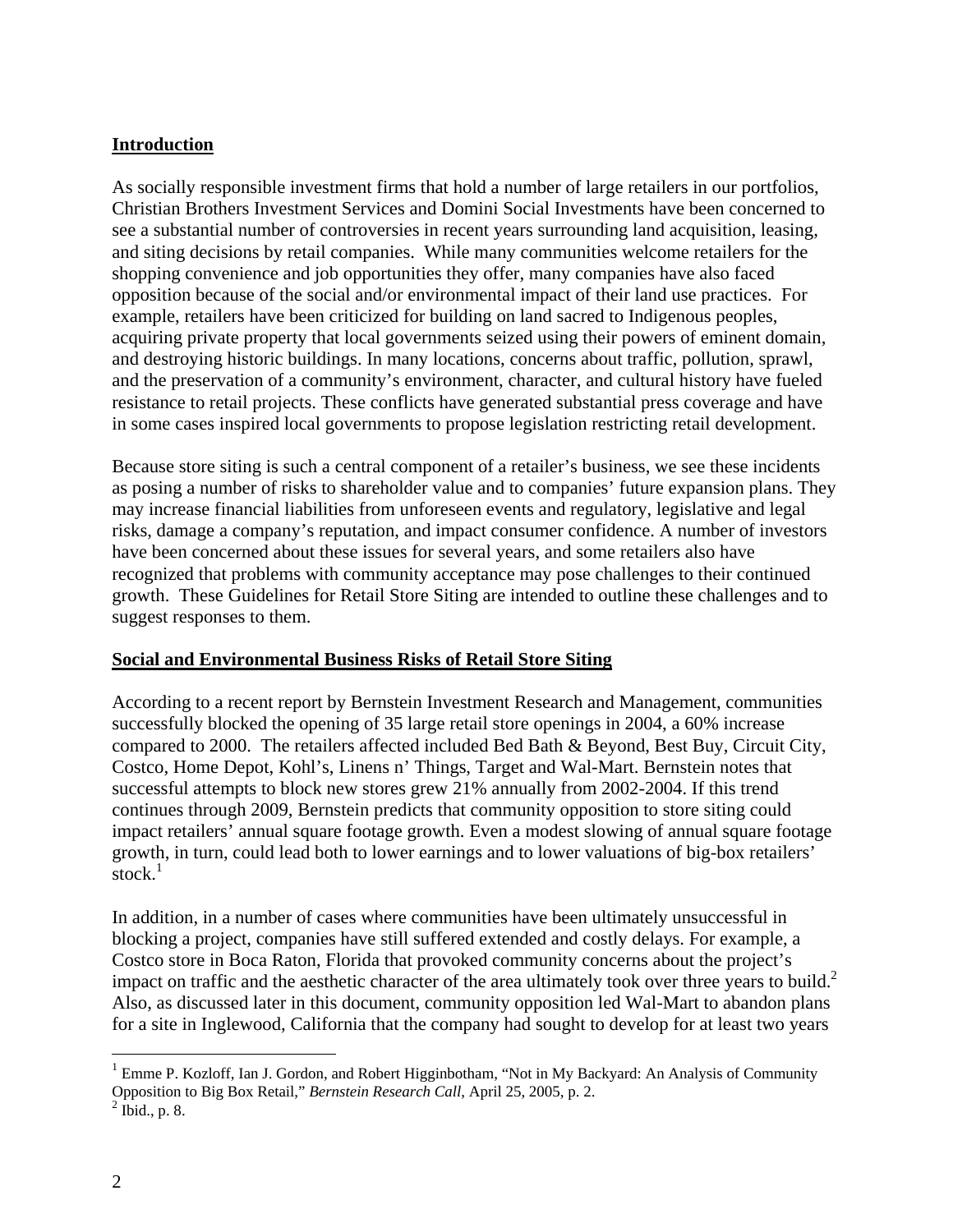## Introduction

As socially responsible investment firms that hold a number of large retailers in our portfolios, Christian Brothers Investment Services and Domini Social Investments have been concerned to see a substantial number of controversies in recent years surrounding land acquisition, leasing, and siting decisions by retail companies. While many communities welcome retailers for the shopping convenience and job opportunities they offer, many companies have also faced opposition because of the social and/or environmental impact of their land use practices. For example, retailers have been criticized for building on land sacred to Indigenous peoples, acquiring private property that local governments seized using their powers of eminent domain, and destroying historic buildings. In many locations, concerns about traffic, pollution, sprawl, and the preservation of a community's environment, character, and cultural history have fueled resistance to retail projects. These conflicts have generated substantial press coverage and have in some cases inspired local governments to propose legislation restricting retail development.

Because store siting is such a central component of a retailer's business, we see these incidents as posing a number of risks to shareholder value and to companies' future expansion plans. They may increase financial liabilities from unforeseen events and regulatory, legislative and legal risks, damage a company's reputation, and impact consumer confidence. A number of investors have been concerned about these issues for several years, and some retailers also have recognized that problems with community acceptance may pose challenges to their continued growth. These Guidelines for Retail Store Siting are intended to outline these challenges and to suggest responses to them.

## Social and Environmental Business Risks of Retail Store Siting

According to a recent report by Bernstein Investment Research and Management, communities successfully blocked the opening of 35 large retail store openings in 2004, a 60% increase compared to 2000. The retailers affected included Bed Bath & Beyond, Best Buy, Circuit City, Costco, Home Depot, Kohl's, Linens n' Things, Target and Wal-Mart. Bernstein notes that successful attempts to block new stores grew 21% annually from 2002-2004. If this trend continues through 2009, Bernstein predicts that community opposition to store siting could impact retailers' annual square footage growth. Even a modest slowing of annual square footage growth, in turn, could lead both to lower earnings and to lower valuations of big-box retailers' stock.[1]

In addition, in a number of cases where communities have been ultimately unsuccessful in blocking a project, companies have still suffered extended and costly delays. For example, a Costco store in Boca Raton, Florida that provoked community concerns about the project's impact on traffic and the aesthetic character of the area ultimately took over three years to build.[2] Also, as discussed later in this document, community opposition led Wal-Mart to abandon plans for a site in Inglewood, California that the company had sought to develop for at least two years

[1] Emme P. Kozloff, Ian J. Gordon, and Robert Higginbotham, "Not in My Backyard: An Analysis of Community Opposition to Big Box Retail," *Bernstein Research Call*, April 25, 2005, p. 2.

[2] Ibid., p. 8.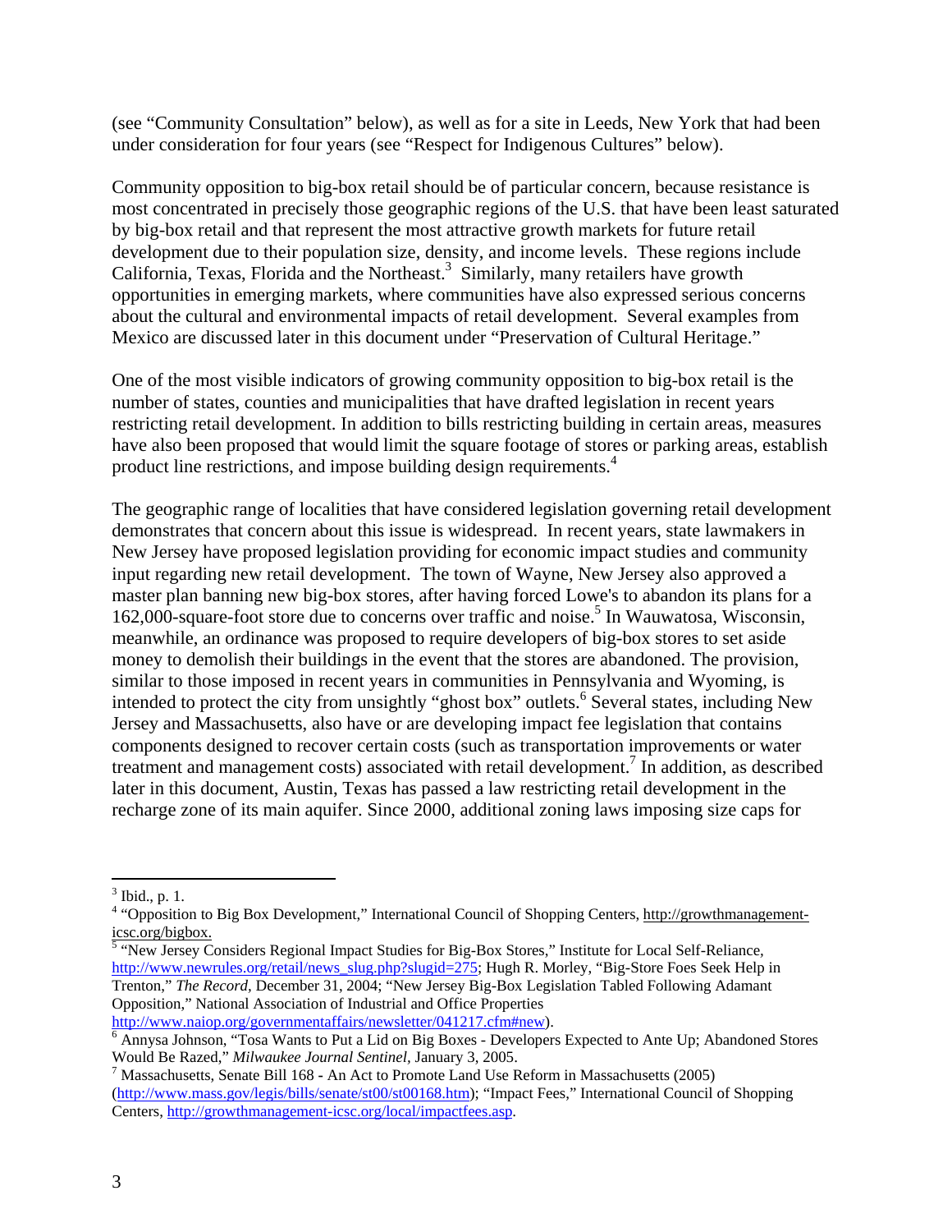(see "Community Consultation" below), as well as for a site in Leeds, New York that had been under consideration for four years (see "Respect for Indigenous Cultures" below).

Community opposition to big-box retail should be of particular concern, because resistance is most concentrated in precisely those geographic regions of the U.S. that have been least saturated by big-box retail and that represent the most attractive growth markets for future retail development due to their population size, density, and income levels. These regions include California, Texas, Florida and the Northeast.[3] Similarly, many retailers have growth opportunities in emerging markets, where communities have also expressed serious concerns about the cultural and environmental impacts of retail development. Several examples from Mexico are discussed later in this document under "Preservation of Cultural Heritage."

One of the most visible indicators of growing community opposition to big-box retail is the number of states, counties and municipalities that have drafted legislation in recent years restricting retail development. In addition to bills restricting building in certain areas, measures have also been proposed that would limit the square footage of stores or parking areas, establish product line restrictions, and impose building design requirements.[4]

The geographic range of localities that have considered legislation governing retail development demonstrates that concern about this issue is widespread. In recent years, state lawmakers in New Jersey have proposed legislation providing for economic impact studies and community input regarding new retail development. The town of Wayne, New Jersey also approved a master plan banning new big-box stores, after having forced Lowe's to abandon its plans for a 162,000-square-foot store due to concerns over traffic and noise.[5] In Wauwatosa, Wisconsin, meanwhile, an ordinance was proposed to require developers of big-box stores to set aside money to demolish their buildings in the event that the stores are abandoned. The provision, similar to those imposed in recent years in communities in Pennsylvania and Wyoming, is intended to protect the city from unsightly "ghost box" outlets.[6] Several states, including New Jersey and Massachusetts, also have or are developing impact fee legislation that contains components designed to recover certain costs (such as transportation improvements or water treatment and management costs) associated with retail development.[7] In addition, as described later in this document, Austin, Texas has passed a law restricting retail development in the recharge zone of its main aquifer. Since 2000, additional zoning laws imposing size caps for

---

[3] Ibid., p. 1.

[4] "Opposition to Big Box Development," International Council of Shopping Centers, http://growthmanagement-icsc.org/bigbox.

[5] "New Jersey Considers Regional Impact Studies for Big-Box Stores," Institute for Local Self-Reliance, http://www.newrules.org/retail/news_slug.php?slugid=275; Hugh R. Morley, "Big-Store Foes Seek Help in Trenton," *The Record*, December 31, 2004; "New Jersey Big-Box Legislation Tabled Following Adamant Opposition," National Association of Industrial and Office Properties http://www.naiop.org/governmentaffairs/newsletter/041217.cfm#new).

[6] Annysa Johnson, "Tosa Wants to Put a Lid on Big Boxes - Developers Expected to Ante Up; Abandoned Stores Would Be Razed," *Milwaukee Journal Sentinel*, January 3, 2005.

[7] Massachusetts, Senate Bill 168 - An Act to Promote Land Use Reform in Massachusetts (2005) (http://www.mass.gov/legis/bills/senate/st00/st00168.htm); "Impact Fees," International Council of Shopping Centers, http://growthmanagement-icsc.org/local/impactfees.asp.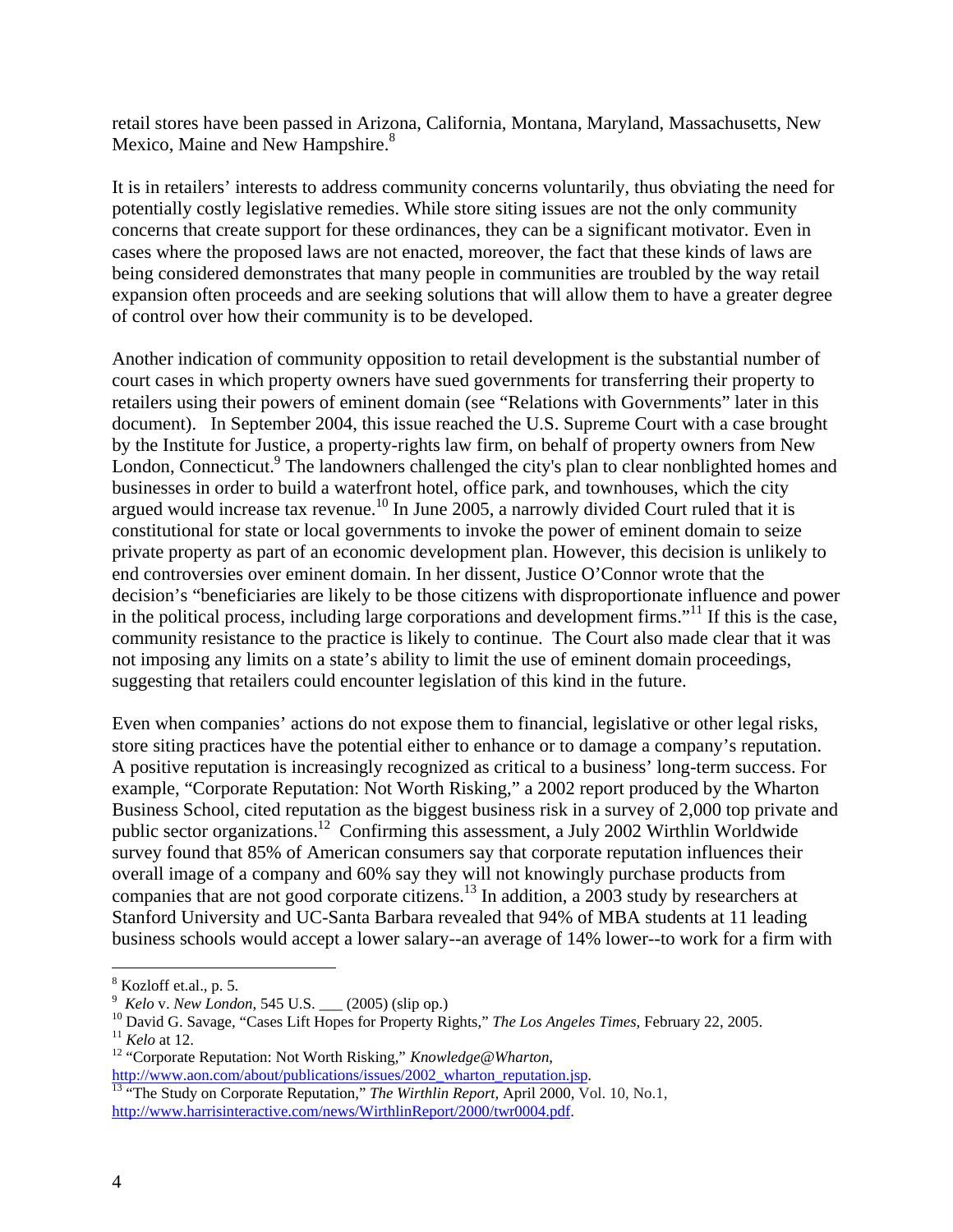retail stores have been passed in Arizona, California, Montana, Maryland, Massachusetts, New Mexico, Maine and New Hampshire.[8]

It is in retailers' interests to address community concerns voluntarily, thus obviating the need for potentially costly legislative remedies. While store siting issues are not the only community concerns that create support for these ordinances, they can be a significant motivator. Even in cases where the proposed laws are not enacted, moreover, the fact that these kinds of laws are being considered demonstrates that many people in communities are troubled by the way retail expansion often proceeds and are seeking solutions that will allow them to have a greater degree of control over how their community is to be developed.

Another indication of community opposition to retail development is the substantial number of court cases in which property owners have sued governments for transferring their property to retailers using their powers of eminent domain (see "Relations with Governments" later in this document). In September 2004, this issue reached the U.S. Supreme Court with a case brought by the Institute for Justice, a property-rights law firm, on behalf of property owners from New London, Connecticut.[9] The landowners challenged the city's plan to clear nonblighted homes and businesses in order to build a waterfront hotel, office park, and townhouses, which the city argued would increase tax revenue.[10] In June 2005, a narrowly divided Court ruled that it is constitutional for state or local governments to invoke the power of eminent domain to seize private property as part of an economic development plan. However, this decision is unlikely to end controversies over eminent domain. In her dissent, Justice O'Connor wrote that the decision's "beneficiaries are likely to be those citizens with disproportionate influence and power in the political process, including large corporations and development firms."[11] If this is the case, community resistance to the practice is likely to continue. The Court also made clear that it was not imposing any limits on a state's ability to limit the use of eminent domain proceedings, suggesting that retailers could encounter legislation of this kind in the future.

Even when companies' actions do not expose them to financial, legislative or other legal risks, store siting practices have the potential either to enhance or to damage a company's reputation. A positive reputation is increasingly recognized as critical to a business' long-term success. For example, "Corporate Reputation: Not Worth Risking," a 2002 report produced by the Wharton Business School, cited reputation as the biggest business risk in a survey of 2,000 top private and public sector organizations.[12] Confirming this assessment, a July 2002 Wirthlin Worldwide survey found that 85% of American consumers say that corporate reputation influences their overall image of a company and 60% say they will not knowingly purchase products from companies that are not good corporate citizens.[13] In addition, a 2003 study by researchers at Stanford University and UC-Santa Barbara revealed that 94% of MBA students at 11 leading business schools would accept a lower salary--an average of 14% lower--to work for a firm with

---

[8] Kozloff et.al., p. 5.

[9] *Kelo* v. *New London*, 545 U.S. ___ (2005) (slip op.)

[10] David G. Savage, "Cases Lift Hopes for Property Rights," *The Los Angeles Times,* February 22, 2005.

[11] *Kelo* at 12.

[12] "Corporate Reputation: Not Worth Risking," *Knowledge@Wharton*, http://www.aon.com/about/publications/issues/2002_wharton_reputation.jsp.

[13] "The Study on Corporate Reputation," *The Wirthlin Report,* April 2000, Vol. 10, No.1, http://www.harrisinteractive.com/news/WirthlinReport/2000/twr0004.pdf.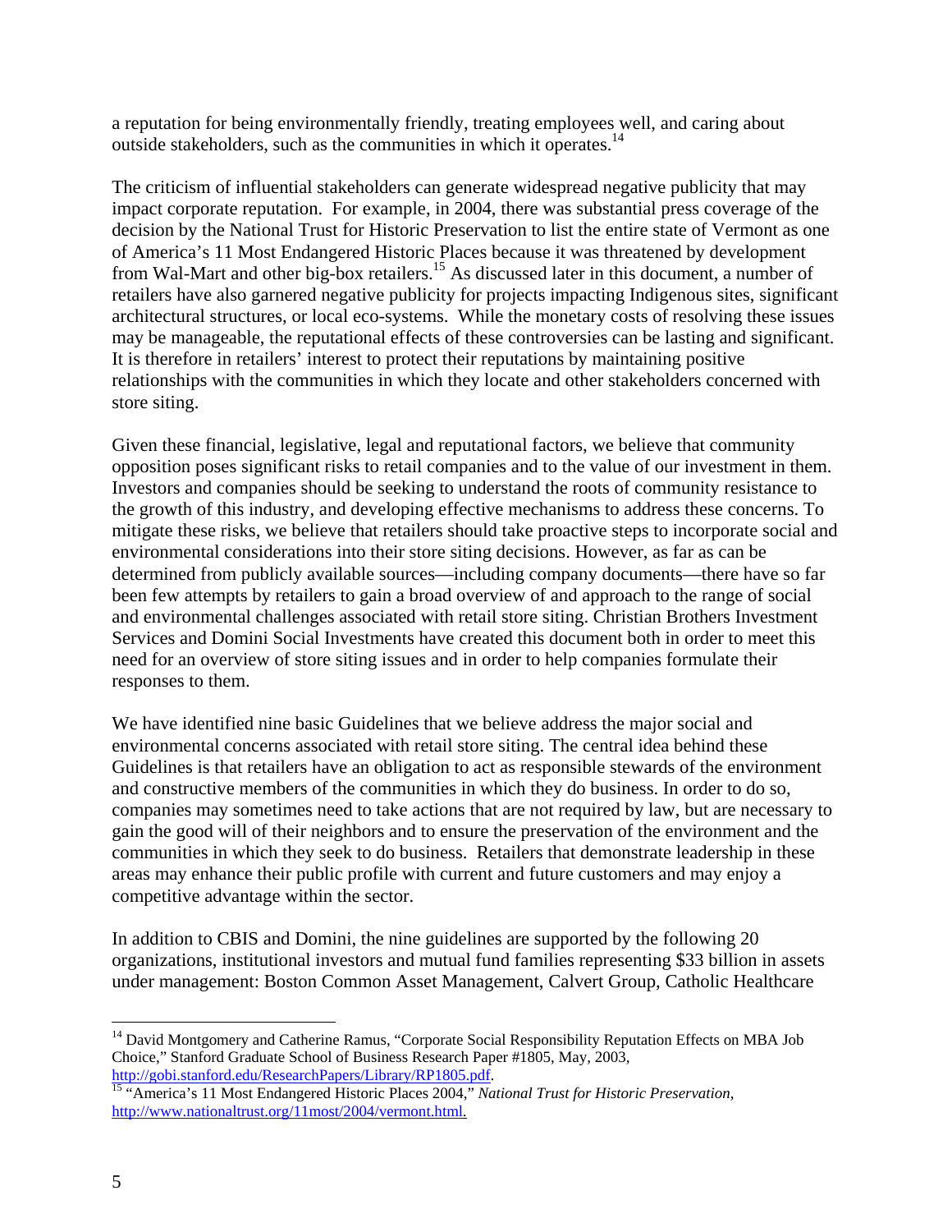a reputation for being environmentally friendly, treating employees well, and caring about outside stakeholders, such as the communities in which it operates.[14]

The criticism of influential stakeholders can generate widespread negative publicity that may impact corporate reputation. For example, in 2004, there was substantial press coverage of the decision by the National Trust for Historic Preservation to list the entire state of Vermont as one of America's 11 Most Endangered Historic Places because it was threatened by development from Wal-Mart and other big-box retailers.[15] As discussed later in this document, a number of retailers have also garnered negative publicity for projects impacting Indigenous sites, significant architectural structures, or local eco-systems. While the monetary costs of resolving these issues may be manageable, the reputational effects of these controversies can be lasting and significant. It is therefore in retailers' interest to protect their reputations by maintaining positive relationships with the communities in which they locate and other stakeholders concerned with store siting.

Given these financial, legislative, legal and reputational factors, we believe that community opposition poses significant risks to retail companies and to the value of our investment in them. Investors and companies should be seeking to understand the roots of community resistance to the growth of this industry, and developing effective mechanisms to address these concerns. To mitigate these risks, we believe that retailers should take proactive steps to incorporate social and environmental considerations into their store siting decisions. However, as far as can be determined from publicly available sources—including company documents—there have so far been few attempts by retailers to gain a broad overview of and approach to the range of social and environmental challenges associated with retail store siting. Christian Brothers Investment Services and Domini Social Investments have created this document both in order to meet this need for an overview of store siting issues and in order to help companies formulate their responses to them.

We have identified nine basic Guidelines that we believe address the major social and environmental concerns associated with retail store siting. The central idea behind these Guidelines is that retailers have an obligation to act as responsible stewards of the environment and constructive members of the communities in which they do business. In order to do so, companies may sometimes need to take actions that are not required by law, but are necessary to gain the good will of their neighbors and to ensure the preservation of the environment and the communities in which they seek to do business. Retailers that demonstrate leadership in these areas may enhance their public profile with current and future customers and may enjoy a competitive advantage within the sector.

In addition to CBIS and Domini, the nine guidelines are supported by the following 20 organizations, institutional investors and mutual fund families representing $33 billion in assets under management: Boston Common Asset Management, Calvert Group, Catholic Healthcare

---

[14] David Montgomery and Catherine Ramus, "Corporate Social Responsibility Reputation Effects on MBA Job Choice," Stanford Graduate School of Business Research Paper #1805, May, 2003, http://gobi.stanford.edu/ResearchPapers/Library/RP1805.pdf.

[15] "America's 11 Most Endangered Historic Places 2004," *National Trust for Historic Preservation*, http://www.nationaltrust.org/11most/2004/vermont.html.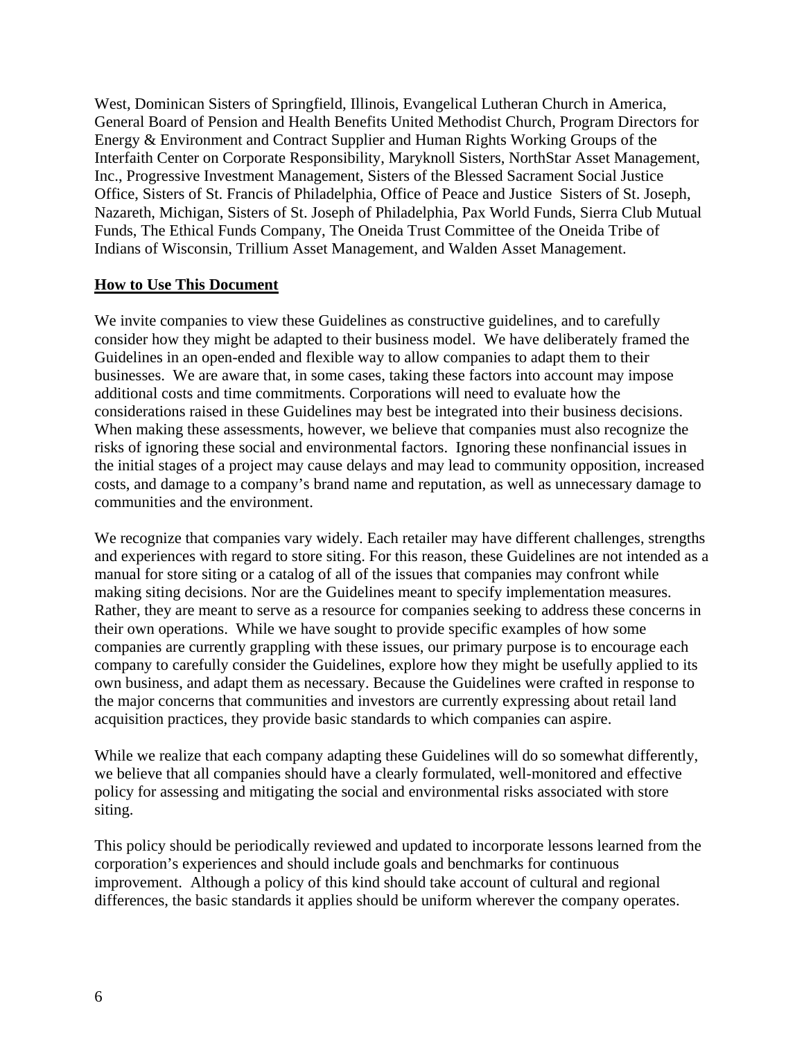West, Dominican Sisters of Springfield, Illinois, Evangelical Lutheran Church in America, General Board of Pension and Health Benefits United Methodist Church, Program Directors for Energy & Environment and Contract Supplier and Human Rights Working Groups of the Interfaith Center on Corporate Responsibility, Maryknoll Sisters, NorthStar Asset Management, Inc., Progressive Investment Management, Sisters of the Blessed Sacrament Social Justice Office, Sisters of St. Francis of Philadelphia, Office of Peace and Justice Sisters of St. Joseph, Nazareth, Michigan, Sisters of St. Joseph of Philadelphia, Pax World Funds, Sierra Club Mutual Funds, The Ethical Funds Company, The Oneida Trust Committee of the Oneida Tribe of Indians of Wisconsin, Trillium Asset Management, and Walden Asset Management.

## How to Use This Document

We invite companies to view these Guidelines as constructive guidelines, and to carefully consider how they might be adapted to their business model. We have deliberately framed the Guidelines in an open-ended and flexible way to allow companies to adapt them to their businesses. We are aware that, in some cases, taking these factors into account may impose additional costs and time commitments. Corporations will need to evaluate how the considerations raised in these Guidelines may best be integrated into their business decisions. When making these assessments, however, we believe that companies must also recognize the risks of ignoring these social and environmental factors. Ignoring these nonfinancial issues in the initial stages of a project may cause delays and may lead to community opposition, increased costs, and damage to a company's brand name and reputation, as well as unnecessary damage to communities and the environment.

We recognize that companies vary widely. Each retailer may have different challenges, strengths and experiences with regard to store siting. For this reason, these Guidelines are not intended as a manual for store siting or a catalog of all of the issues that companies may confront while making siting decisions. Nor are the Guidelines meant to specify implementation measures. Rather, they are meant to serve as a resource for companies seeking to address these concerns in their own operations. While we have sought to provide specific examples of how some companies are currently grappling with these issues, our primary purpose is to encourage each company to carefully consider the Guidelines, explore how they might be usefully applied to its own business, and adapt them as necessary. Because the Guidelines were crafted in response to the major concerns that communities and investors are currently expressing about retail land acquisition practices, they provide basic standards to which companies can aspire.

While we realize that each company adapting these Guidelines will do so somewhat differently, we believe that all companies should have a clearly formulated, well-monitored and effective policy for assessing and mitigating the social and environmental risks associated with store siting.

This policy should be periodically reviewed and updated to incorporate lessons learned from the corporation's experiences and should include goals and benchmarks for continuous improvement. Although a policy of this kind should take account of cultural and regional differences, the basic standards it applies should be uniform wherever the company operates.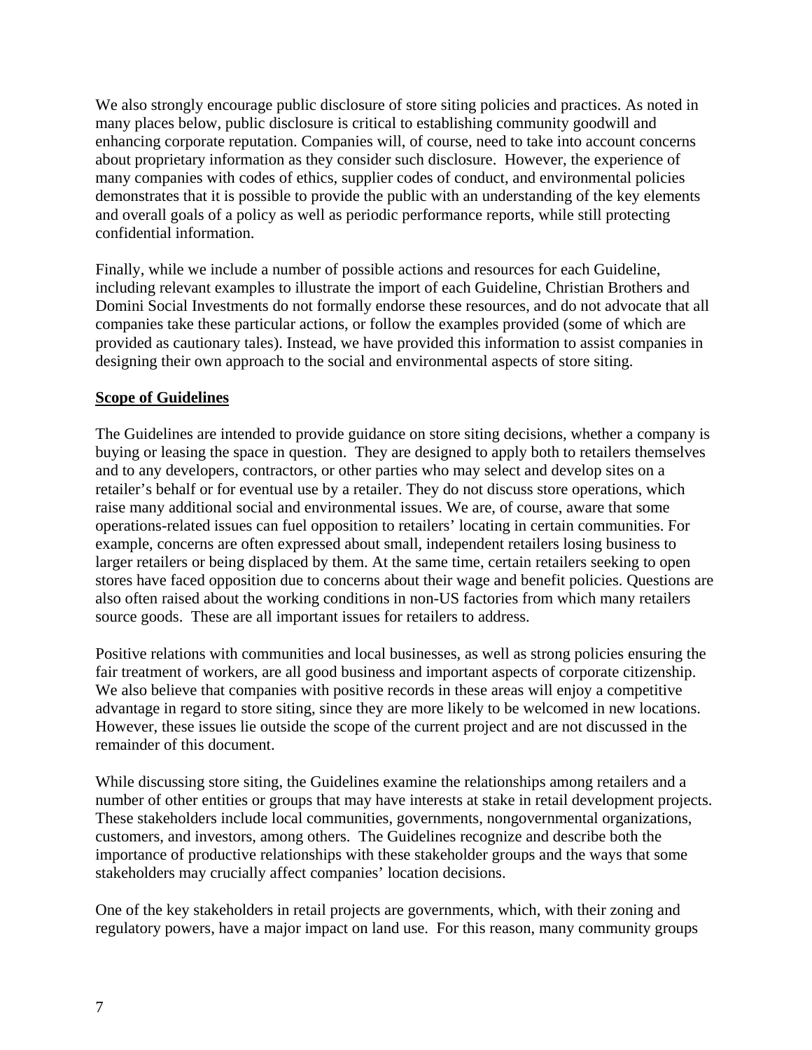We also strongly encourage public disclosure of store siting policies and practices. As noted in many places below, public disclosure is critical to establishing community goodwill and enhancing corporate reputation. Companies will, of course, need to take into account concerns about proprietary information as they consider such disclosure. However, the experience of many companies with codes of ethics, supplier codes of conduct, and environmental policies demonstrates that it is possible to provide the public with an understanding of the key elements and overall goals of a policy as well as periodic performance reports, while still protecting confidential information.

Finally, while we include a number of possible actions and resources for each Guideline, including relevant examples to illustrate the import of each Guideline, Christian Brothers and Domini Social Investments do not formally endorse these resources, and do not advocate that all companies take these particular actions, or follow the examples provided (some of which are provided as cautionary tales). Instead, we have provided this information to assist companies in designing their own approach to the social and environmental aspects of store siting.

**Scope of Guidelines**

The Guidelines are intended to provide guidance on store siting decisions, whether a company is buying or leasing the space in question. They are designed to apply both to retailers themselves and to any developers, contractors, or other parties who may select and develop sites on a retailer's behalf or for eventual use by a retailer. They do not discuss store operations, which raise many additional social and environmental issues. We are, of course, aware that some operations-related issues can fuel opposition to retailers' locating in certain communities. For example, concerns are often expressed about small, independent retailers losing business to larger retailers or being displaced by them. At the same time, certain retailers seeking to open stores have faced opposition due to concerns about their wage and benefit policies. Questions are also often raised about the working conditions in non-US factories from which many retailers source goods. These are all important issues for retailers to address.

Positive relations with communities and local businesses, as well as strong policies ensuring the fair treatment of workers, are all good business and important aspects of corporate citizenship. We also believe that companies with positive records in these areas will enjoy a competitive advantage in regard to store siting, since they are more likely to be welcomed in new locations. However, these issues lie outside the scope of the current project and are not discussed in the remainder of this document.

While discussing store siting, the Guidelines examine the relationships among retailers and a number of other entities or groups that may have interests at stake in retail development projects. These stakeholders include local communities, governments, nongovernmental organizations, customers, and investors, among others. The Guidelines recognize and describe both the importance of productive relationships with these stakeholder groups and the ways that some stakeholders may crucially affect companies' location decisions.

One of the key stakeholders in retail projects are governments, which, with their zoning and regulatory powers, have a major impact on land use. For this reason, many community groups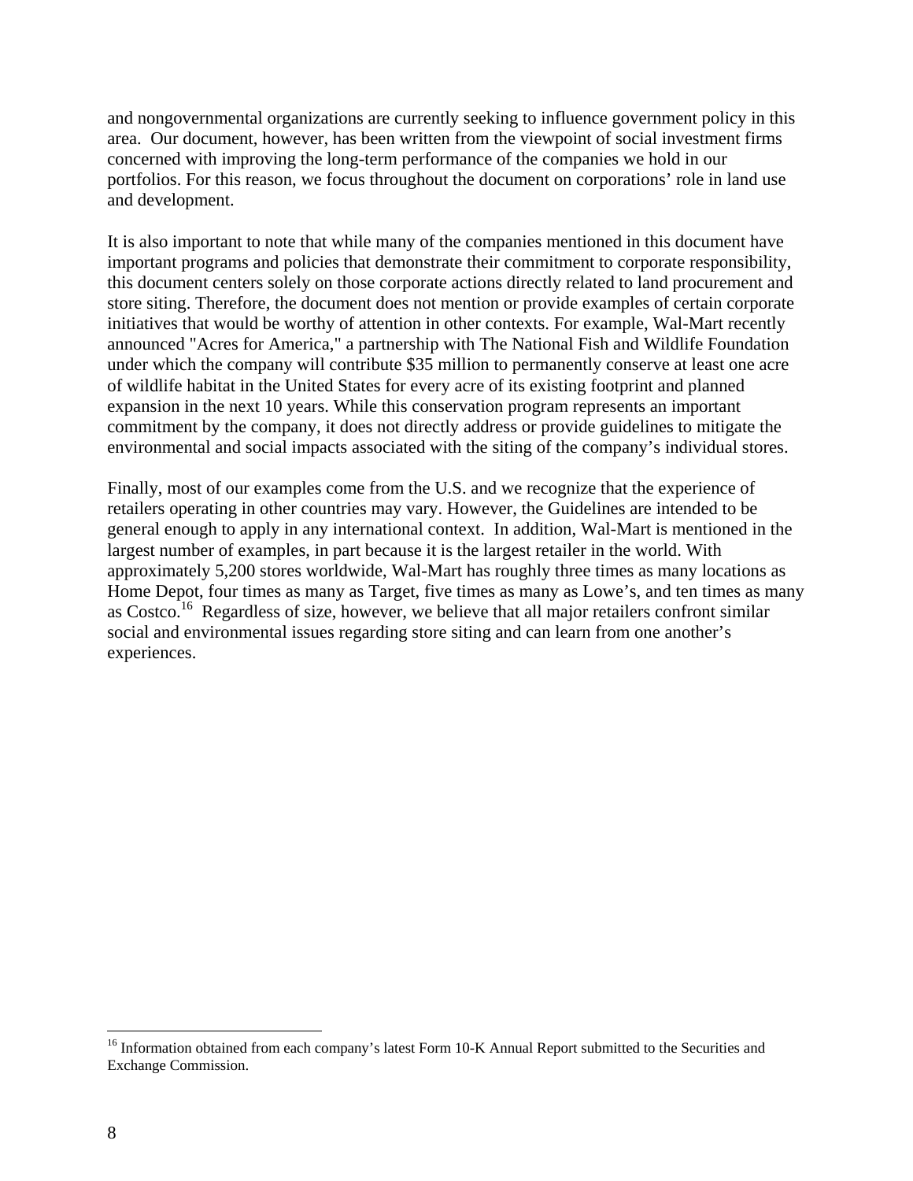and nongovernmental organizations are currently seeking to influence government policy in this area. Our document, however, has been written from the viewpoint of social investment firms concerned with improving the long-term performance of the companies we hold in our portfolios. For this reason, we focus throughout the document on corporations' role in land use and development.

It is also important to note that while many of the companies mentioned in this document have important programs and policies that demonstrate their commitment to corporate responsibility, this document centers solely on those corporate actions directly related to land procurement and store siting. Therefore, the document does not mention or provide examples of certain corporate initiatives that would be worthy of attention in other contexts. For example, Wal-Mart recently announced "Acres for America," a partnership with The National Fish and Wildlife Foundation under which the company will contribute $35 million to permanently conserve at least one acre of wildlife habitat in the United States for every acre of its existing footprint and planned expansion in the next 10 years. While this conservation program represents an important commitment by the company, it does not directly address or provide guidelines to mitigate the environmental and social impacts associated with the siting of the company's individual stores.

Finally, most of our examples come from the U.S. and we recognize that the experience of retailers operating in other countries may vary. However, the Guidelines are intended to be general enough to apply in any international context. In addition, Wal-Mart is mentioned in the largest number of examples, in part because it is the largest retailer in the world. With approximately 5,200 stores worldwide, Wal-Mart has roughly three times as many locations as Home Depot, four times as many as Target, five times as many as Lowe's, and ten times as many as Costco.[16] Regardless of size, however, we believe that all major retailers confront similar social and environmental issues regarding store siting and can learn from one another's experiences.

[16] Information obtained from each company's latest Form 10-K Annual Report submitted to the Securities and Exchange Commission.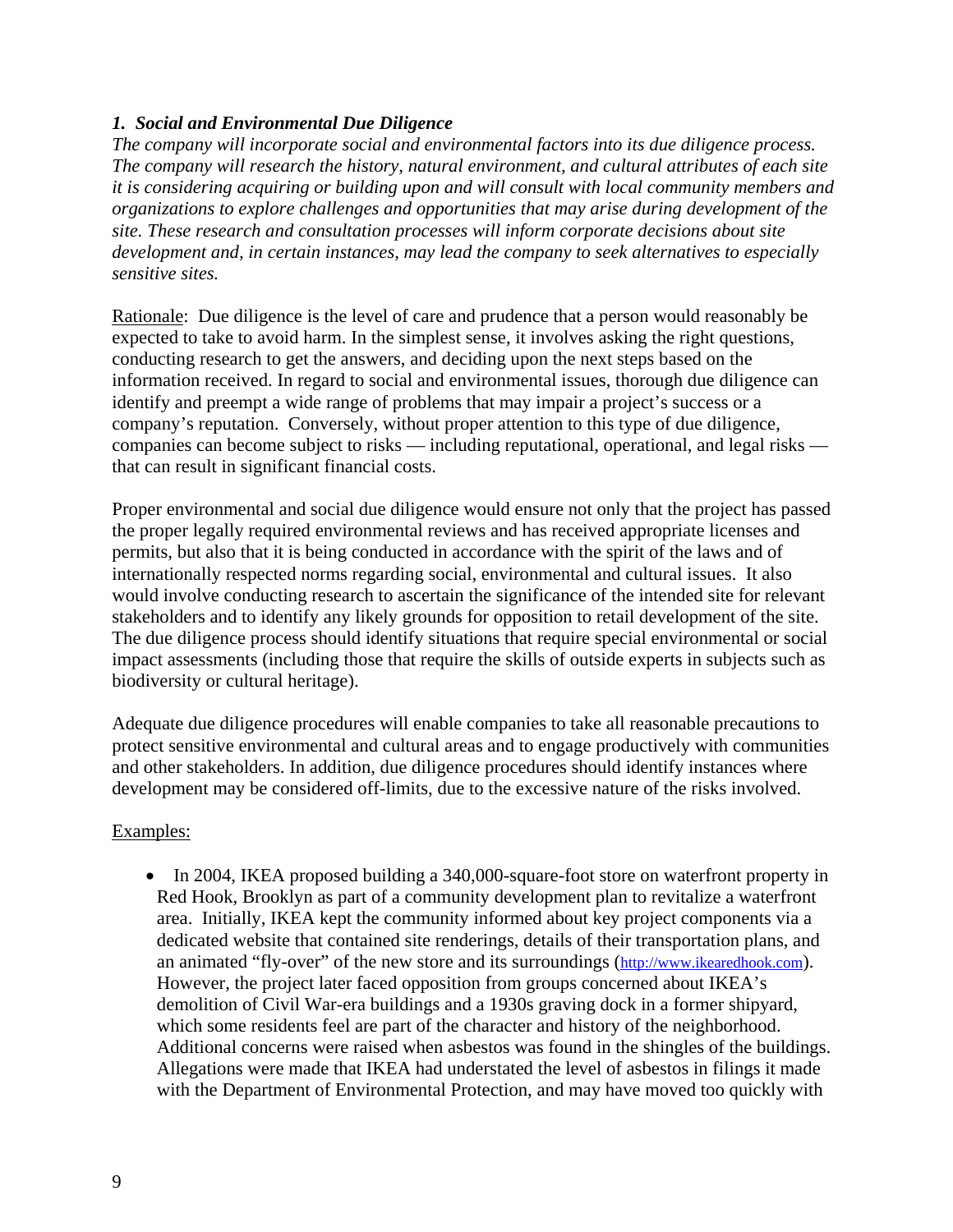### *1. Social and Environmental Due Diligence*

*The company will incorporate social and environmental factors into its due diligence process. The company will research the history, natural environment, and cultural attributes of each site it is considering acquiring or building upon and will consult with local community members and organizations to explore challenges and opportunities that may arise during development of the site. These research and consultation processes will inform corporate decisions about site development and, in certain instances, may lead the company to seek alternatives to especially sensitive sites.*

Rationale: Due diligence is the level of care and prudence that a person would reasonably be expected to take to avoid harm. In the simplest sense, it involves asking the right questions, conducting research to get the answers, and deciding upon the next steps based on the information received. In regard to social and environmental issues, thorough due diligence can identify and preempt a wide range of problems that may impair a project's success or a company's reputation. Conversely, without proper attention to this type of due diligence, companies can become subject to risks — including reputational, operational, and legal risks — that can result in significant financial costs.

Proper environmental and social due diligence would ensure not only that the project has passed the proper legally required environmental reviews and has received appropriate licenses and permits, but also that it is being conducted in accordance with the spirit of the laws and of internationally respected norms regarding social, environmental and cultural issues. It also would involve conducting research to ascertain the significance of the intended site for relevant stakeholders and to identify any likely grounds for opposition to retail development of the site. The due diligence process should identify situations that require special environmental or social impact assessments (including those that require the skills of outside experts in subjects such as biodiversity or cultural heritage).

Adequate due diligence procedures will enable companies to take all reasonable precautions to protect sensitive environmental and cultural areas and to engage productively with communities and other stakeholders. In addition, due diligence procedures should identify instances where development may be considered off-limits, due to the excessive nature of the risks involved.

Examples:

- In 2004, IKEA proposed building a 340,000-square-foot store on waterfront property in Red Hook, Brooklyn as part of a community development plan to revitalize a waterfront area. Initially, IKEA kept the community informed about key project components via a dedicated website that contained site renderings, details of their transportation plans, and an animated "fly-over" of the new store and its surroundings (http://www.ikearedhook.com). However, the project later faced opposition from groups concerned about IKEA's demolition of Civil War-era buildings and a 1930s graving dock in a former shipyard, which some residents feel are part of the character and history of the neighborhood. Additional concerns were raised when asbestos was found in the shingles of the buildings. Allegations were made that IKEA had understated the level of asbestos in filings it made with the Department of Environmental Protection, and may have moved too quickly with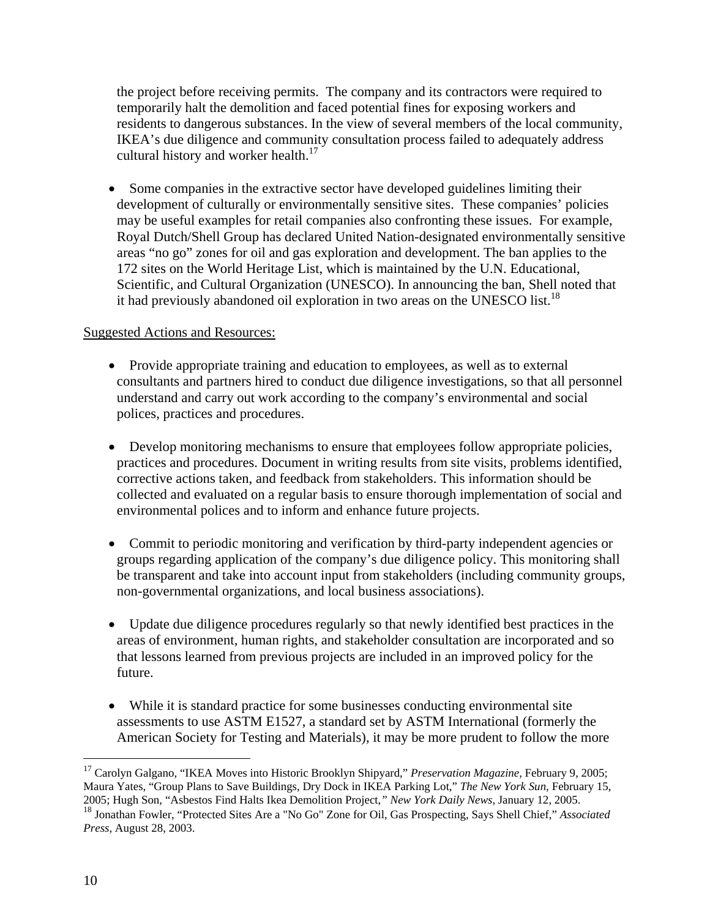the project before receiving permits. The company and its contractors were required to temporarily halt the demolition and faced potential fines for exposing workers and residents to dangerous substances. In the view of several members of the local community, IKEA's due diligence and community consultation process failed to adequately address cultural history and worker health.[17]

- Some companies in the extractive sector have developed guidelines limiting their development of culturally or environmentally sensitive sites. These companies' policies may be useful examples for retail companies also confronting these issues. For example, Royal Dutch/Shell Group has declared United Nation-designated environmentally sensitive areas "no go" zones for oil and gas exploration and development. The ban applies to the 172 sites on the World Heritage List, which is maintained by the U.N. Educational, Scientific, and Cultural Organization (UNESCO). In announcing the ban, Shell noted that it had previously abandoned oil exploration in two areas on the UNESCO list.[18]

Suggested Actions and Resources:

- Provide appropriate training and education to employees, as well as to external consultants and partners hired to conduct due diligence investigations, so that all personnel understand and carry out work according to the company's environmental and social polices, practices and procedures.

- Develop monitoring mechanisms to ensure that employees follow appropriate policies, practices and procedures. Document in writing results from site visits, problems identified, corrective actions taken, and feedback from stakeholders. This information should be collected and evaluated on a regular basis to ensure thorough implementation of social and environmental polices and to inform and enhance future projects.

- Commit to periodic monitoring and verification by third-party independent agencies or groups regarding application of the company's due diligence policy. This monitoring shall be transparent and take into account input from stakeholders (including community groups, non-governmental organizations, and local business associations).

- Update due diligence procedures regularly so that newly identified best practices in the areas of environment, human rights, and stakeholder consultation are incorporated and so that lessons learned from previous projects are included in an improved policy for the future.

- While it is standard practice for some businesses conducting environmental site assessments to use ASTM E1527, a standard set by ASTM International (formerly the American Society for Testing and Materials), it may be more prudent to follow the more

---

[17] Carolyn Galgano, "IKEA Moves into Historic Brooklyn Shipyard," *Preservation Magazine*, February 9, 2005; Maura Yates, "Group Plans to Save Buildings, Dry Dock in IKEA Parking Lot," *The New York Sun*, February 15, 2005; Hugh Son, "Asbestos Find Halts Ikea Demolition Project," *New York Daily News*, January 12, 2005.

[18] Jonathan Fowler, "Protected Sites Are a "No Go" Zone for Oil, Gas Prospecting, Says Shell Chief," *Associated Press*, August 28, 2003.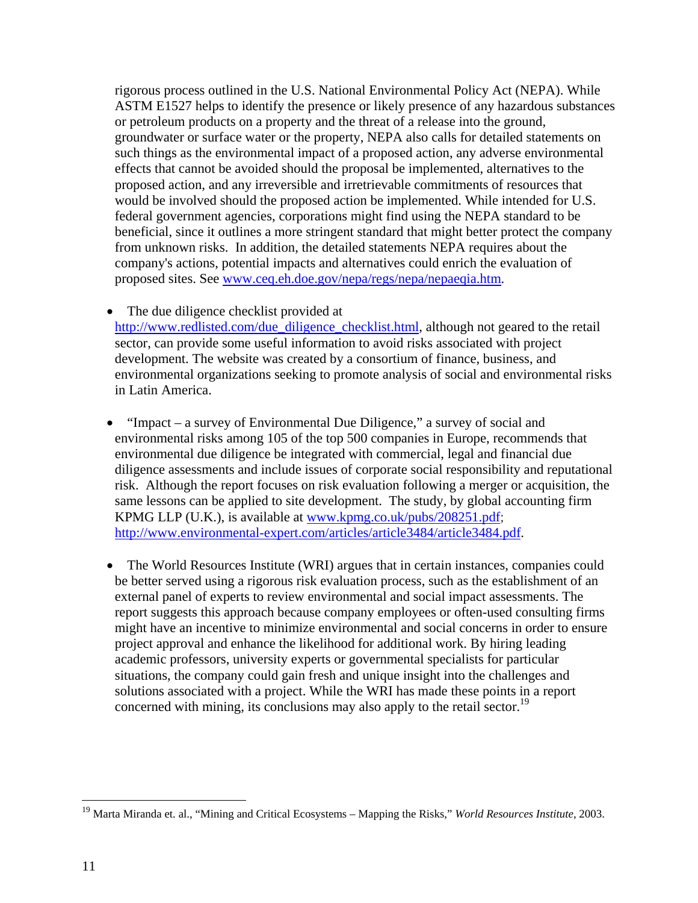rigorous process outlined in the U.S. National Environmental Policy Act (NEPA). While ASTM E1527 helps to identify the presence or likely presence of any hazardous substances or petroleum products on a property and the threat of a release into the ground, groundwater or surface water or the property, NEPA also calls for detailed statements on such things as the environmental impact of a proposed action, any adverse environmental effects that cannot be avoided should the proposal be implemented, alternatives to the proposed action, and any irreversible and irretrievable commitments of resources that would be involved should the proposed action be implemented. While intended for U.S. federal government agencies, corporations might find using the NEPA standard to be beneficial, since it outlines a more stringent standard that might better protect the company from unknown risks. In addition, the detailed statements NEPA requires about the company's actions, potential impacts and alternatives could enrich the evaluation of proposed sites. See www.ceq.eh.doe.gov/nepa/regs/nepa/nepaeqia.htm.

- The due diligence checklist provided at http://www.redlisted.com/due_diligence_checklist.html, although not geared to the retail sector, can provide some useful information to avoid risks associated with project development. The website was created by a consortium of finance, business, and environmental organizations seeking to promote analysis of social and environmental risks in Latin America.

- "Impact – a survey of Environmental Due Diligence," a survey of social and environmental risks among 105 of the top 500 companies in Europe, recommends that environmental due diligence be integrated with commercial, legal and financial due diligence assessments and include issues of corporate social responsibility and reputational risk. Although the report focuses on risk evaluation following a merger or acquisition, the same lessons can be applied to site development. The study, by global accounting firm KPMG LLP (U.K.), is available at www.kpmg.co.uk/pubs/208251.pdf; http://www.environmental-expert.com/articles/article3484/article3484.pdf.

- The World Resources Institute (WRI) argues that in certain instances, companies could be better served using a rigorous risk evaluation process, such as the establishment of an external panel of experts to review environmental and social impact assessments. The report suggests this approach because company employees or often-used consulting firms might have an incentive to minimize environmental and social concerns in order to ensure project approval and enhance the likelihood for additional work. By hiring leading academic professors, university experts or governmental specialists for particular situations, the company could gain fresh and unique insight into the challenges and solutions associated with a project. While the WRI has made these points in a report concerned with mining, its conclusions may also apply to the retail sector.[19]

---

[19] Marta Miranda et. al., "Mining and Critical Ecosystems – Mapping the Risks," *World Resources Institute*, 2003.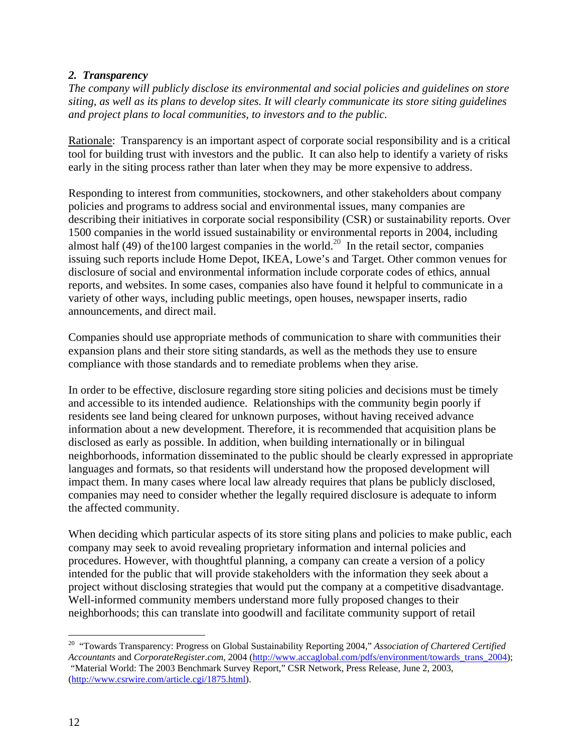### *2. Transparency*

*The company will publicly disclose its environmental and social policies and guidelines on store siting, as well as its plans to develop sites. It will clearly communicate its store siting guidelines and project plans to local communities, to investors and to the public.*

Rationale: Transparency is an important aspect of corporate social responsibility and is a critical tool for building trust with investors and the public. It can also help to identify a variety of risks early in the siting process rather than later when they may be more expensive to address.

Responding to interest from communities, stockowners, and other stakeholders about company policies and programs to address social and environmental issues, many companies are describing their initiatives in corporate social responsibility (CSR) or sustainability reports. Over 1500 companies in the world issued sustainability or environmental reports in 2004, including almost half (49) of the100 largest companies in the world.[20] In the retail sector, companies issuing such reports include Home Depot, IKEA, Lowe's and Target. Other common venues for disclosure of social and environmental information include corporate codes of ethics, annual reports, and websites. In some cases, companies also have found it helpful to communicate in a variety of other ways, including public meetings, open houses, newspaper inserts, radio announcements, and direct mail.

Companies should use appropriate methods of communication to share with communities their expansion plans and their store siting standards, as well as the methods they use to ensure compliance with those standards and to remediate problems when they arise.

In order to be effective, disclosure regarding store siting policies and decisions must be timely and accessible to its intended audience. Relationships with the community begin poorly if residents see land being cleared for unknown purposes, without having received advance information about a new development. Therefore, it is recommended that acquisition plans be disclosed as early as possible. In addition, when building internationally or in bilingual neighborhoods, information disseminated to the public should be clearly expressed in appropriate languages and formats, so that residents will understand how the proposed development will impact them. In many cases where local law already requires that plans be publicly disclosed, companies may need to consider whether the legally required disclosure is adequate to inform the affected community.

When deciding which particular aspects of its store siting plans and policies to make public, each company may seek to avoid revealing proprietary information and internal policies and procedures. However, with thoughtful planning, a company can create a version of a policy intended for the public that will provide stakeholders with the information they seek about a project without disclosing strategies that would put the company at a competitive disadvantage. Well-informed community members understand more fully proposed changes to their neighborhoods; this can translate into goodwill and facilitate community support of retail

---

[20] "Towards Transparency: Progress on Global Sustainability Reporting 2004," *Association of Chartered Certified Accountants* and *CorporateRegister.com*, 2004 (http://www.accaglobal.com/pdfs/environment/towards_trans_2004); "Material World: The 2003 Benchmark Survey Report," CSR Network, Press Release, June 2, 2003, (http://www.csrwire.com/article.cgi/1875.html).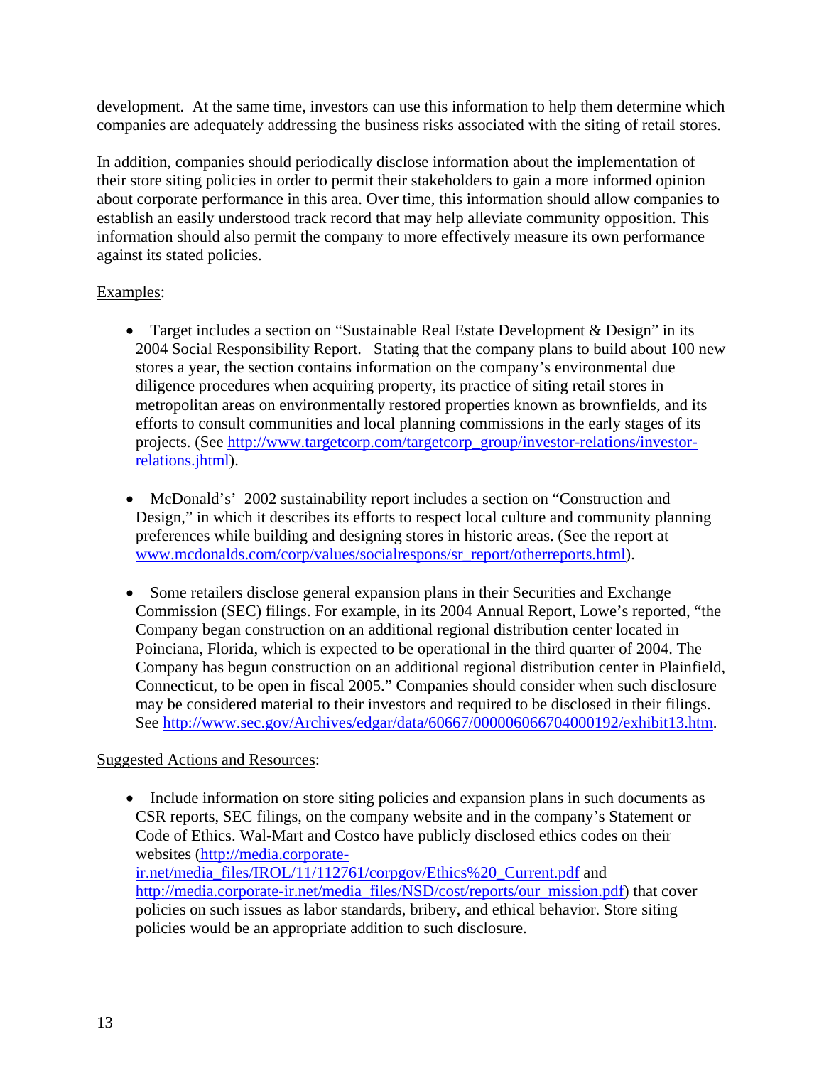development. At the same time, investors can use this information to help them determine which companies are adequately addressing the business risks associated with the siting of retail stores.

In addition, companies should periodically disclose information about the implementation of their store siting policies in order to permit their stakeholders to gain a more informed opinion about corporate performance in this area. Over time, this information should allow companies to establish an easily understood track record that may help alleviate community opposition. This information should also permit the company to more effectively measure its own performance against its stated policies.

Examples:

- Target includes a section on "Sustainable Real Estate Development & Design" in its 2004 Social Responsibility Report. Stating that the company plans to build about 100 new stores a year, the section contains information on the company's environmental due diligence procedures when acquiring property, its practice of siting retail stores in metropolitan areas on environmentally restored properties known as brownfields, and its efforts to consult communities and local planning commissions in the early stages of its projects. (See http://www.targetcorp.com/targetcorp_group/investor-relations/investor-relations.jhtml).

- McDonald's' 2002 sustainability report includes a section on "Construction and Design," in which it describes its efforts to respect local culture and community planning preferences while building and designing stores in historic areas. (See the report at www.mcdonalds.com/corp/values/socialrespons/sr_report/otherreports.html).

- Some retailers disclose general expansion plans in their Securities and Exchange Commission (SEC) filings. For example, in its 2004 Annual Report, Lowe's reported, "the Company began construction on an additional regional distribution center located in Poinciana, Florida, which is expected to be operational in the third quarter of 2004. The Company has begun construction on an additional regional distribution center in Plainfield, Connecticut, to be open in fiscal 2005." Companies should consider when such disclosure may be considered material to their investors and required to be disclosed in their filings. See http://www.sec.gov/Archives/edgar/data/60667/000006066704000192/exhibit13.htm.

Suggested Actions and Resources:

- Include information on store siting policies and expansion plans in such documents as CSR reports, SEC filings, on the company website and in the company's Statement or Code of Ethics. Wal-Mart and Costco have publicly disclosed ethics codes on their websites (http://media.corporate-ir.net/media_files/IROL/11/112761/corpgov/Ethics%20_Current.pdf and http://media.corporate-ir.net/media_files/NSD/cost/reports/our_mission.pdf) that cover policies on such issues as labor standards, bribery, and ethical behavior. Store siting policies would be an appropriate addition to such disclosure.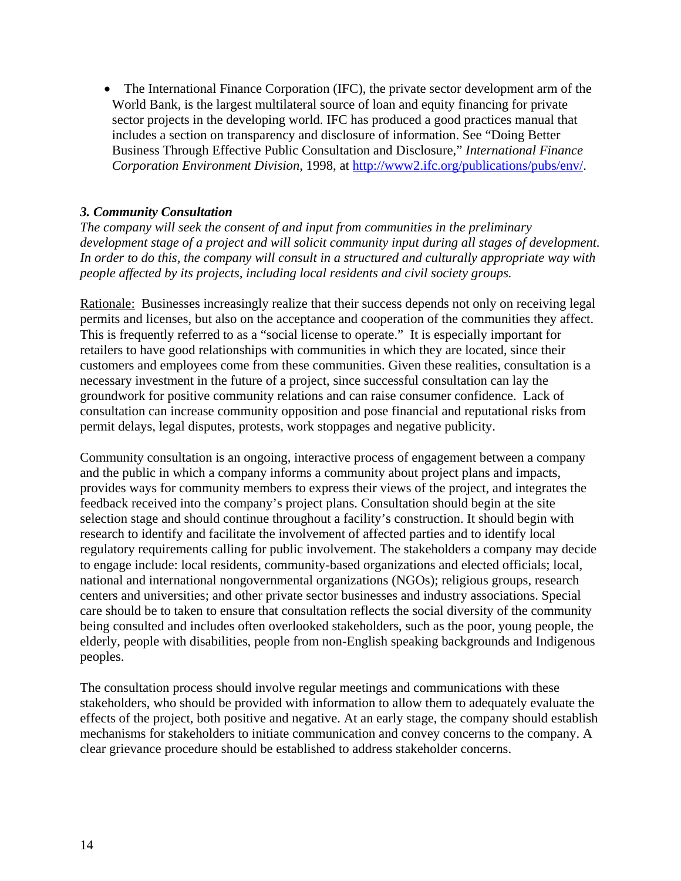- The International Finance Corporation (IFC), the private sector development arm of the World Bank, is the largest multilateral source of loan and equity financing for private sector projects in the developing world. IFC has produced a good practices manual that includes a section on transparency and disclosure of information. See "Doing Better Business Through Effective Public Consultation and Disclosure," *International Finance Corporation Environment Division*, 1998, at http://www2.ifc.org/publications/pubs/env/.

### *3. Community Consultation*

*The company will seek the consent of and input from communities in the preliminary development stage of a project and will solicit community input during all stages of development. In order to do this, the company will consult in a structured and culturally appropriate way with people affected by its projects, including local residents and civil society groups.*

Rationale: Businesses increasingly realize that their success depends not only on receiving legal permits and licenses, but also on the acceptance and cooperation of the communities they affect. This is frequently referred to as a "social license to operate." It is especially important for retailers to have good relationships with communities in which they are located, since their customers and employees come from these communities. Given these realities, consultation is a necessary investment in the future of a project, since successful consultation can lay the groundwork for positive community relations and can raise consumer confidence. Lack of consultation can increase community opposition and pose financial and reputational risks from permit delays, legal disputes, protests, work stoppages and negative publicity.

Community consultation is an ongoing, interactive process of engagement between a company and the public in which a company informs a community about project plans and impacts, provides ways for community members to express their views of the project, and integrates the feedback received into the company's project plans. Consultation should begin at the site selection stage and should continue throughout a facility's construction. It should begin with research to identify and facilitate the involvement of affected parties and to identify local regulatory requirements calling for public involvement. The stakeholders a company may decide to engage include: local residents, community-based organizations and elected officials; local, national and international nongovernmental organizations (NGOs); religious groups, research centers and universities; and other private sector businesses and industry associations. Special care should be to taken to ensure that consultation reflects the social diversity of the community being consulted and includes often overlooked stakeholders, such as the poor, young people, the elderly, people with disabilities, people from non-English speaking backgrounds and Indigenous peoples.

The consultation process should involve regular meetings and communications with these stakeholders, who should be provided with information to allow them to adequately evaluate the effects of the project, both positive and negative. At an early stage, the company should establish mechanisms for stakeholders to initiate communication and convey concerns to the company. A clear grievance procedure should be established to address stakeholder concerns.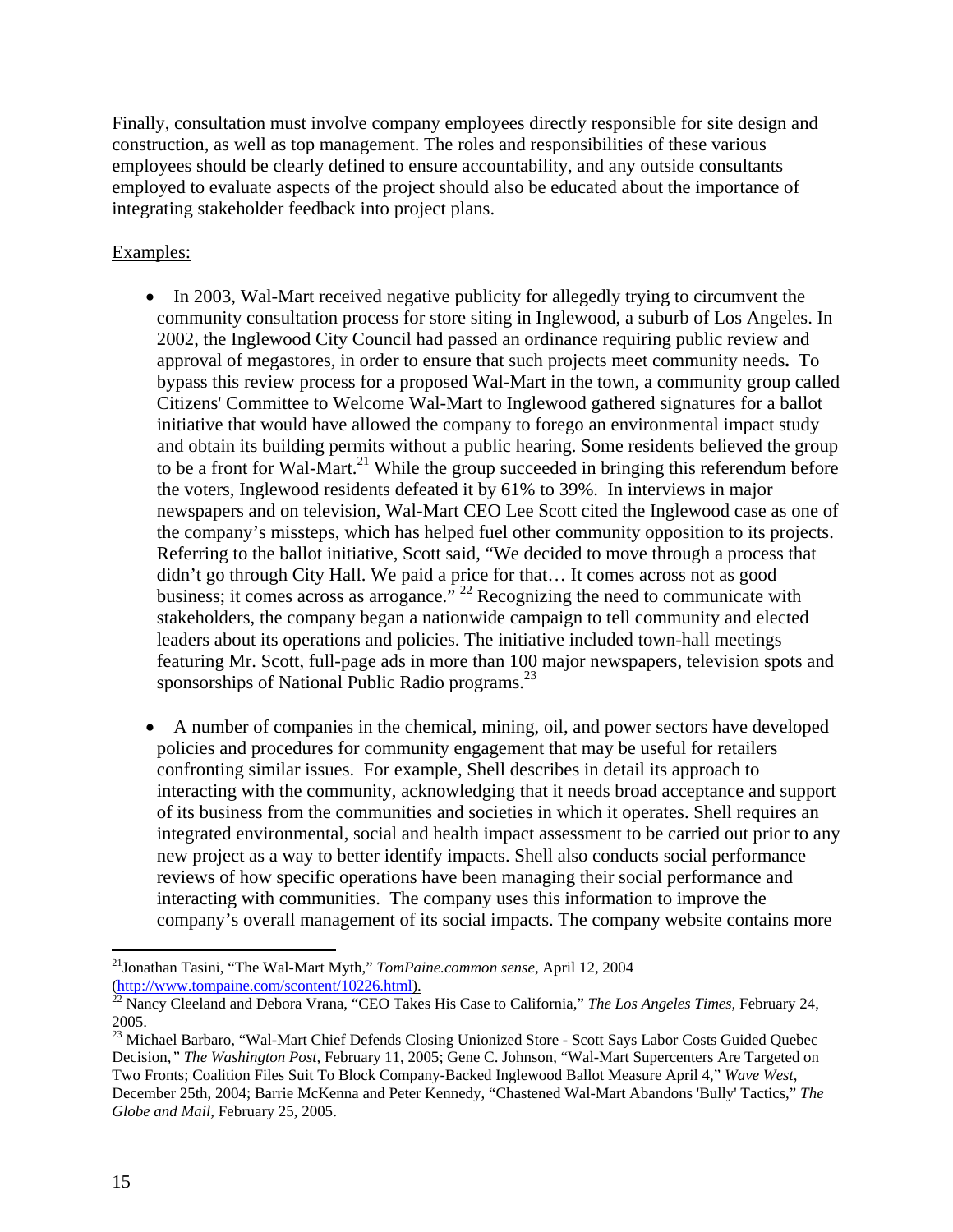Finally, consultation must involve company employees directly responsible for site design and construction, as well as top management. The roles and responsibilities of these various employees should be clearly defined to ensure accountability, and any outside consultants employed to evaluate aspects of the project should also be educated about the importance of integrating stakeholder feedback into project plans.

Examples:

- In 2003, Wal-Mart received negative publicity for allegedly trying to circumvent the community consultation process for store siting in Inglewood, a suburb of Los Angeles. In 2002, the Inglewood City Council had passed an ordinance requiring public review and approval of megastores, in order to ensure that such projects meet community needs**.** To bypass this review process for a proposed Wal-Mart in the town, a community group called Citizens' Committee to Welcome Wal-Mart to Inglewood gathered signatures for a ballot initiative that would have allowed the company to forego an environmental impact study and obtain its building permits without a public hearing. Some residents believed the group to be a front for Wal-Mart.[21] While the group succeeded in bringing this referendum before the voters, Inglewood residents defeated it by 61% to 39%. In interviews in major newspapers and on television, Wal-Mart CEO Lee Scott cited the Inglewood case as one of the company's missteps, which has helped fuel other community opposition to its projects. Referring to the ballot initiative, Scott said, "We decided to move through a process that didn't go through City Hall. We paid a price for that… It comes across not as good business; it comes across as arrogance." [22] Recognizing the need to communicate with stakeholders, the company began a nationwide campaign to tell community and elected leaders about its operations and policies. The initiative included town-hall meetings featuring Mr. Scott, full-page ads in more than 100 major newspapers, television spots and sponsorships of National Public Radio programs.[23]

- A number of companies in the chemical, mining, oil, and power sectors have developed policies and procedures for community engagement that may be useful for retailers confronting similar issues. For example, Shell describes in detail its approach to interacting with the community, acknowledging that it needs broad acceptance and support of its business from the communities and societies in which it operates. Shell requires an integrated environmental, social and health impact assessment to be carried out prior to any new project as a way to better identify impacts. Shell also conducts social performance reviews of how specific operations have been managing their social performance and interacting with communities. The company uses this information to improve the company's overall management of its social impacts. The company website contains more

---

[21] Jonathan Tasini, "The Wal-Mart Myth," *TomPaine.common sense*, April 12, 2004 (http://www.tompaine.com/scontent/10226.html).

[22] Nancy Cleeland and Debora Vrana, "CEO Takes His Case to California," *The Los Angeles Times*, February 24, 2005.

[23] Michael Barbaro, "Wal-Mart Chief Defends Closing Unionized Store - Scott Says Labor Costs Guided Quebec Decision," *The Washington Post*, February 11, 2005; Gene C. Johnson, "Wal-Mart Supercenters Are Targeted on Two Fronts; Coalition Files Suit To Block Company-Backed Inglewood Ballot Measure April 4," *Wave West*, December 25th, 2004; Barrie McKenna and Peter Kennedy, "Chastened Wal-Mart Abandons 'Bully' Tactics," *The Globe and Mail*, February 25, 2005.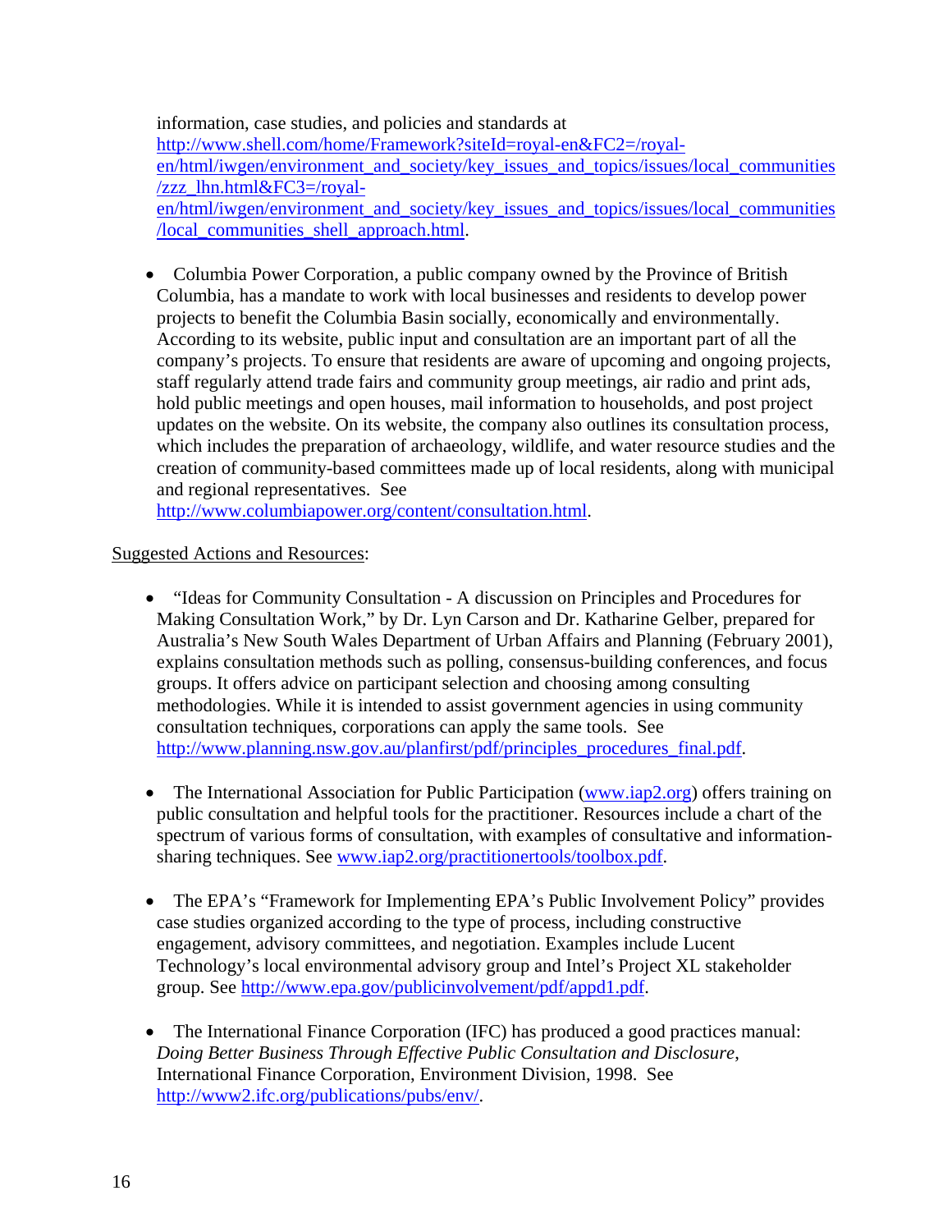information, case studies, and policies and standards at [http://www.shell.com/home/Framework?siteId=royal-en&FC2=/royal-en/html/iwgen/environment_and_society/key_issues_and_topics/issues/local_communities/zzz_lhn.html&FC3=/royal-en/html/iwgen/environment_and_society/key_issues_and_topics/issues/local_communities/local_communities_shell_approach.html](http://www.shell.com/home/Framework?siteId=royal-en&FC2=/royal-en/html/iwgen/environment_and_society/key_issues_and_topics/issues/local_communities/zzz_lhn.html&FC3=/royal-en/html/iwgen/environment_and_society/key_issues_and_topics/issues/local_communities/local_communities_shell_approach.html).

- Columbia Power Corporation, a public company owned by the Province of British Columbia, has a mandate to work with local businesses and residents to develop power projects to benefit the Columbia Basin socially, economically and environmentally. According to its website, public input and consultation are an important part of all the company's projects. To ensure that residents are aware of upcoming and ongoing projects, staff regularly attend trade fairs and community group meetings, air radio and print ads, hold public meetings and open houses, mail information to households, and post project updates on the website. On its website, the company also outlines its consultation process, which includes the preparation of archaeology, wildlife, and water resource studies and the creation of community-based committees made up of local residents, along with municipal and regional representatives. See [http://www.columbiapower.org/content/consultation.html](http://www.columbiapower.org/content/consultation.html).

Suggested Actions and Resources:

- "Ideas for Community Consultation - A discussion on Principles and Procedures for Making Consultation Work," by Dr. Lyn Carson and Dr. Katharine Gelber, prepared for Australia's New South Wales Department of Urban Affairs and Planning (February 2001), explains consultation methods such as polling, consensus-building conferences, and focus groups. It offers advice on participant selection and choosing among consulting methodologies. While it is intended to assist government agencies in using community consultation techniques, corporations can apply the same tools. See [http://www.planning.nsw.gov.au/planfirst/pdf/principles_procedures_final.pdf](http://www.planning.nsw.gov.au/planfirst/pdf/principles_procedures_final.pdf).

- The International Association for Public Participation ([www.iap2.org](www.iap2.org)) offers training on public consultation and helpful tools for the practitioner. Resources include a chart of the spectrum of various forms of consultation, with examples of consultative and information-sharing techniques. See [www.iap2.org/practitionertools/toolbox.pdf](www.iap2.org/practitionertools/toolbox.pdf).

- The EPA's "Framework for Implementing EPA's Public Involvement Policy" provides case studies organized according to the type of process, including constructive engagement, advisory committees, and negotiation. Examples include Lucent Technology's local environmental advisory group and Intel's Project XL stakeholder group. See [http://www.epa.gov/publicinvolvement/pdf/appd1.pdf](http://www.epa.gov/publicinvolvement/pdf/appd1.pdf).

- The International Finance Corporation (IFC) has produced a good practices manual: *Doing Better Business Through Effective Public Consultation and Disclosure*, International Finance Corporation, Environment Division, 1998. See [http://www2.ifc.org/publications/pubs/env/](http://www2.ifc.org/publications/pubs/env/).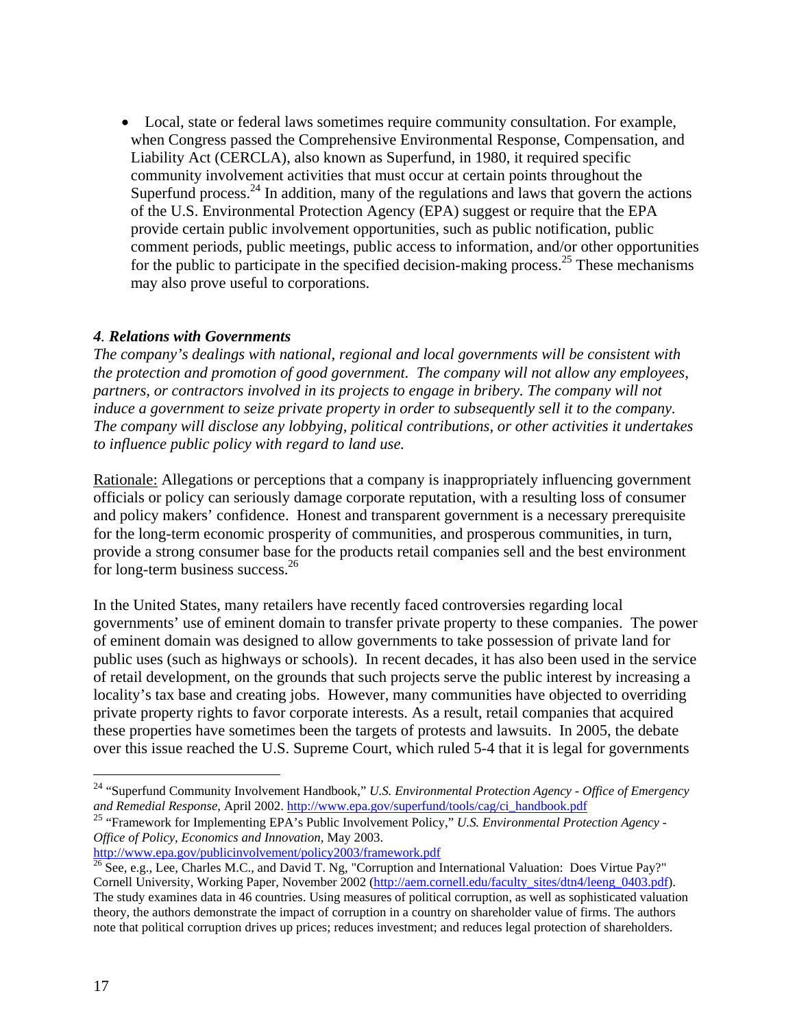- Local, state or federal laws sometimes require community consultation. For example, when Congress passed the Comprehensive Environmental Response, Compensation, and Liability Act (CERCLA), also known as Superfund, in 1980, it required specific community involvement activities that must occur at certain points throughout the Superfund process.[24] In addition, many of the regulations and laws that govern the actions of the U.S. Environmental Protection Agency (EPA) suggest or require that the EPA provide certain public involvement opportunities, such as public notification, public comment periods, public meetings, public access to information, and/or other opportunities for the public to participate in the specified decision-making process.[25] These mechanisms may also prove useful to corporations.

### *4. Relations with Governments*

*The company's dealings with national, regional and local governments will be consistent with the protection and promotion of good government. The company will not allow any employees, partners, or contractors involved in its projects to engage in bribery. The company will not induce a government to seize private property in order to subsequently sell it to the company. The company will disclose any lobbying, political contributions, or other activities it undertakes to influence public policy with regard to land use.*

Rationale: Allegations or perceptions that a company is inappropriately influencing government officials or policy can seriously damage corporate reputation, with a resulting loss of consumer and policy makers' confidence. Honest and transparent government is a necessary prerequisite for the long-term economic prosperity of communities, and prosperous communities, in turn, provide a strong consumer base for the products retail companies sell and the best environment for long-term business success.[26]

In the United States, many retailers have recently faced controversies regarding local governments' use of eminent domain to transfer private property to these companies. The power of eminent domain was designed to allow governments to take possession of private land for public uses (such as highways or schools). In recent decades, it has also been used in the service of retail development, on the grounds that such projects serve the public interest by increasing a locality's tax base and creating jobs. However, many communities have objected to overriding private property rights to favor corporate interests. As a result, retail companies that acquired these properties have sometimes been the targets of protests and lawsuits. In 2005, the debate over this issue reached the U.S. Supreme Court, which ruled 5-4 that it is legal for governments

---

[24] "Superfund Community Involvement Handbook," *U.S. Environmental Protection Agency - Office of Emergency and Remedial Response*, April 2002. http://www.epa.gov/superfund/tools/cag/ci_handbook.pdf

[25] "Framework for Implementing EPA's Public Involvement Policy," *U.S. Environmental Protection Agency - Office of Policy, Economics and Innovation*, May 2003. http://www.epa.gov/publicinvolvement/policy2003/framework.pdf

[26] See, e.g., Lee, Charles M.C., and David T. Ng, "Corruption and International Valuation: Does Virtue Pay?" Cornell University, Working Paper, November 2002 (http://aem.cornell.edu/faculty_sites/dtn4/leeng_0403.pdf). The study examines data in 46 countries. Using measures of political corruption, as well as sophisticated valuation theory, the authors demonstrate the impact of corruption in a country on shareholder value of firms. The authors note that political corruption drives up prices; reduces investment; and reduces legal protection of shareholders.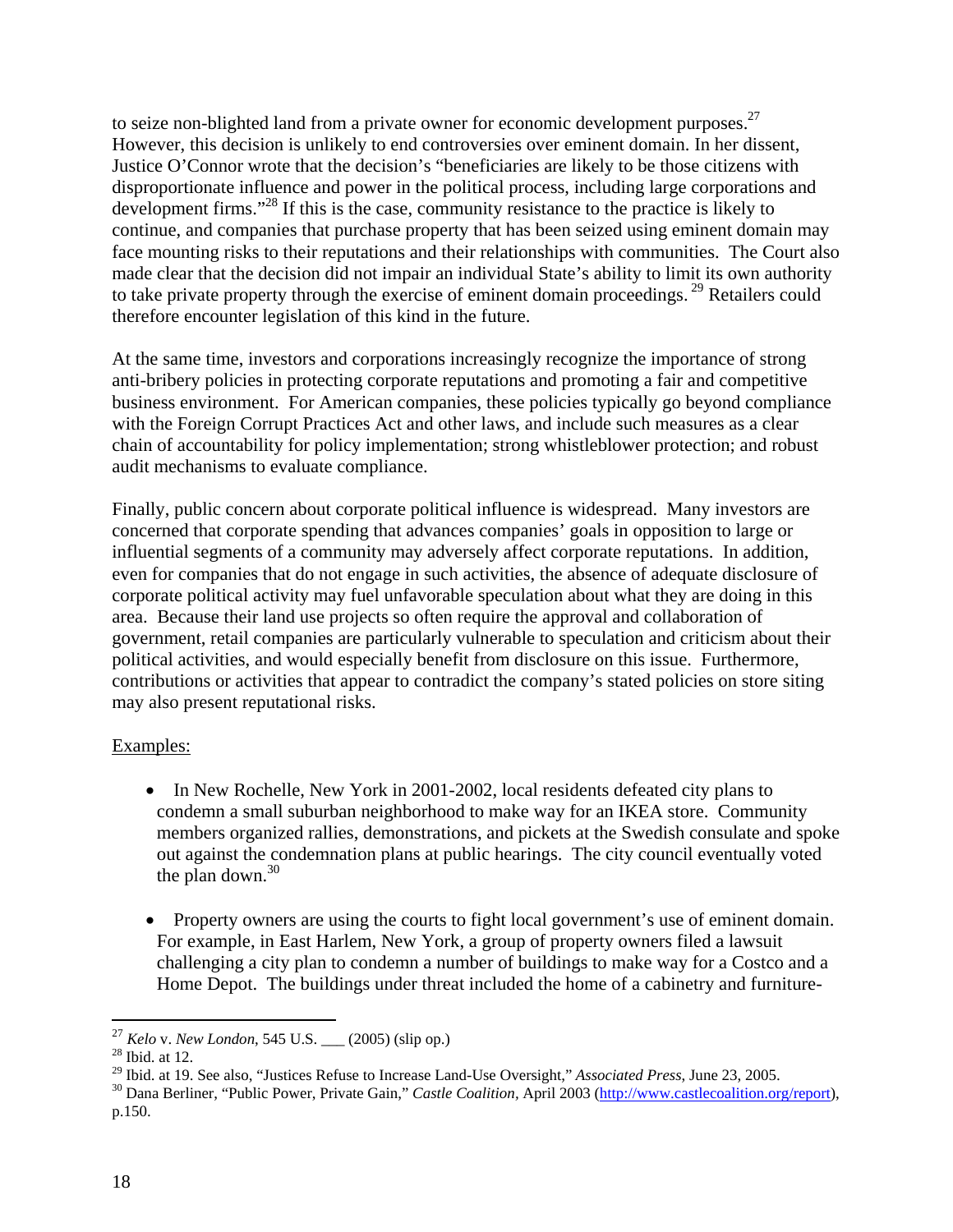to seize non-blighted land from a private owner for economic development purposes.[27] However, this decision is unlikely to end controversies over eminent domain. In her dissent, Justice O'Connor wrote that the decision's "beneficiaries are likely to be those citizens with disproportionate influence and power in the political process, including large corporations and development firms."[28] If this is the case, community resistance to the practice is likely to continue, and companies that purchase property that has been seized using eminent domain may face mounting risks to their reputations and their relationships with communities. The Court also made clear that the decision did not impair an individual State's ability to limit its own authority to take private property through the exercise of eminent domain proceedings.[29] Retailers could therefore encounter legislation of this kind in the future.

At the same time, investors and corporations increasingly recognize the importance of strong anti-bribery policies in protecting corporate reputations and promoting a fair and competitive business environment. For American companies, these policies typically go beyond compliance with the Foreign Corrupt Practices Act and other laws, and include such measures as a clear chain of accountability for policy implementation; strong whistleblower protection; and robust audit mechanisms to evaluate compliance.

Finally, public concern about corporate political influence is widespread. Many investors are concerned that corporate spending that advances companies' goals in opposition to large or influential segments of a community may adversely affect corporate reputations. In addition, even for companies that do not engage in such activities, the absence of adequate disclosure of corporate political activity may fuel unfavorable speculation about what they are doing in this area. Because their land use projects so often require the approval and collaboration of government, retail companies are particularly vulnerable to speculation and criticism about their political activities, and would especially benefit from disclosure on this issue. Furthermore, contributions or activities that appear to contradict the company's stated policies on store siting may also present reputational risks.

Examples:

- In New Rochelle, New York in 2001-2002, local residents defeated city plans to condemn a small suburban neighborhood to make way for an IKEA store. Community members organized rallies, demonstrations, and pickets at the Swedish consulate and spoke out against the condemnation plans at public hearings. The city council eventually voted the plan down.[30]

- Property owners are using the courts to fight local government's use of eminent domain. For example, in East Harlem, New York, a group of property owners filed a lawsuit challenging a city plan to condemn a number of buildings to make way for a Costco and a Home Depot. The buildings under threat included the home of a cabinetry and furniture-

---

[27] *Kelo* v. *New London*, 545 U.S. ___ (2005) (slip op.)

[28] Ibid. at 12.

[29] Ibid. at 19. See also, "Justices Refuse to Increase Land-Use Oversight," *Associated Press*, June 23, 2005.

[30] Dana Berliner, "Public Power, Private Gain," *Castle Coalition*, April 2003 (http://www.castlecoalition.org/report), p.150.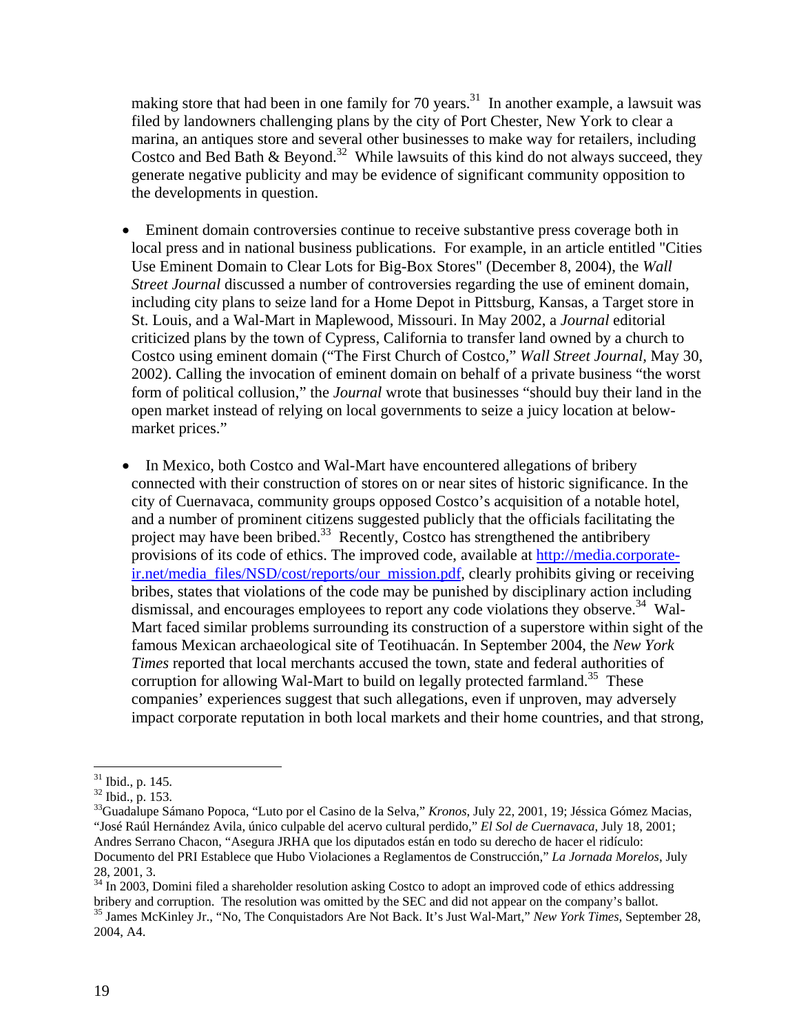making store that had been in one family for 70 years.[31] In another example, a lawsuit was filed by landowners challenging plans by the city of Port Chester, New York to clear a marina, an antiques store and several other businesses to make way for retailers, including Costco and Bed Bath & Beyond.[32] While lawsuits of this kind do not always succeed, they generate negative publicity and may be evidence of significant community opposition to the developments in question.

- Eminent domain controversies continue to receive substantive press coverage both in local press and in national business publications. For example, in an article entitled "Cities Use Eminent Domain to Clear Lots for Big-Box Stores" (December 8, 2004), the *Wall Street Journal* discussed a number of controversies regarding the use of eminent domain, including city plans to seize land for a Home Depot in Pittsburg, Kansas, a Target store in St. Louis, and a Wal-Mart in Maplewood, Missouri. In May 2002, a *Journal* editorial criticized plans by the town of Cypress, California to transfer land owned by a church to Costco using eminent domain ("The First Church of Costco," *Wall Street Journal*, May 30, 2002). Calling the invocation of eminent domain on behalf of a private business "the worst form of political collusion," the *Journal* wrote that businesses "should buy their land in the open market instead of relying on local governments to seize a juicy location at below-market prices."

- In Mexico, both Costco and Wal-Mart have encountered allegations of bribery connected with their construction of stores on or near sites of historic significance. In the city of Cuernavaca, community groups opposed Costco's acquisition of a notable hotel, and a number of prominent citizens suggested publicly that the officials facilitating the project may have been bribed.[33] Recently, Costco has strengthened the antibribery provisions of its code of ethics. The improved code, available at http://media.corporate-ir.net/media_files/NSD/cost/reports/our_mission.pdf, clearly prohibits giving or receiving bribes, states that violations of the code may be punished by disciplinary action including dismissal, and encourages employees to report any code violations they observe.[34] Wal-Mart faced similar problems surrounding its construction of a superstore within sight of the famous Mexican archaeological site of Teotihuacán. In September 2004, the *New York Times* reported that local merchants accused the town, state and federal authorities of corruption for allowing Wal-Mart to build on legally protected farmland.[35] These companies' experiences suggest that such allegations, even if unproven, may adversely impact corporate reputation in both local markets and their home countries, and that strong,

---

[31] Ibid., p. 145.

[32] Ibid., p. 153.

[33] Guadalupe Sámano Popoca, "Luto por el Casino de la Selva," *Kronos*, July 22, 2001, 19; Jéssica Gómez Macias, "José Raúl Hernández Avila, único culpable del acervo cultural perdido," *El Sol de Cuernavaca*, July 18, 2001; Andres Serrano Chacon, "Asegura JRHA que los diputados están en todo su derecho de hacer el ridículo: Documento del PRI Establece que Hubo Violaciones a Reglamentos de Construcción," *La Jornada Morelos*, July 28, 2001, 3.

[34] In 2003, Domini filed a shareholder resolution asking Costco to adopt an improved code of ethics addressing bribery and corruption. The resolution was omitted by the SEC and did not appear on the company's ballot.

[35] James McKinley Jr., "No, The Conquistadors Are Not Back. It's Just Wal-Mart," *New York Times*, September 28, 2004, A4.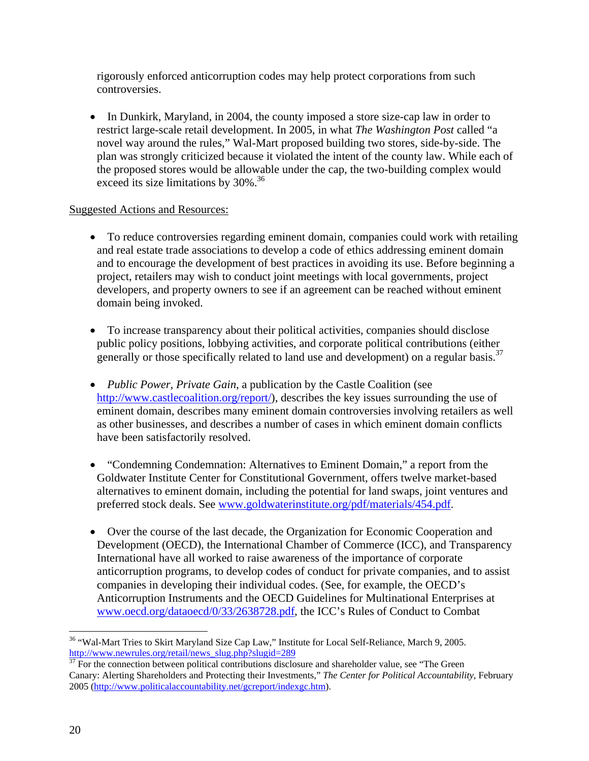rigorously enforced anticorruption codes may help protect corporations from such controversies.

- In Dunkirk, Maryland, in 2004, the county imposed a store size-cap law in order to restrict large-scale retail development. In 2005, in what *The Washington Post* called "a novel way around the rules," Wal-Mart proposed building two stores, side-by-side. The plan was strongly criticized because it violated the intent of the county law. While each of the proposed stores would be allowable under the cap, the two-building complex would exceed its size limitations by 30%.[36]

Suggested Actions and Resources:

- To reduce controversies regarding eminent domain, companies could work with retailing and real estate trade associations to develop a code of ethics addressing eminent domain and to encourage the development of best practices in avoiding its use. Before beginning a project, retailers may wish to conduct joint meetings with local governments, project developers, and property owners to see if an agreement can be reached without eminent domain being invoked.

- To increase transparency about their political activities, companies should disclose public policy positions, lobbying activities, and corporate political contributions (either generally or those specifically related to land use and development) on a regular basis.[37]

- *Public Power, Private Gain*, a publication by the Castle Coalition (see http://www.castlecoalition.org/report/), describes the key issues surrounding the use of eminent domain, describes many eminent domain controversies involving retailers as well as other businesses, and describes a number of cases in which eminent domain conflicts have been satisfactorily resolved.

- "Condemning Condemnation: Alternatives to Eminent Domain," a report from the Goldwater Institute Center for Constitutional Government, offers twelve market-based alternatives to eminent domain, including the potential for land swaps, joint ventures and preferred stock deals. See www.goldwaterinstitute.org/pdf/materials/454.pdf.

- Over the course of the last decade, the Organization for Economic Cooperation and Development (OECD), the International Chamber of Commerce (ICC), and Transparency International have all worked to raise awareness of the importance of corporate anticorruption programs, to develop codes of conduct for private companies, and to assist companies in developing their individual codes. (See, for example, the OECD's Anticorruption Instruments and the OECD Guidelines for Multinational Enterprises at www.oecd.org/dataoecd/0/33/2638728.pdf, the ICC's Rules of Conduct to Combat

---

[36] "Wal-Mart Tries to Skirt Maryland Size Cap Law," Institute for Local Self-Reliance, March 9, 2005. http://www.newrules.org/retail/news_slug.php?slugid=289

[37] For the connection between political contributions disclosure and shareholder value, see "The Green Canary: Alerting Shareholders and Protecting their Investments," *The Center for Political Accountability*, February 2005 (http://www.politicalaccountability.net/gcreport/indexgc.htm).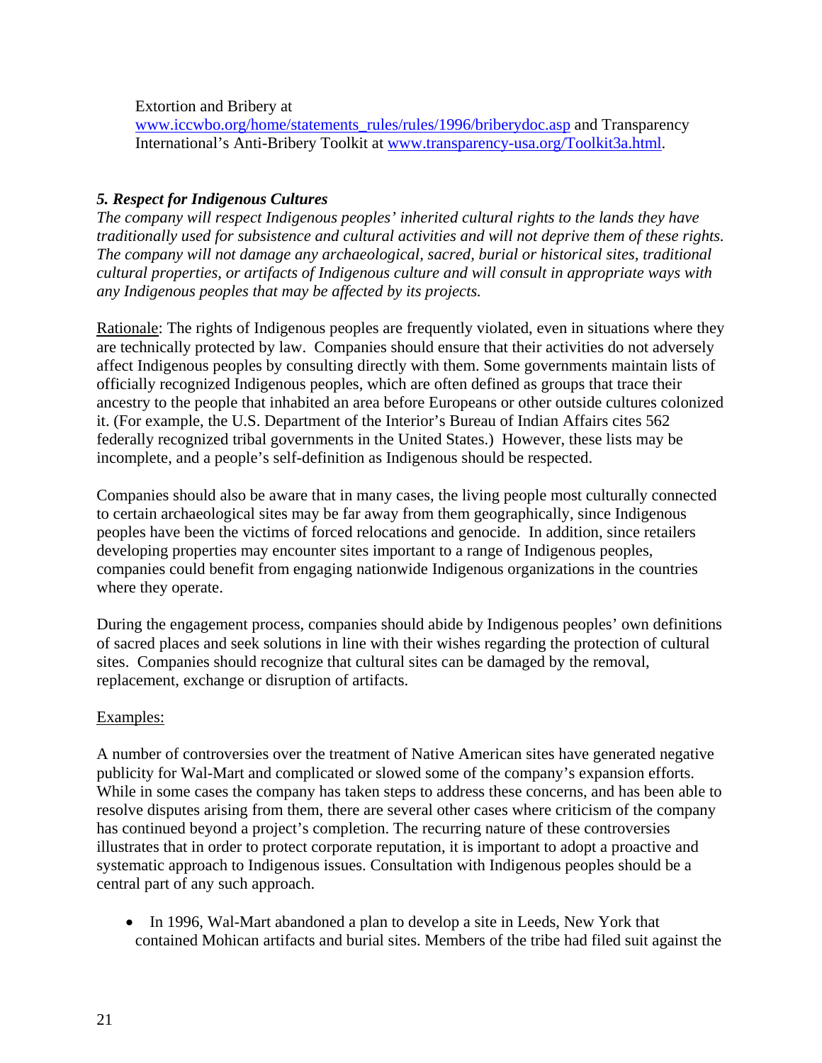Extortion and Bribery at www.iccwbo.org/home/statements_rules/rules/1996/briberydoc.asp and Transparency International's Anti-Bribery Toolkit at www.transparency-usa.org/Toolkit3a.html.

### *5. Respect for Indigenous Cultures*

*The company will respect Indigenous peoples' inherited cultural rights to the lands they have traditionally used for subsistence and cultural activities and will not deprive them of these rights. The company will not damage any archaeological, sacred, burial or historical sites, traditional cultural properties, or artifacts of Indigenous culture and will consult in appropriate ways with any Indigenous peoples that may be affected by its projects.*

Rationale: The rights of Indigenous peoples are frequently violated, even in situations where they are technically protected by law. Companies should ensure that their activities do not adversely affect Indigenous peoples by consulting directly with them. Some governments maintain lists of officially recognized Indigenous peoples, which are often defined as groups that trace their ancestry to the people that inhabited an area before Europeans or other outside cultures colonized it. (For example, the U.S. Department of the Interior's Bureau of Indian Affairs cites 562 federally recognized tribal governments in the United States.) However, these lists may be incomplete, and a people's self-definition as Indigenous should be respected.

Companies should also be aware that in many cases, the living people most culturally connected to certain archaeological sites may be far away from them geographically, since Indigenous peoples have been the victims of forced relocations and genocide. In addition, since retailers developing properties may encounter sites important to a range of Indigenous peoples, companies could benefit from engaging nationwide Indigenous organizations in the countries where they operate.

During the engagement process, companies should abide by Indigenous peoples' own definitions of sacred places and seek solutions in line with their wishes regarding the protection of cultural sites. Companies should recognize that cultural sites can be damaged by the removal, replacement, exchange or disruption of artifacts.

Examples:

A number of controversies over the treatment of Native American sites have generated negative publicity for Wal-Mart and complicated or slowed some of the company's expansion efforts. While in some cases the company has taken steps to address these concerns, and has been able to resolve disputes arising from them, there are several other cases where criticism of the company has continued beyond a project's completion. The recurring nature of these controversies illustrates that in order to protect corporate reputation, it is important to adopt a proactive and systematic approach to Indigenous issues. Consultation with Indigenous peoples should be a central part of any such approach.

- In 1996, Wal-Mart abandoned a plan to develop a site in Leeds, New York that contained Mohican artifacts and burial sites. Members of the tribe had filed suit against the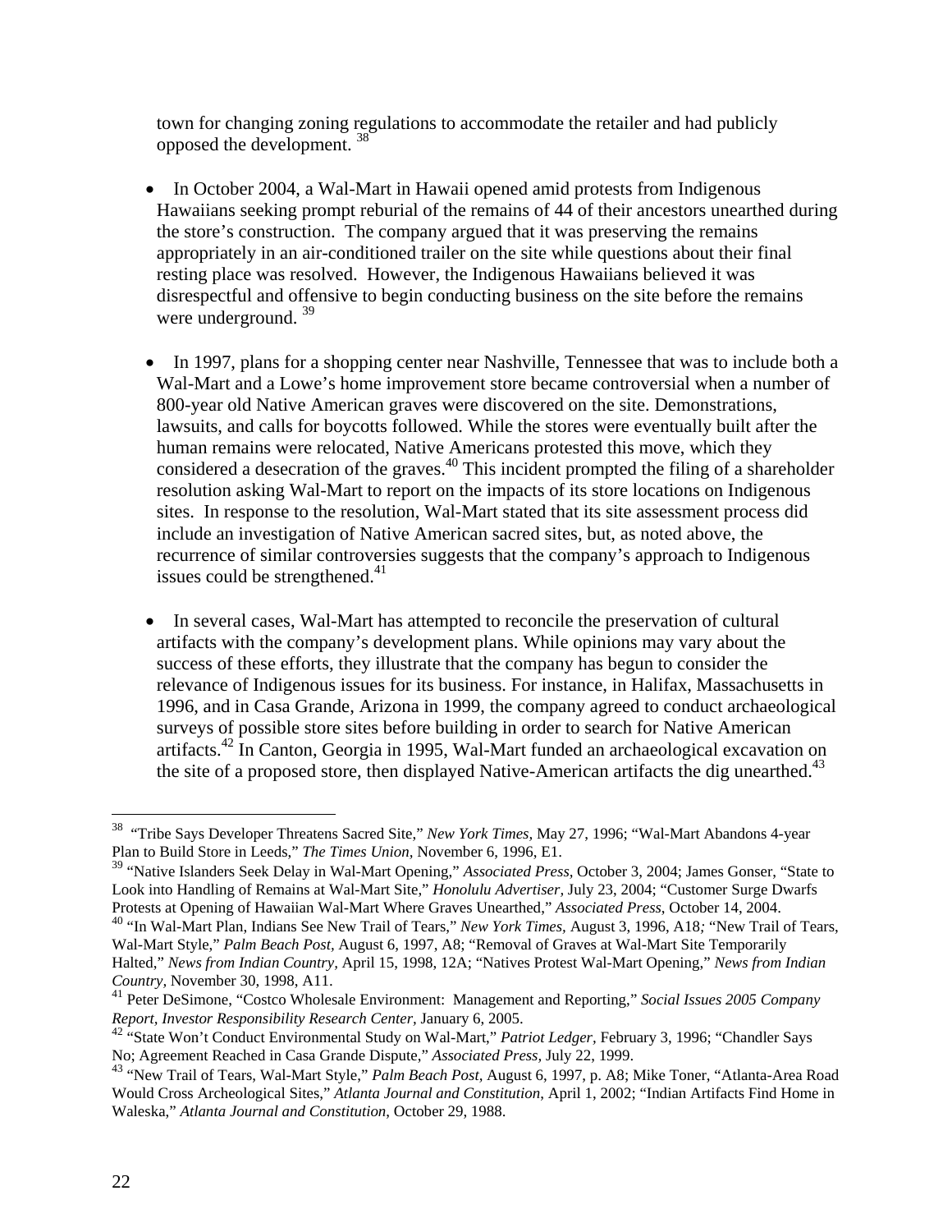town for changing zoning regulations to accommodate the retailer and had publicly opposed the development. [38]

- In October 2004, a Wal-Mart in Hawaii opened amid protests from Indigenous Hawaiians seeking prompt reburial of the remains of 44 of their ancestors unearthed during the store's construction. The company argued that it was preserving the remains appropriately in an air-conditioned trailer on the site while questions about their final resting place was resolved. However, the Indigenous Hawaiians believed it was disrespectful and offensive to begin conducting business on the site before the remains were underground. [39]

- In 1997, plans for a shopping center near Nashville, Tennessee that was to include both a Wal-Mart and a Lowe's home improvement store became controversial when a number of 800-year old Native American graves were discovered on the site. Demonstrations, lawsuits, and calls for boycotts followed. While the stores were eventually built after the human remains were relocated, Native Americans protested this move, which they considered a desecration of the graves.[40] This incident prompted the filing of a shareholder resolution asking Wal-Mart to report on the impacts of its store locations on Indigenous sites. In response to the resolution, Wal-Mart stated that its site assessment process did include an investigation of Native American sacred sites, but, as noted above, the recurrence of similar controversies suggests that the company's approach to Indigenous issues could be strengthened.[41]

- In several cases, Wal-Mart has attempted to reconcile the preservation of cultural artifacts with the company's development plans. While opinions may vary about the success of these efforts, they illustrate that the company has begun to consider the relevance of Indigenous issues for its business. For instance, in Halifax, Massachusetts in 1996, and in Casa Grande, Arizona in 1999, the company agreed to conduct archaeological surveys of possible store sites before building in order to search for Native American artifacts.[42] In Canton, Georgia in 1995, Wal-Mart funded an archaeological excavation on the site of a proposed store, then displayed Native-American artifacts the dig unearthed.[43]

---

[38] "Tribe Says Developer Threatens Sacred Site," *New York Times,* May 27, 1996; "Wal-Mart Abandons 4-year Plan to Build Store in Leeds," *The Times Union,* November 6, 1996, E1.

[39] "Native Islanders Seek Delay in Wal-Mart Opening," *Associated Press,* October 3, 2004; James Gonser, "State to Look into Handling of Remains at Wal-Mart Site," *Honolulu Advertiser,* July 23, 2004; "Customer Surge Dwarfs Protests at Opening of Hawaiian Wal-Mart Where Graves Unearthed," *Associated Press*, October 14, 2004.

[40] "In Wal-Mart Plan, Indians See New Trail of Tears," *New York Times,* August 3, 1996, A18*;* "New Trail of Tears, Wal-Mart Style," *Palm Beach Post,* August 6, 1997, A8; "Removal of Graves at Wal-Mart Site Temporarily Halted," *News from Indian Country,* April 15, 1998, 12A; "Natives Protest Wal-Mart Opening," *News from Indian Country,* November 30, 1998, A11.

[41] Peter DeSimone, "Costco Wholesale Environment: Management and Reporting," *Social Issues 2005 Company Report, Investor Responsibility Research Center,* January 6, 2005.

[42] "State Won't Conduct Environmental Study on Wal-Mart," *Patriot Ledger*, February 3, 1996; "Chandler Says No; Agreement Reached in Casa Grande Dispute," *Associated Press,* July 22, 1999.

[43] "New Trail of Tears, Wal-Mart Style," *Palm Beach Post*, August 6, 1997, p. A8; Mike Toner, "Atlanta-Area Road Would Cross Archeological Sites," *Atlanta Journal and Constitution*, April 1, 2002; "Indian Artifacts Find Home in Waleska," *Atlanta Journal and Constitution*, October 29, 1988.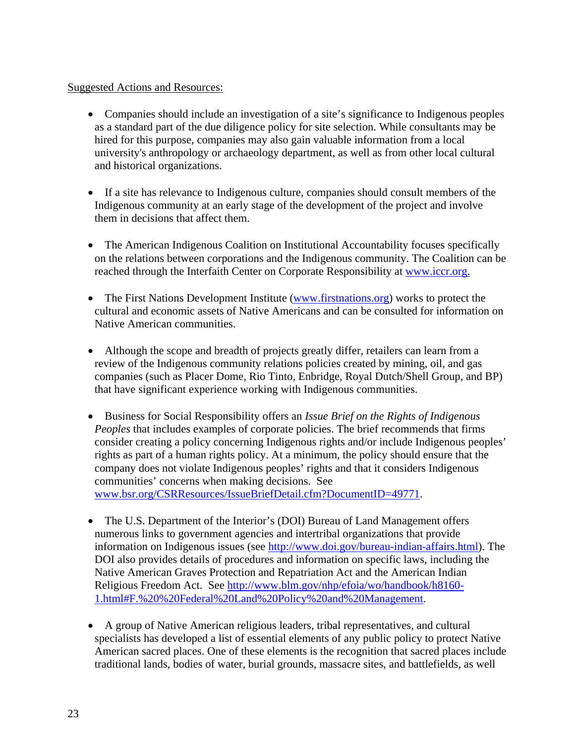Suggested Actions and Resources:

- Companies should include an investigation of a site's significance to Indigenous peoples as a standard part of the due diligence policy for site selection. While consultants may be hired for this purpose, companies may also gain valuable information from a local university's anthropology or archaeology department, as well as from other local cultural and historical organizations.

- If a site has relevance to Indigenous culture, companies should consult members of the Indigenous community at an early stage of the development of the project and involve them in decisions that affect them.

- The American Indigenous Coalition on Institutional Accountability focuses specifically on the relations between corporations and the Indigenous community. The Coalition can be reached through the Interfaith Center on Corporate Responsibility at [www.iccr.org.](http://www.iccr.org)

- The First Nations Development Institute ([www.firstnations.org](http://www.firstnations.org)) works to protect the cultural and economic assets of Native Americans and can be consulted for information on Native American communities.

- Although the scope and breadth of projects greatly differ, retailers can learn from a review of the Indigenous community relations policies created by mining, oil, and gas companies (such as Placer Dome, Rio Tinto, Enbridge, Royal Dutch/Shell Group, and BP) that have significant experience working with Indigenous communities.

- Business for Social Responsibility offers an *Issue Brief on the Rights of Indigenous Peoples* that includes examples of corporate policies. The brief recommends that firms consider creating a policy concerning Indigenous rights and/or include Indigenous peoples' rights as part of a human rights policy. At a minimum, the policy should ensure that the company does not violate Indigenous peoples' rights and that it considers Indigenous communities' concerns when making decisions. See [www.bsr.org/CSRResources/IssueBriefDetail.cfm?DocumentID=49771](http://www.bsr.org/CSRResources/IssueBriefDetail.cfm?DocumentID=49771).

- The U.S. Department of the Interior's (DOI) Bureau of Land Management offers numerous links to government agencies and intertribal organizations that provide information on Indigenous issues (see [http://www.doi.gov/bureau-indian-affairs.html](http://www.doi.gov/bureau-indian-affairs.html)). The DOI also provides details of procedures and information on specific laws, including the Native American Graves Protection and Repatriation Act and the American Indian Religious Freedom Act. See [http://www.blm.gov/nhp/efoia/wo/handbook/h8160-1.html#F.%20%20Federal%20Land%20Policy%20and%20Management](http://www.blm.gov/nhp/efoia/wo/handbook/h8160-1.html#F.%20%20Federal%20Land%20Policy%20and%20Management).

- A group of Native American religious leaders, tribal representatives, and cultural specialists has developed a list of essential elements of any public policy to protect Native American sacred places. One of these elements is the recognition that sacred places include traditional lands, bodies of water, burial grounds, massacre sites, and battlefields, as well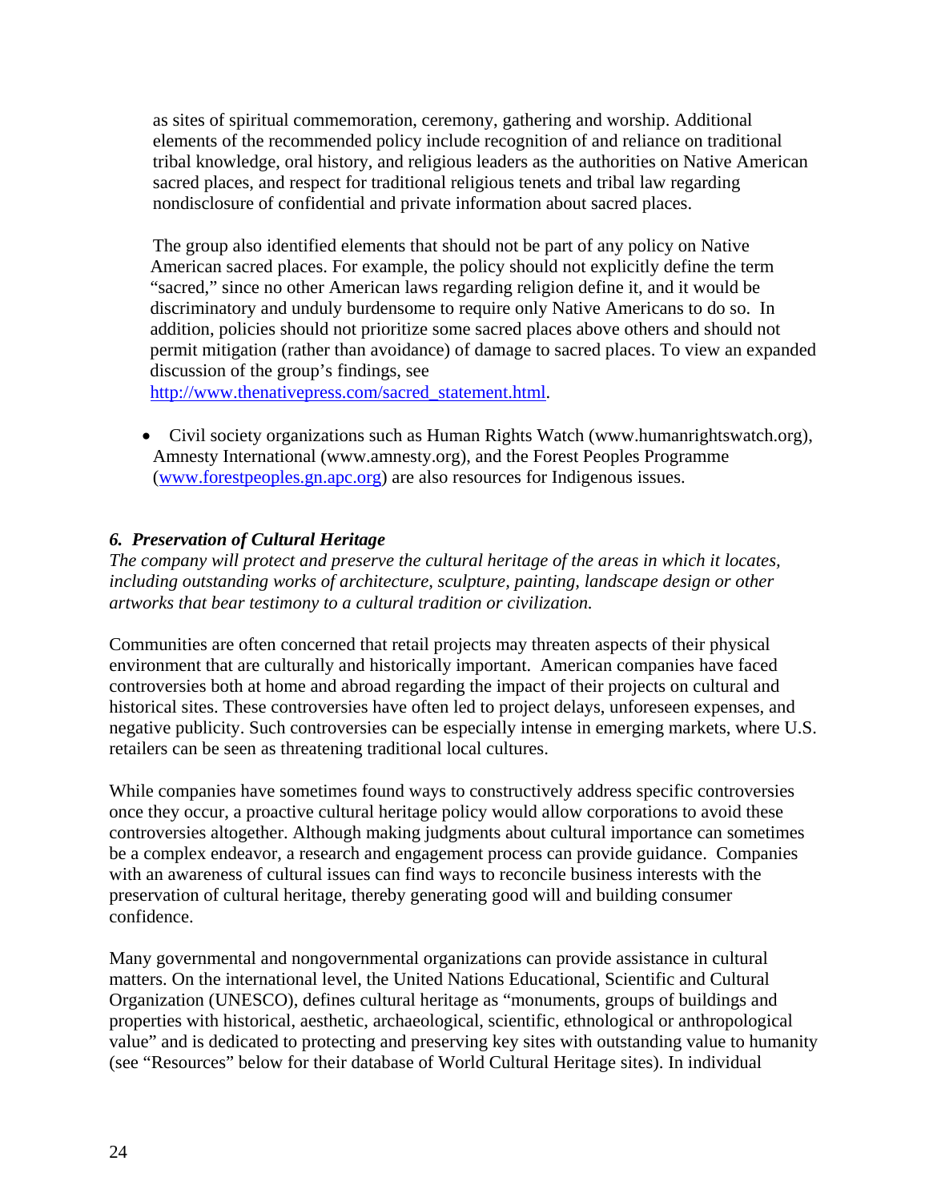as sites of spiritual commemoration, ceremony, gathering and worship. Additional elements of the recommended policy include recognition of and reliance on traditional tribal knowledge, oral history, and religious leaders as the authorities on Native American sacred places, and respect for traditional religious tenets and tribal law regarding nondisclosure of confidential and private information about sacred places.

The group also identified elements that should not be part of any policy on Native American sacred places. For example, the policy should not explicitly define the term "sacred," since no other American laws regarding religion define it, and it would be discriminatory and unduly burdensome to require only Native Americans to do so. In addition, policies should not prioritize some sacred places above others and should not permit mitigation (rather than avoidance) of damage to sacred places. To view an expanded discussion of the group's findings, see http://www.thenativepress.com/sacred_statement.html.

- Civil society organizations such as Human Rights Watch (www.humanrightswatch.org), Amnesty International (www.amnesty.org), and the Forest Peoples Programme (www.forestpeoples.gn.apc.org) are also resources for Indigenous issues.

### *6. Preservation of Cultural Heritage*

*The company will protect and preserve the cultural heritage of the areas in which it locates, including outstanding works of architecture, sculpture, painting, landscape design or other artworks that bear testimony to a cultural tradition or civilization.*

Communities are often concerned that retail projects may threaten aspects of their physical environment that are culturally and historically important. American companies have faced controversies both at home and abroad regarding the impact of their projects on cultural and historical sites. These controversies have often led to project delays, unforeseen expenses, and negative publicity. Such controversies can be especially intense in emerging markets, where U.S. retailers can be seen as threatening traditional local cultures.

While companies have sometimes found ways to constructively address specific controversies once they occur, a proactive cultural heritage policy would allow corporations to avoid these controversies altogether. Although making judgments about cultural importance can sometimes be a complex endeavor, a research and engagement process can provide guidance. Companies with an awareness of cultural issues can find ways to reconcile business interests with the preservation of cultural heritage, thereby generating good will and building consumer confidence.

Many governmental and nongovernmental organizations can provide assistance in cultural matters. On the international level, the United Nations Educational, Scientific and Cultural Organization (UNESCO), defines cultural heritage as "monuments, groups of buildings and properties with historical, aesthetic, archaeological, scientific, ethnological or anthropological value" and is dedicated to protecting and preserving key sites with outstanding value to humanity (see "Resources" below for their database of World Cultural Heritage sites). In individual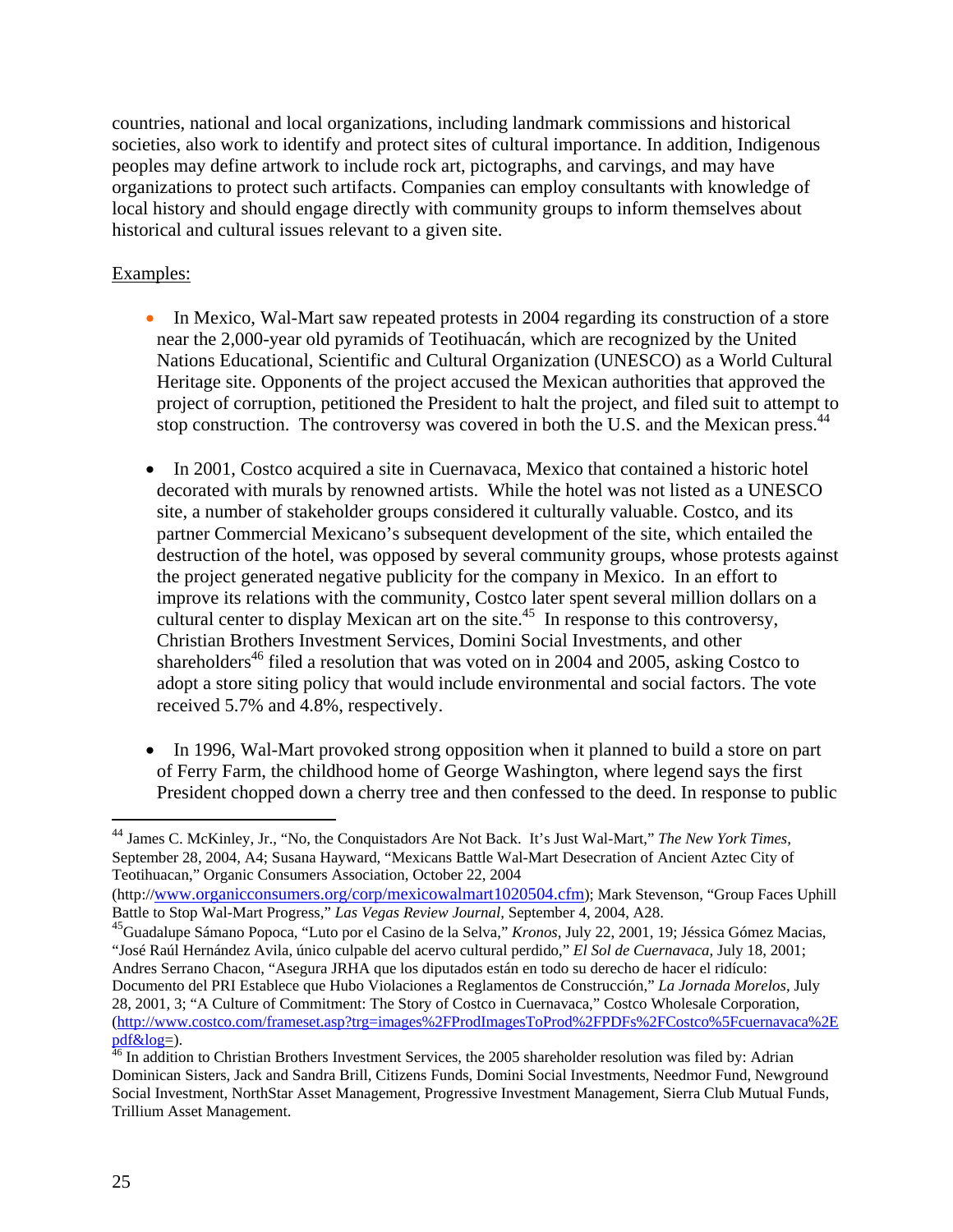countries, national and local organizations, including landmark commissions and historical societies, also work to identify and protect sites of cultural importance. In addition, Indigenous peoples may define artwork to include rock art, pictographs, and carvings, and may have organizations to protect such artifacts. Companies can employ consultants with knowledge of local history and should engage directly with community groups to inform themselves about historical and cultural issues relevant to a given site.

Examples:

- In Mexico, Wal-Mart saw repeated protests in 2004 regarding its construction of a store near the 2,000-year old pyramids of Teotihuacán, which are recognized by the United Nations Educational, Scientific and Cultural Organization (UNESCO) as a World Cultural Heritage site. Opponents of the project accused the Mexican authorities that approved the project of corruption, petitioned the President to halt the project, and filed suit to attempt to stop construction. The controversy was covered in both the U.S. and the Mexican press.[44]

- In 2001, Costco acquired a site in Cuernavaca, Mexico that contained a historic hotel decorated with murals by renowned artists. While the hotel was not listed as a UNESCO site, a number of stakeholder groups considered it culturally valuable. Costco, and its partner Commercial Mexicano's subsequent development of the site, which entailed the destruction of the hotel, was opposed by several community groups, whose protests against the project generated negative publicity for the company in Mexico. In an effort to improve its relations with the community, Costco later spent several million dollars on a cultural center to display Mexican art on the site.[45] In response to this controversy, Christian Brothers Investment Services, Domini Social Investments, and other shareholders[46] filed a resolution that was voted on in 2004 and 2005, asking Costco to adopt a store siting policy that would include environmental and social factors. The vote received 5.7% and 4.8%, respectively.

- In 1996, Wal-Mart provoked strong opposition when it planned to build a store on part of Ferry Farm, the childhood home of George Washington, where legend says the first President chopped down a cherry tree and then confessed to the deed. In response to public

---

[44] James C. McKinley, Jr., "No, the Conquistadors Are Not Back. It's Just Wal-Mart," *The New York Times*, September 28, 2004, A4; Susana Hayward, "Mexicans Battle Wal-Mart Desecration of Ancient Aztec City of Teotihuacan," Organic Consumers Association, October 22, 2004 (http://www.organicconsumers.org/corp/mexicowalmart1020504.cfm); Mark Stevenson, "Group Faces Uphill Battle to Stop Wal-Mart Progress," *Las Vegas Review Journal*, September 4, 2004, A28.

[45] Guadalupe Sámano Popoca, "Luto por el Casino de la Selva," *Kronos*, July 22, 2001, 19; Jéssica Gómez Macias, "José Raúl Hernández Avila, único culpable del acervo cultural perdido," *El Sol de Cuernavaca*, July 18, 2001; Andres Serrano Chacon, "Asegura JRHA que los diputados están en todo su derecho de hacer el ridículo: Documento del PRI Establece que Hubo Violaciones a Reglamentos de Construcción," *La Jornada Morelos*, July 28, 2001, 3; "A Culture of Commitment: The Story of Costco in Cuernavaca," Costco Wholesale Corporation, (http://www.costco.com/frameset.asp?trg=images%2FProdImagesToProd%2FPDFs%2FCostco%5Fcuernavaca%2Epdf&log=).

[46] In addition to Christian Brothers Investment Services, the 2005 shareholder resolution was filed by: Adrian Dominican Sisters, Jack and Sandra Brill, Citizens Funds, Domini Social Investments, Needmor Fund, Newground Social Investment, NorthStar Asset Management, Progressive Investment Management, Sierra Club Mutual Funds, Trillium Asset Management.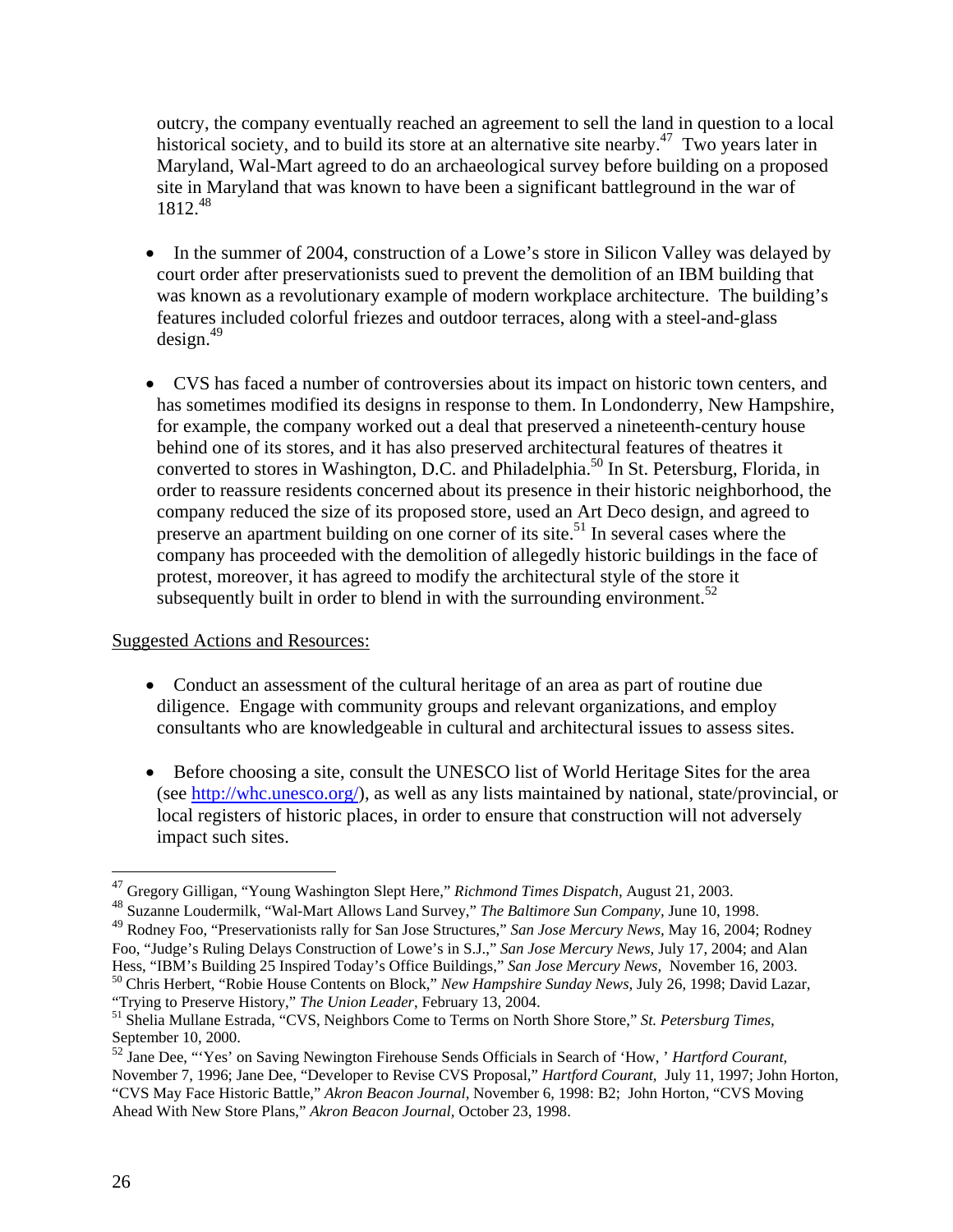outcry, the company eventually reached an agreement to sell the land in question to a local historical society, and to build its store at an alternative site nearby.[47] Two years later in Maryland, Wal-Mart agreed to do an archaeological survey before building on a proposed site in Maryland that was known to have been a significant battleground in the war of 1812.[48]

- In the summer of 2004, construction of a Lowe's store in Silicon Valley was delayed by court order after preservationists sued to prevent the demolition of an IBM building that was known as a revolutionary example of modern workplace architecture. The building's features included colorful friezes and outdoor terraces, along with a steel-and-glass design.[49]

- CVS has faced a number of controversies about its impact on historic town centers, and has sometimes modified its designs in response to them. In Londonderry, New Hampshire, for example, the company worked out a deal that preserved a nineteenth-century house behind one of its stores, and it has also preserved architectural features of theatres it converted to stores in Washington, D.C. and Philadelphia.[50] In St. Petersburg, Florida, in order to reassure residents concerned about its presence in their historic neighborhood, the company reduced the size of its proposed store, used an Art Deco design, and agreed to preserve an apartment building on one corner of its site.[51] In several cases where the company has proceeded with the demolition of allegedly historic buildings in the face of protest, moreover, it has agreed to modify the architectural style of the store it subsequently built in order to blend in with the surrounding environment.[52]

<u>Suggested Actions and Resources:</u>

- Conduct an assessment of the cultural heritage of an area as part of routine due diligence. Engage with community groups and relevant organizations, and employ consultants who are knowledgeable in cultural and architectural issues to assess sites.

- Before choosing a site, consult the UNESCO list of World Heritage Sites for the area (see http://whc.unesco.org/), as well as any lists maintained by national, state/provincial, or local registers of historic places, in order to ensure that construction will not adversely impact such sites.

---

[47] Gregory Gilligan, "Young Washington Slept Here," *Richmond Times Dispatch*, August 21, 2003.

[48] Suzanne Loudermilk, "Wal-Mart Allows Land Survey," *The Baltimore Sun Company*, June 10, 1998.

[49] Rodney Foo, "Preservationists rally for San Jose Structures," *San Jose Mercury News,* May 16, 2004; Rodney Foo, "Judge's Ruling Delays Construction of Lowe's in S.J.," *San Jose Mercury News,* July 17, 2004; and Alan Hess, "IBM's Building 25 Inspired Today's Office Buildings," *San Jose Mercury News,* November 16, 2003.

[50] Chris Herbert, "Robie House Contents on Block," *New Hampshire Sunday News*, July 26, 1998; David Lazar, "Trying to Preserve History," *The Union Leader*, February 13, 2004.

[51] Shelia Mullane Estrada, "CVS, Neighbors Come to Terms on North Shore Store," *St. Petersburg Times,* September 10, 2000.

[52] Jane Dee, "'Yes' on Saving Newington Firehouse Sends Officials in Search of 'How, ' *Hartford Courant,* November 7, 1996; Jane Dee, "Developer to Revise CVS Proposal," *Hartford Courant,* July 11, 1997; John Horton, "CVS May Face Historic Battle," *Akron Beacon Journal,* November 6, 1998: B2; John Horton, "CVS Moving Ahead With New Store Plans," *Akron Beacon Journal,* October 23, 1998.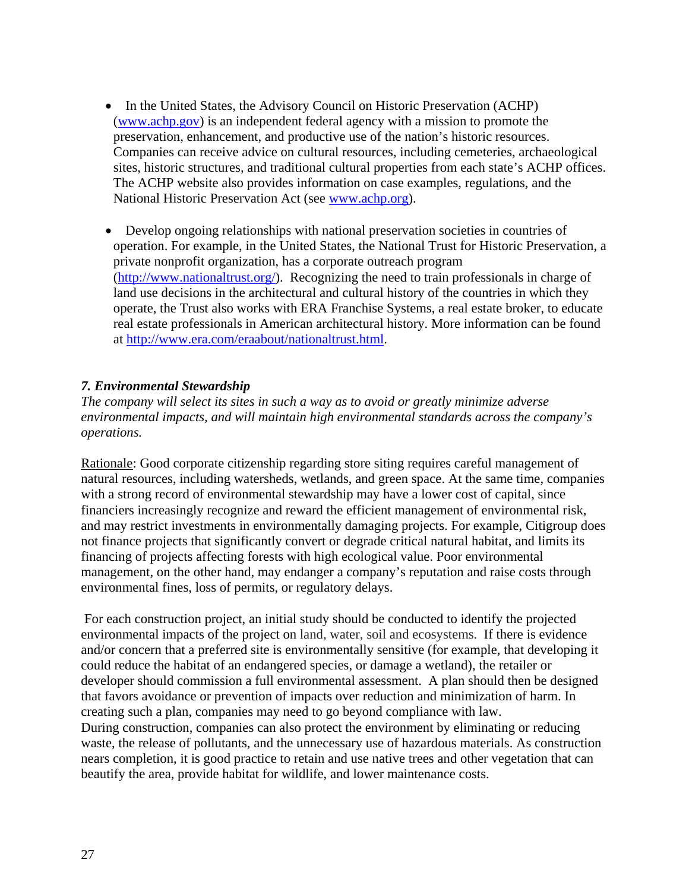- In the United States, the Advisory Council on Historic Preservation (ACHP) (www.achp.gov) is an independent federal agency with a mission to promote the preservation, enhancement, and productive use of the nation's historic resources. Companies can receive advice on cultural resources, including cemeteries, archaeological sites, historic structures, and traditional cultural properties from each state's ACHP offices. The ACHP website also provides information on case examples, regulations, and the National Historic Preservation Act (see www.achp.org).

- Develop ongoing relationships with national preservation societies in countries of operation. For example, in the United States, the National Trust for Historic Preservation, a private nonprofit organization, has a corporate outreach program (http://www.nationaltrust.org/). Recognizing the need to train professionals in charge of land use decisions in the architectural and cultural history of the countries in which they operate, the Trust also works with ERA Franchise Systems, a real estate broker, to educate real estate professionals in American architectural history. More information can be found at http://www.era.com/eraabout/nationaltrust.html.

### *7. Environmental Stewardship*

*The company will select its sites in such a way as to avoid or greatly minimize adverse environmental impacts, and will maintain high environmental standards across the company's operations.*

Rationale: Good corporate citizenship regarding store siting requires careful management of natural resources, including watersheds, wetlands, and green space. At the same time, companies with a strong record of environmental stewardship may have a lower cost of capital, since financiers increasingly recognize and reward the efficient management of environmental risk, and may restrict investments in environmentally damaging projects. For example, Citigroup does not finance projects that significantly convert or degrade critical natural habitat, and limits its financing of projects affecting forests with high ecological value. Poor environmental management, on the other hand, may endanger a company's reputation and raise costs through environmental fines, loss of permits, or regulatory delays.

For each construction project, an initial study should be conducted to identify the projected environmental impacts of the project on land, water, soil and ecosystems. If there is evidence and/or concern that a preferred site is environmentally sensitive (for example, that developing it could reduce the habitat of an endangered species, or damage a wetland), the retailer or developer should commission a full environmental assessment. A plan should then be designed that favors avoidance or prevention of impacts over reduction and minimization of harm. In creating such a plan, companies may need to go beyond compliance with law.
During construction, companies can also protect the environment by eliminating or reducing waste, the release of pollutants, and the unnecessary use of hazardous materials. As construction nears completion, it is good practice to retain and use native trees and other vegetation that can beautify the area, provide habitat for wildlife, and lower maintenance costs.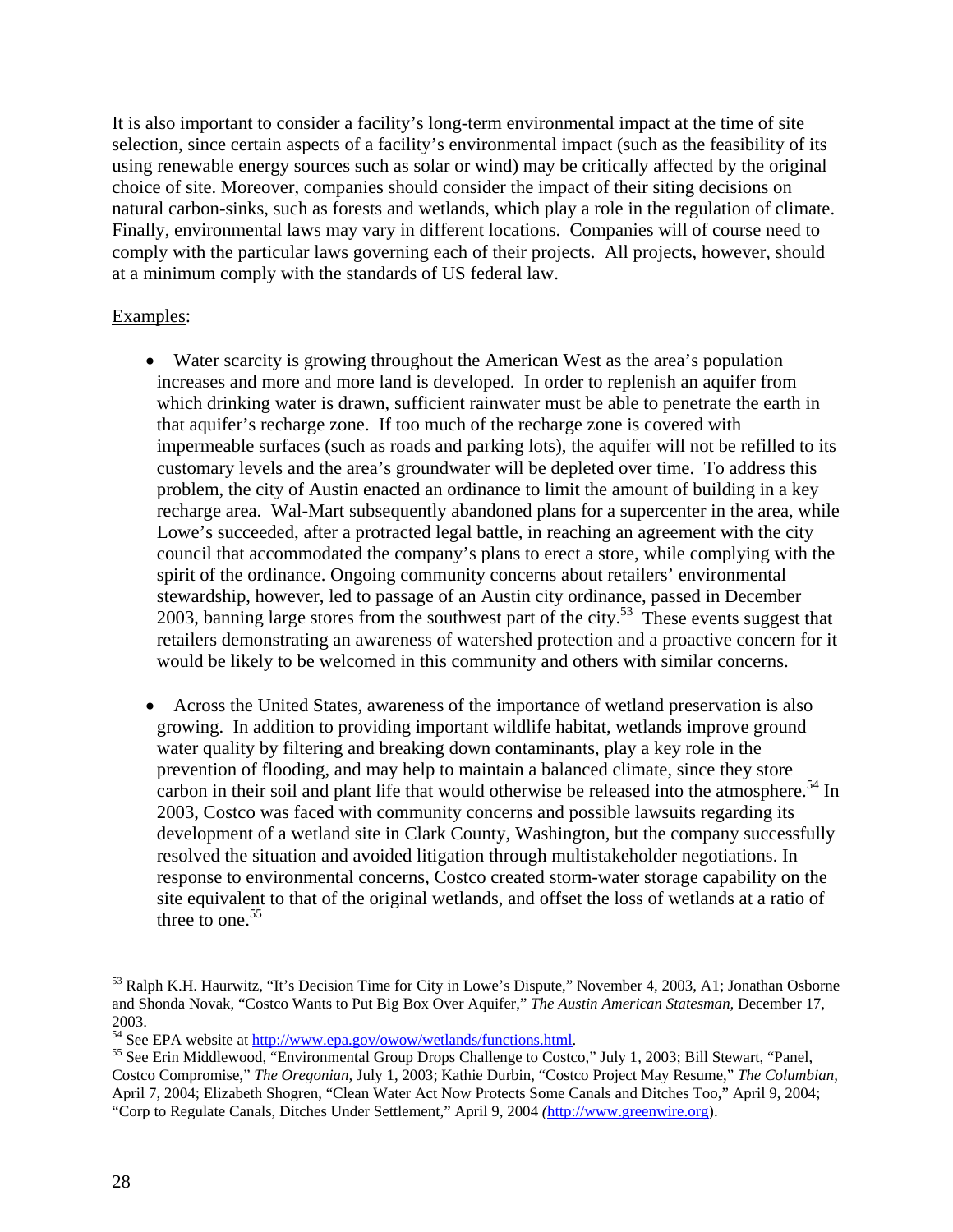It is also important to consider a facility's long-term environmental impact at the time of site selection, since certain aspects of a facility's environmental impact (such as the feasibility of its using renewable energy sources such as solar or wind) may be critically affected by the original choice of site. Moreover, companies should consider the impact of their siting decisions on natural carbon-sinks, such as forests and wetlands, which play a role in the regulation of climate. Finally, environmental laws may vary in different locations. Companies will of course need to comply with the particular laws governing each of their projects. All projects, however, should at a minimum comply with the standards of US federal law.

Examples:

- Water scarcity is growing throughout the American West as the area's population increases and more and more land is developed. In order to replenish an aquifer from which drinking water is drawn, sufficient rainwater must be able to penetrate the earth in that aquifer's recharge zone. If too much of the recharge zone is covered with impermeable surfaces (such as roads and parking lots), the aquifer will not be refilled to its customary levels and the area's groundwater will be depleted over time. To address this problem, the city of Austin enacted an ordinance to limit the amount of building in a key recharge area. Wal-Mart subsequently abandoned plans for a supercenter in the area, while Lowe's succeeded, after a protracted legal battle, in reaching an agreement with the city council that accommodated the company's plans to erect a store, while complying with the spirit of the ordinance. Ongoing community concerns about retailers' environmental stewardship, however, led to passage of an Austin city ordinance, passed in December 2003, banning large stores from the southwest part of the city.[53] These events suggest that retailers demonstrating an awareness of watershed protection and a proactive concern for it would be likely to be welcomed in this community and others with similar concerns.

- Across the United States, awareness of the importance of wetland preservation is also growing. In addition to providing important wildlife habitat, wetlands improve ground water quality by filtering and breaking down contaminants, play a key role in the prevention of flooding, and may help to maintain a balanced climate, since they store carbon in their soil and plant life that would otherwise be released into the atmosphere.[54] In 2003, Costco was faced with community concerns and possible lawsuits regarding its development of a wetland site in Clark County, Washington, but the company successfully resolved the situation and avoided litigation through multistakeholder negotiations. In response to environmental concerns, Costco created storm-water storage capability on the site equivalent to that of the original wetlands, and offset the loss of wetlands at a ratio of three to one.[55]

---

[53] Ralph K.H. Haurwitz, "It's Decision Time for City in Lowe's Dispute," November 4, 2003, A1; Jonathan Osborne and Shonda Novak, "Costco Wants to Put Big Box Over Aquifer," *The Austin American Statesman,* December 17, 2003.

[54] See EPA website at http://www.epa.gov/owow/wetlands/functions.html.

[55] See Erin Middlewood, "Environmental Group Drops Challenge to Costco," July 1, 2003; Bill Stewart, "Panel, Costco Compromise," *The Oregonian,* July 1, 2003; Kathie Durbin, "Costco Project May Resume," *The Columbian,* April 7, 2004; Elizabeth Shogren, "Clean Water Act Now Protects Some Canals and Ditches Too," April 9, 2004; "Corp to Regulate Canals, Ditches Under Settlement," April 9, 2004 *(*http://www.greenwire.org).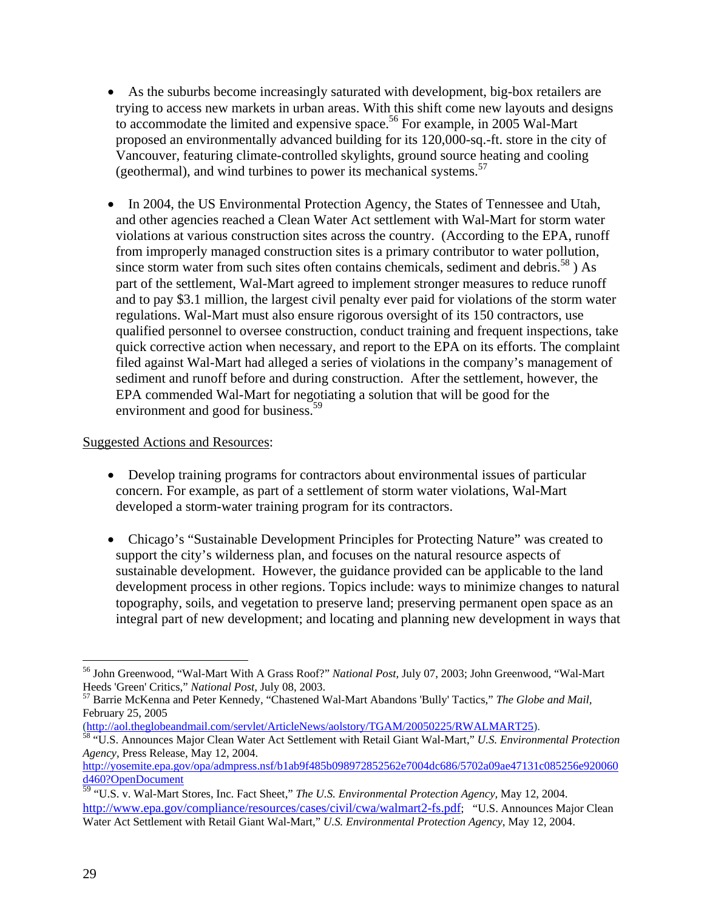- As the suburbs become increasingly saturated with development, big-box retailers are trying to access new markets in urban areas. With this shift come new layouts and designs to accommodate the limited and expensive space.[56] For example, in 2005 Wal-Mart proposed an environmentally advanced building for its 120,000-sq.-ft. store in the city of Vancouver, featuring climate-controlled skylights, ground source heating and cooling (geothermal), and wind turbines to power its mechanical systems.[57]

- In 2004, the US Environmental Protection Agency, the States of Tennessee and Utah, and other agencies reached a Clean Water Act settlement with Wal-Mart for storm water violations at various construction sites across the country. (According to the EPA, runoff from improperly managed construction sites is a primary contributor to water pollution, since storm water from such sites often contains chemicals, sediment and debris.[58] ) As part of the settlement, Wal-Mart agreed to implement stronger measures to reduce runoff and to pay $3.1 million, the largest civil penalty ever paid for violations of the storm water regulations. Wal-Mart must also ensure rigorous oversight of its 150 contractors, use qualified personnel to oversee construction, conduct training and frequent inspections, take quick corrective action when necessary, and report to the EPA on its efforts. The complaint filed against Wal-Mart had alleged a series of violations in the company's management of sediment and runoff before and during construction. After the settlement, however, the EPA commended Wal-Mart for negotiating a solution that will be good for the environment and good for business.[59]

Suggested Actions and Resources:

- Develop training programs for contractors about environmental issues of particular concern. For example, as part of a settlement of storm water violations, Wal-Mart developed a storm-water training program for its contractors.

- Chicago's "Sustainable Development Principles for Protecting Nature" was created to support the city's wilderness plan, and focuses on the natural resource aspects of sustainable development. However, the guidance provided can be applicable to the land development process in other regions. Topics include: ways to minimize changes to natural topography, soils, and vegetation to preserve land; preserving permanent open space as an integral part of new development; and locating and planning new development in ways that

---

[56] John Greenwood, "Wal-Mart With A Grass Roof?" *National Post*, July 07, 2003; John Greenwood, "Wal-Mart Heeds 'Green' Critics," *National Post*, July 08, 2003.

[57] Barrie McKenna and Peter Kennedy, "Chastened Wal-Mart Abandons 'Bully' Tactics," *The Globe and Mail*, February 25, 2005 (http://aol.theglobeandmail.com/servlet/ArticleNews/aolstory/TGAM/20050225/RWALMART25).

[58] "U.S. Announces Major Clean Water Act Settlement with Retail Giant Wal-Mart," *U.S. Environmental Protection Agency*, Press Release, May 12, 2004. http://yosemite.epa.gov/opa/admpress.nsf/b1ab9f485b098972852562e7004dc686/5702a09ae47131c085256e920060d460?OpenDocument

[59] "U.S. v. Wal-Mart Stores, Inc. Fact Sheet," *The U.S. Environmental Protection Agency*, May 12, 2004. http://www.epa.gov/compliance/resources/cases/civil/cwa/walmart2-fs.pdf; "U.S. Announces Major Clean Water Act Settlement with Retail Giant Wal-Mart," *U.S. Environmental Protection Agency*, May 12, 2004.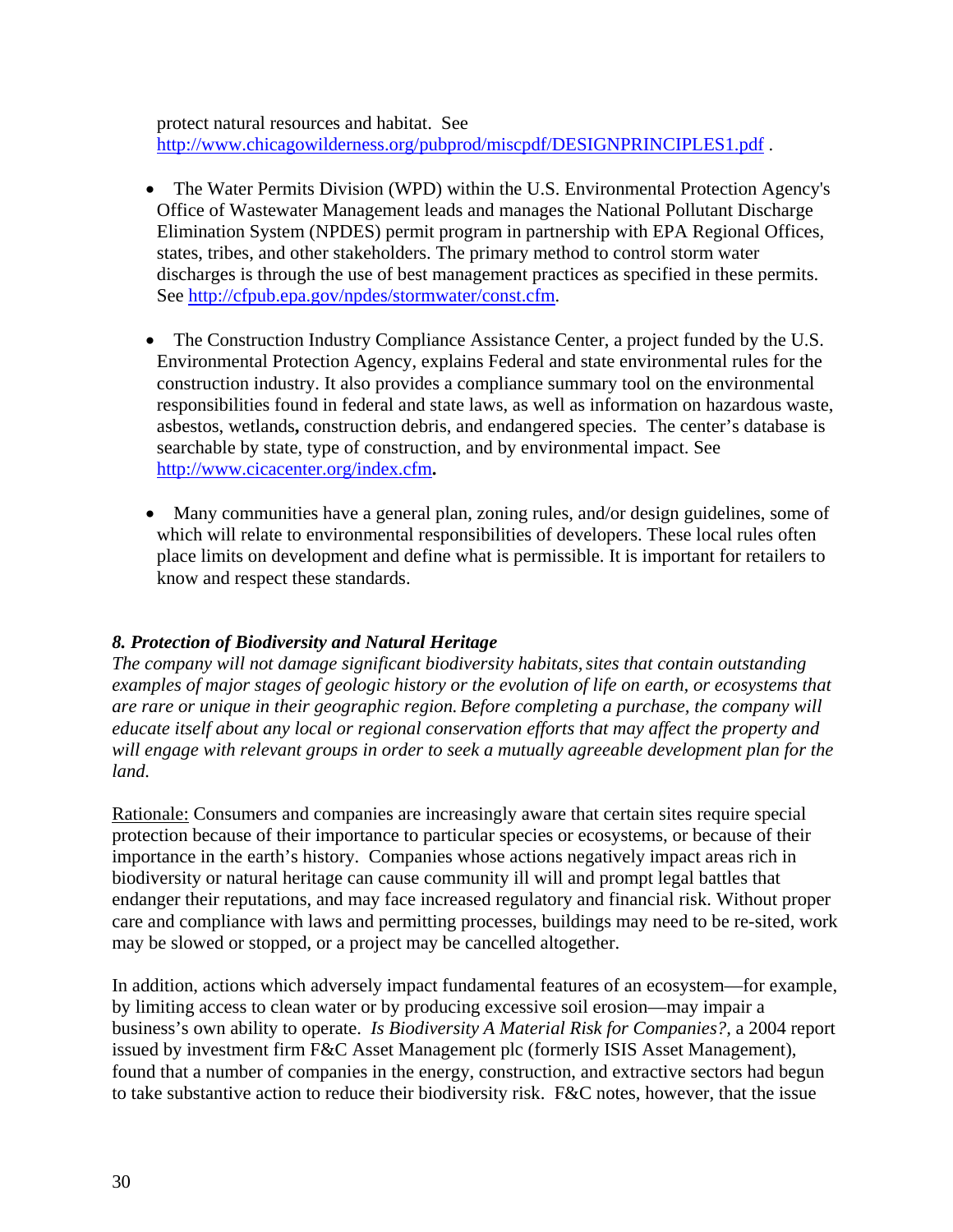protect natural resources and habitat. See http://www.chicagowilderness.org/pubprod/miscpdf/DESIGNPRINCIPLES1.pdf .

- The Water Permits Division (WPD) within the U.S. Environmental Protection Agency's Office of Wastewater Management leads and manages the National Pollutant Discharge Elimination System (NPDES) permit program in partnership with EPA Regional Offices, states, tribes, and other stakeholders. The primary method to control storm water discharges is through the use of best management practices as specified in these permits. See http://cfpub.epa.gov/npdes/stormwater/const.cfm.

- The Construction Industry Compliance Assistance Center, a project funded by the U.S. Environmental Protection Agency, explains Federal and state environmental rules for the construction industry. It also provides a compliance summary tool on the environmental responsibilities found in federal and state laws, as well as information on hazardous waste, asbestos, wetlands**,** construction debris, and endangered species. The center's database is searchable by state, type of construction, and by environmental impact. See http://www.cicacenter.org/index.cfm**.**

- Many communities have a general plan, zoning rules, and/or design guidelines, some of which will relate to environmental responsibilities of developers. These local rules often place limits on development and define what is permissible. It is important for retailers to know and respect these standards.

### *8. Protection of Biodiversity and Natural Heritage*

*The company will not damage significant biodiversity habitats, sites that contain outstanding examples of major stages of geologic history or the evolution of life on earth, or ecosystems that are rare or unique in their geographic region. Before completing a purchase, the company will educate itself about any local or regional conservation efforts that may affect the property and will engage with relevant groups in order to seek a mutually agreeable development plan for the land.*

Rationale: Consumers and companies are increasingly aware that certain sites require special protection because of their importance to particular species or ecosystems, or because of their importance in the earth's history. Companies whose actions negatively impact areas rich in biodiversity or natural heritage can cause community ill will and prompt legal battles that endanger their reputations, and may face increased regulatory and financial risk. Without proper care and compliance with laws and permitting processes, buildings may need to be re-sited, work may be slowed or stopped, or a project may be cancelled altogether.

In addition, actions which adversely impact fundamental features of an ecosystem—for example, by limiting access to clean water or by producing excessive soil erosion—may impair a business's own ability to operate. *Is Biodiversity A Material Risk for Companies?*, a 2004 report issued by investment firm F&C Asset Management plc (formerly ISIS Asset Management), found that a number of companies in the energy, construction, and extractive sectors had begun to take substantive action to reduce their biodiversity risk. F&C notes, however, that the issue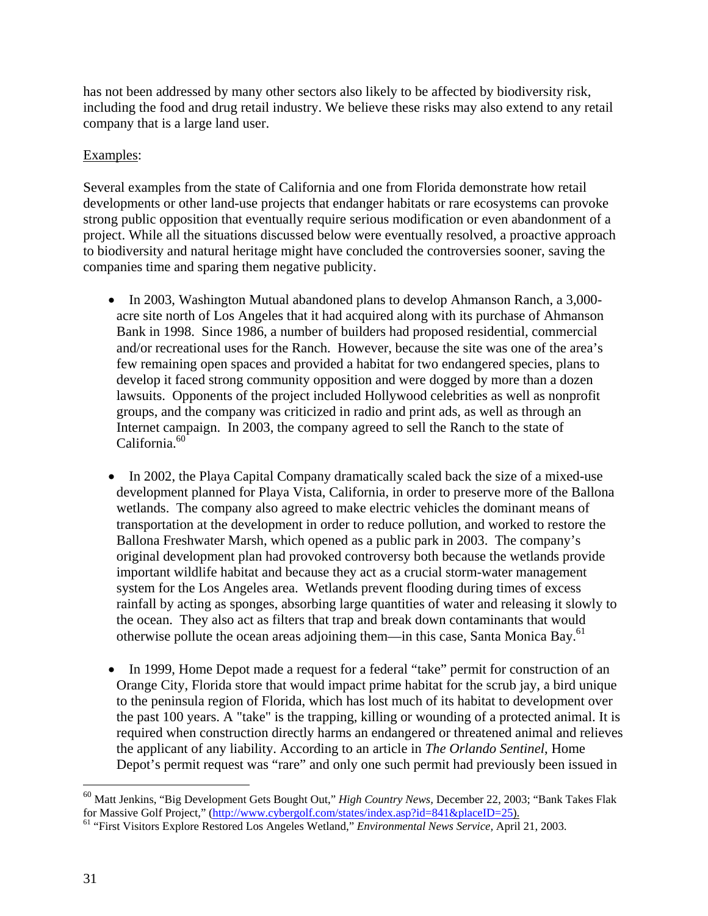has not been addressed by many other sectors also likely to be affected by biodiversity risk, including the food and drug retail industry. We believe these risks may also extend to any retail company that is a large land user.

Examples:

Several examples from the state of California and one from Florida demonstrate how retail developments or other land-use projects that endanger habitats or rare ecosystems can provoke strong public opposition that eventually require serious modification or even abandonment of a project. While all the situations discussed below were eventually resolved, a proactive approach to biodiversity and natural heritage might have concluded the controversies sooner, saving the companies time and sparing them negative publicity.

- In 2003, Washington Mutual abandoned plans to develop Ahmanson Ranch, a 3,000-acre site north of Los Angeles that it had acquired along with its purchase of Ahmanson Bank in 1998. Since 1986, a number of builders had proposed residential, commercial and/or recreational uses for the Ranch. However, because the site was one of the area's few remaining open spaces and provided a habitat for two endangered species, plans to develop it faced strong community opposition and were dogged by more than a dozen lawsuits. Opponents of the project included Hollywood celebrities as well as nonprofit groups, and the company was criticized in radio and print ads, as well as through an Internet campaign. In 2003, the company agreed to sell the Ranch to the state of California.[60]

- In 2002, the Playa Capital Company dramatically scaled back the size of a mixed-use development planned for Playa Vista, California, in order to preserve more of the Ballona wetlands. The company also agreed to make electric vehicles the dominant means of transportation at the development in order to reduce pollution, and worked to restore the Ballona Freshwater Marsh, which opened as a public park in 2003. The company's original development plan had provoked controversy both because the wetlands provide important wildlife habitat and because they act as a crucial storm-water management system for the Los Angeles area. Wetlands prevent flooding during times of excess rainfall by acting as sponges, absorbing large quantities of water and releasing it slowly to the ocean. They also act as filters that trap and break down contaminants that would otherwise pollute the ocean areas adjoining them—in this case, Santa Monica Bay.[61]

- In 1999, Home Depot made a request for a federal "take" permit for construction of an Orange City, Florida store that would impact prime habitat for the scrub jay, a bird unique to the peninsula region of Florida, which has lost much of its habitat to development over the past 100 years. A "take" is the trapping, killing or wounding of a protected animal. It is required when construction directly harms an endangered or threatened animal and relieves the applicant of any liability. According to an article in *The Orlando Sentinel*, Home Depot's permit request was "rare" and only one such permit had previously been issued in

---

[60] Matt Jenkins, "Big Development Gets Bought Out," *High Country News*, December 22, 2003; "Bank Takes Flak for Massive Golf Project," (http://www.cybergolf.com/states/index.asp?id=841&placeID=25).

[61] "First Visitors Explore Restored Los Angeles Wetland," *Environmental News Service*, April 21, 2003.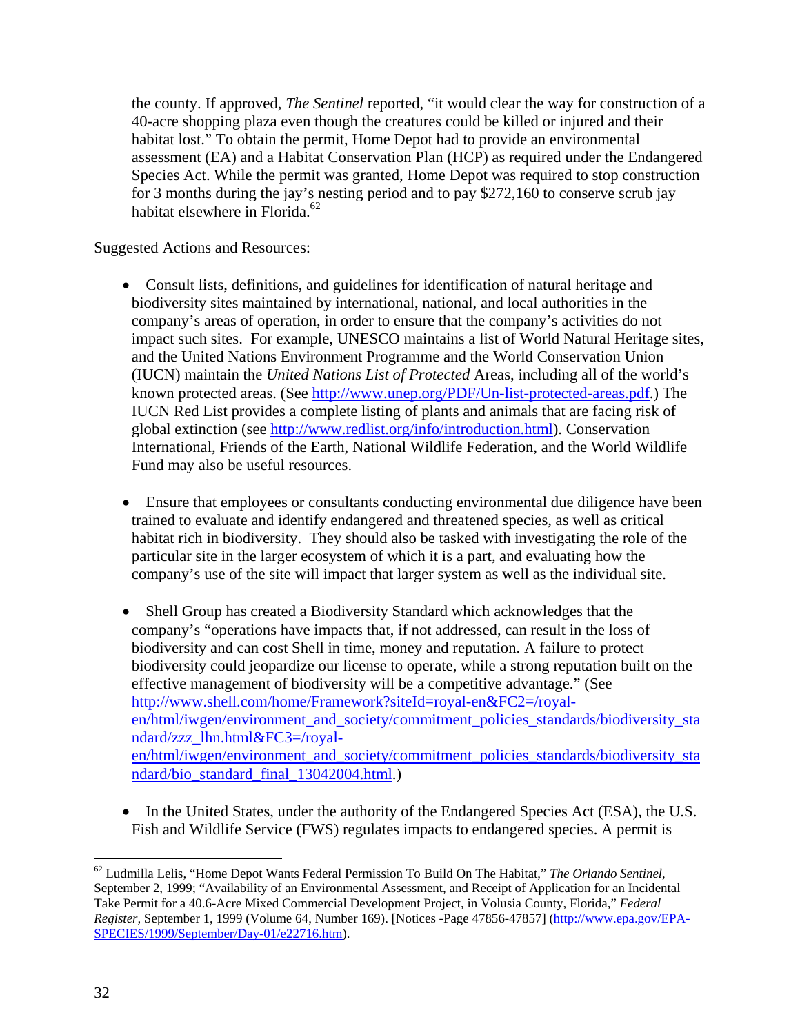the county. If approved, *The Sentinel* reported, "it would clear the way for construction of a 40-acre shopping plaza even though the creatures could be killed or injured and their habitat lost." To obtain the permit, Home Depot had to provide an environmental assessment (EA) and a Habitat Conservation Plan (HCP) as required under the Endangered Species Act. While the permit was granted, Home Depot was required to stop construction for 3 months during the jay's nesting period and to pay $272,160 to conserve scrub jay habitat elsewhere in Florida.[62]

Suggested Actions and Resources:

- Consult lists, definitions, and guidelines for identification of natural heritage and biodiversity sites maintained by international, national, and local authorities in the company's areas of operation, in order to ensure that the company's activities do not impact such sites. For example, UNESCO maintains a list of World Natural Heritage sites, and the United Nations Environment Programme and the World Conservation Union (IUCN) maintain the *United Nations List of Protected* Areas, including all of the world's known protected areas. (See http://www.unep.org/PDF/Un-list-protected-areas.pdf.) The IUCN Red List provides a complete listing of plants and animals that are facing risk of global extinction (see http://www.redlist.org/info/introduction.html). Conservation International, Friends of the Earth, National Wildlife Federation, and the World Wildlife Fund may also be useful resources.

- Ensure that employees or consultants conducting environmental due diligence have been trained to evaluate and identify endangered and threatened species, as well as critical habitat rich in biodiversity. They should also be tasked with investigating the role of the particular site in the larger ecosystem of which it is a part, and evaluating how the company's use of the site will impact that larger system as well as the individual site.

- Shell Group has created a Biodiversity Standard which acknowledges that the company's "operations have impacts that, if not addressed, can result in the loss of biodiversity and can cost Shell in time, money and reputation. A failure to protect biodiversity could jeopardize our license to operate, while a strong reputation built on the effective management of biodiversity will be a competitive advantage." (See http://www.shell.com/home/Framework?siteId=royal-en&FC2=/royal-en/html/iwgen/environment_and_society/commitment_policies_standards/biodiversity_standard/zzz_lhn.html&FC3=/royal-en/html/iwgen/environment_and_society/commitment_policies_standards/biodiversity_standard/bio_standard_final_13042004.html.)

- In the United States, under the authority of the Endangered Species Act (ESA), the U.S. Fish and Wildlife Service (FWS) regulates impacts to endangered species. A permit is

---

[62] Ludmilla Lelis, "Home Depot Wants Federal Permission To Build On The Habitat," *The Orlando Sentinel*, September 2, 1999; "Availability of an Environmental Assessment, and Receipt of Application for an Incidental Take Permit for a 40.6-Acre Mixed Commercial Development Project, in Volusia County, Florida," *Federal Register*, September 1, 1999 (Volume 64, Number 169). [Notices -Page 47856-47857] (http://www.epa.gov/EPA-SPECIES/1999/September/Day-01/e22716.htm).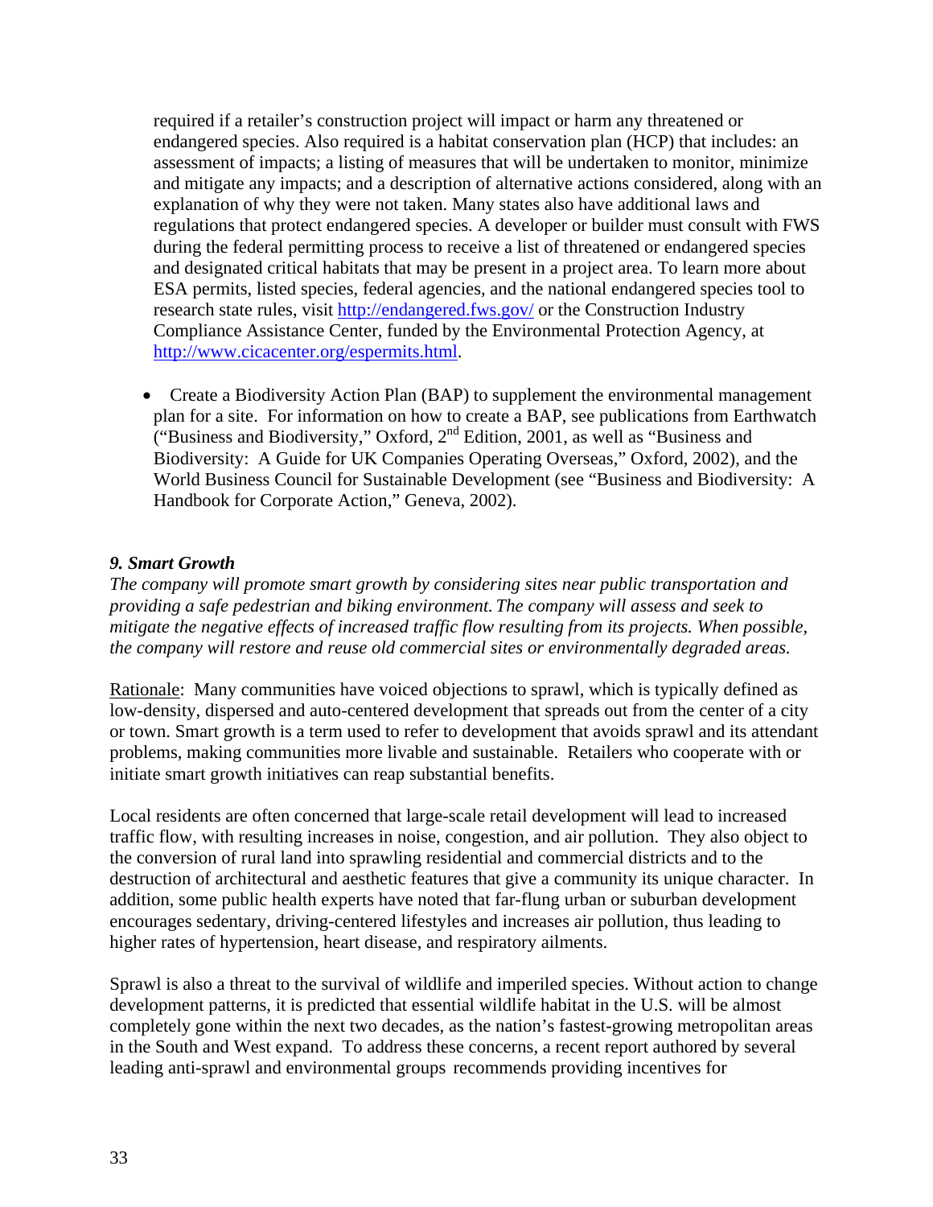required if a retailer's construction project will impact or harm any threatened or endangered species. Also required is a habitat conservation plan (HCP) that includes: an assessment of impacts; a listing of measures that will be undertaken to monitor, minimize and mitigate any impacts; and a description of alternative actions considered, along with an explanation of why they were not taken. Many states also have additional laws and regulations that protect endangered species. A developer or builder must consult with FWS during the federal permitting process to receive a list of threatened or endangered species and designated critical habitats that may be present in a project area. To learn more about ESA permits, listed species, federal agencies, and the national endangered species tool to research state rules, visit http://endangered.fws.gov/ or the Construction Industry Compliance Assistance Center, funded by the Environmental Protection Agency, at http://www.cicacenter.org/espermits.html.

- Create a Biodiversity Action Plan (BAP) to supplement the environmental management plan for a site. For information on how to create a BAP, see publications from Earthwatch ("Business and Biodiversity," Oxford, 2nd Edition, 2001, as well as "Business and Biodiversity: A Guide for UK Companies Operating Overseas," Oxford, 2002), and the World Business Council for Sustainable Development (see "Business and Biodiversity: A Handbook for Corporate Action," Geneva, 2002).

### *9. Smart Growth*

*The company will promote smart growth by considering sites near public transportation and providing a safe pedestrian and biking environment. The company will assess and seek to mitigate the negative effects of increased traffic flow resulting from its projects. When possible, the company will restore and reuse old commercial sites or environmentally degraded areas.*

Rationale: Many communities have voiced objections to sprawl, which is typically defined as low-density, dispersed and auto-centered development that spreads out from the center of a city or town. Smart growth is a term used to refer to development that avoids sprawl and its attendant problems, making communities more livable and sustainable. Retailers who cooperate with or initiate smart growth initiatives can reap substantial benefits.

Local residents are often concerned that large-scale retail development will lead to increased traffic flow, with resulting increases in noise, congestion, and air pollution. They also object to the conversion of rural land into sprawling residential and commercial districts and to the destruction of architectural and aesthetic features that give a community its unique character. In addition, some public health experts have noted that far-flung urban or suburban development encourages sedentary, driving-centered lifestyles and increases air pollution, thus leading to higher rates of hypertension, heart disease, and respiratory ailments.

Sprawl is also a threat to the survival of wildlife and imperiled species. Without action to change development patterns, it is predicted that essential wildlife habitat in the U.S. will be almost completely gone within the next two decades, as the nation's fastest-growing metropolitan areas in the South and West expand. To address these concerns, a recent report authored by several leading anti-sprawl and environmental groups recommends providing incentives for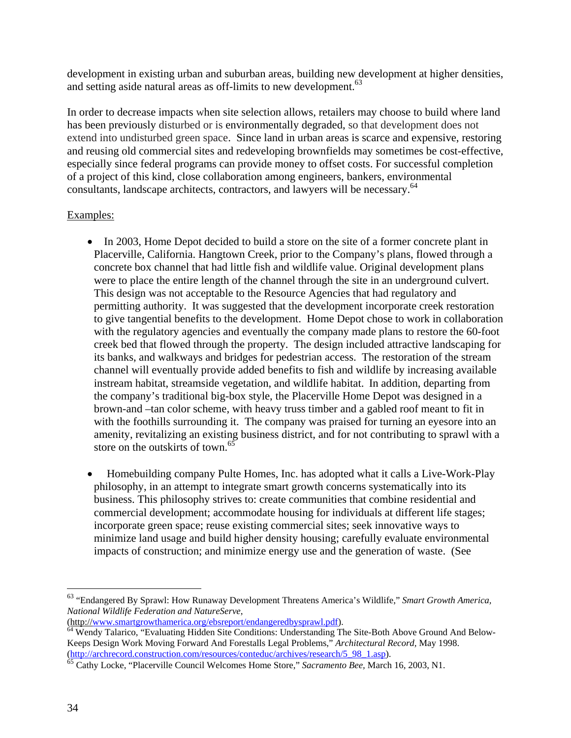development in existing urban and suburban areas, building new development at higher densities, and setting aside natural areas as off-limits to new development.[63]

In order to decrease impacts when site selection allows, retailers may choose to build where land has been previously disturbed or is environmentally degraded, so that development does not extend into undisturbed green space. Since land in urban areas is scarce and expensive, restoring and reusing old commercial sites and redeveloping brownfields may sometimes be cost-effective, especially since federal programs can provide money to offset costs. For successful completion of a project of this kind, close collaboration among engineers, bankers, environmental consultants, landscape architects, contractors, and lawyers will be necessary.[64]

<u>Examples:</u>

- In 2003, Home Depot decided to build a store on the site of a former concrete plant in Placerville, California. Hangtown Creek, prior to the Company's plans, flowed through a concrete box channel that had little fish and wildlife value. Original development plans were to place the entire length of the channel through the site in an underground culvert. This design was not acceptable to the Resource Agencies that had regulatory and permitting authority. It was suggested that the development incorporate creek restoration to give tangential benefits to the development. Home Depot chose to work in collaboration with the regulatory agencies and eventually the company made plans to restore the 60-foot creek bed that flowed through the property. The design included attractive landscaping for its banks, and walkways and bridges for pedestrian access. The restoration of the stream channel will eventually provide added benefits to fish and wildlife by increasing available instream habitat, streamside vegetation, and wildlife habitat. In addition, departing from the company's traditional big-box style, the Placerville Home Depot was designed in a brown-and –tan color scheme, with heavy truss timber and a gabled roof meant to fit in with the foothills surrounding it. The company was praised for turning an eyesore into an amenity, revitalizing an existing business district, and for not contributing to sprawl with a store on the outskirts of town.[65]

- Homebuilding company Pulte Homes, Inc. has adopted what it calls a Live-Work-Play philosophy, in an attempt to integrate smart growth concerns systematically into its business. This philosophy strives to: create communities that combine residential and commercial development; accommodate housing for individuals at different life stages; incorporate green space; reuse existing commercial sites; seek innovative ways to minimize land usage and build higher density housing; carefully evaluate environmental impacts of construction; and minimize energy use and the generation of waste. (See

---

[63] "Endangered By Sprawl: How Runaway Development Threatens America's Wildlife," *Smart Growth America, National Wildlife Federation and NatureServe,* (http://www.smartgrowthamerica.org/ebsreport/endangeredbysprawl.pdf).

[64] Wendy Talarico, "Evaluating Hidden Site Conditions: Understanding The Site-Both Above Ground And Below-Keeps Design Work Moving Forward And Forestalls Legal Problems," *Architectural Record*, May 1998. (http://archrecord.construction.com/resources/conteduc/archives/research/5_98_1.asp).

[65] Cathy Locke, "Placerville Council Welcomes Home Store," *Sacramento Bee*, March 16, 2003, N1.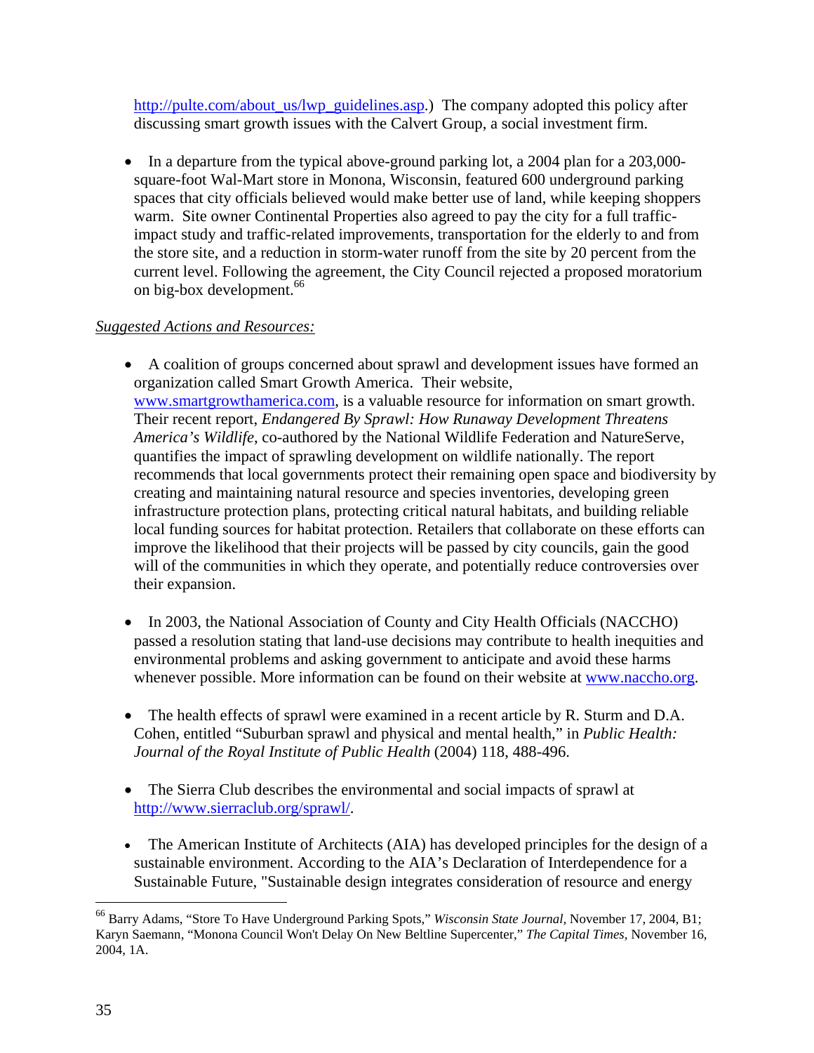http://pulte.com/about_us/lwp_guidelines.asp.) The company adopted this policy after discussing smart growth issues with the Calvert Group, a social investment firm.

- In a departure from the typical above-ground parking lot, a 2004 plan for a 203,000-square-foot Wal-Mart store in Monona, Wisconsin, featured 600 underground parking spaces that city officials believed would make better use of land, while keeping shoppers warm. Site owner Continental Properties also agreed to pay the city for a full traffic-impact study and traffic-related improvements, transportation for the elderly to and from the store site, and a reduction in storm-water runoff from the site by 20 percent from the current level. Following the agreement, the City Council rejected a proposed moratorium on big-box development.[66]

*Suggested Actions and Resources:*

- A coalition of groups concerned about sprawl and development issues have formed an organization called Smart Growth America. Their website, www.smartgrowthamerica.com, is a valuable resource for information on smart growth. Their recent report, *Endangered By Sprawl: How Runaway Development Threatens America's Wildlife*, co-authored by the National Wildlife Federation and NatureServe, quantifies the impact of sprawling development on wildlife nationally. The report recommends that local governments protect their remaining open space and biodiversity by creating and maintaining natural resource and species inventories, developing green infrastructure protection plans, protecting critical natural habitats, and building reliable local funding sources for habitat protection. Retailers that collaborate on these efforts can improve the likelihood that their projects will be passed by city councils, gain the good will of the communities in which they operate, and potentially reduce controversies over their expansion.

- In 2003, the National Association of County and City Health Officials (NACCHO) passed a resolution stating that land-use decisions may contribute to health inequities and environmental problems and asking government to anticipate and avoid these harms whenever possible. More information can be found on their website at www.naccho.org.

- The health effects of sprawl were examined in a recent article by R. Sturm and D.A. Cohen, entitled "Suburban sprawl and physical and mental health," in *Public Health: Journal of the Royal Institute of Public Health* (2004) 118, 488-496.

- The Sierra Club describes the environmental and social impacts of sprawl at http://www.sierraclub.org/sprawl/.

- The American Institute of Architects (AIA) has developed principles for the design of a sustainable environment. According to the AIA's Declaration of Interdependence for a Sustainable Future, "Sustainable design integrates consideration of resource and energy

[66] Barry Adams, "Store To Have Underground Parking Spots," *Wisconsin State Journal*, November 17, 2004, B1; Karyn Saemann, "Monona Council Won't Delay On New Beltline Supercenter," *The Capital Times*, November 16, 2004, 1A.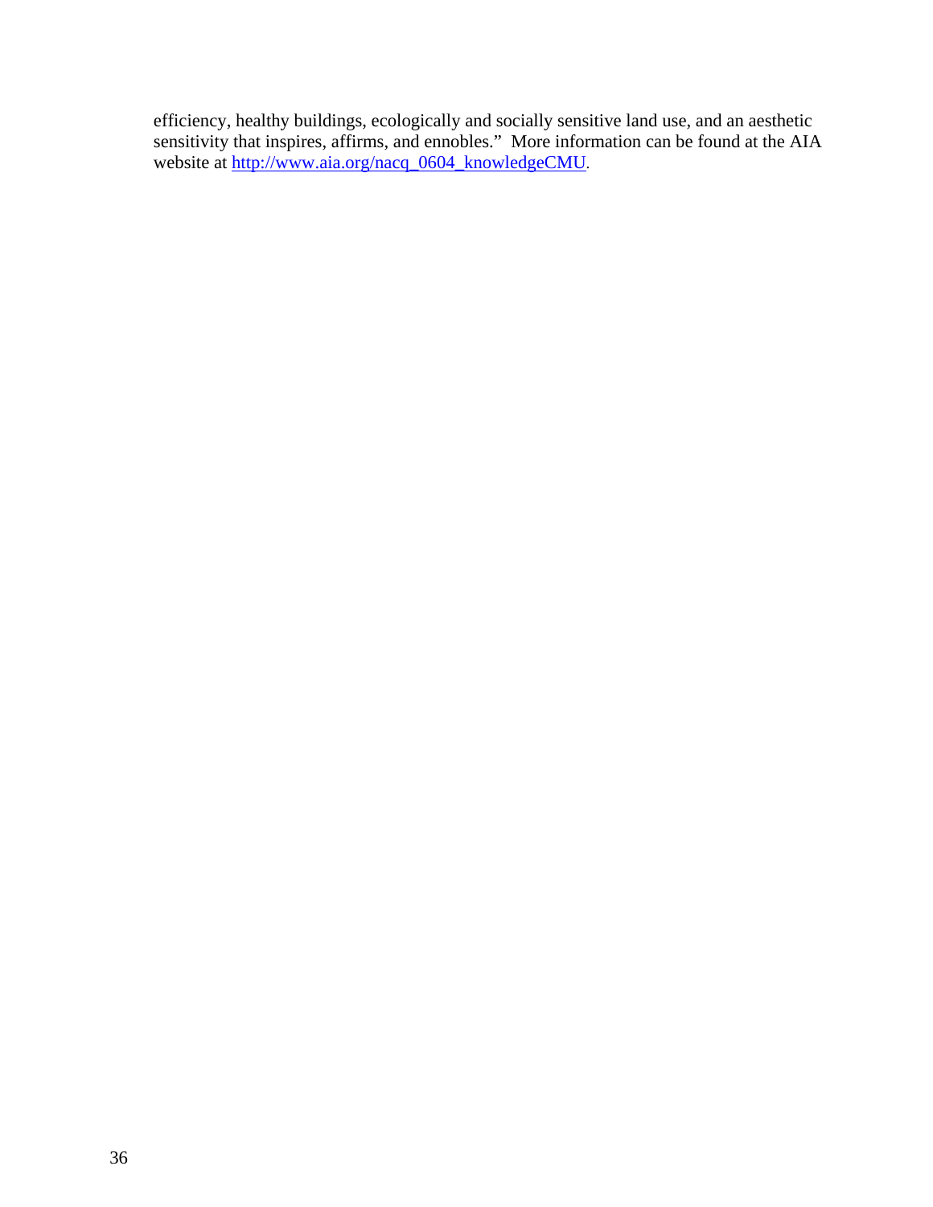efficiency, healthy buildings, ecologically and socially sensitive land use, and an aesthetic sensitivity that inspires, affirms, and ennobles." More information can be found at the AIA website at [http://www.aia.org/nacq_0604_knowledgeCMU](http://www.aia.org/nacq_0604_knowledgeCMU).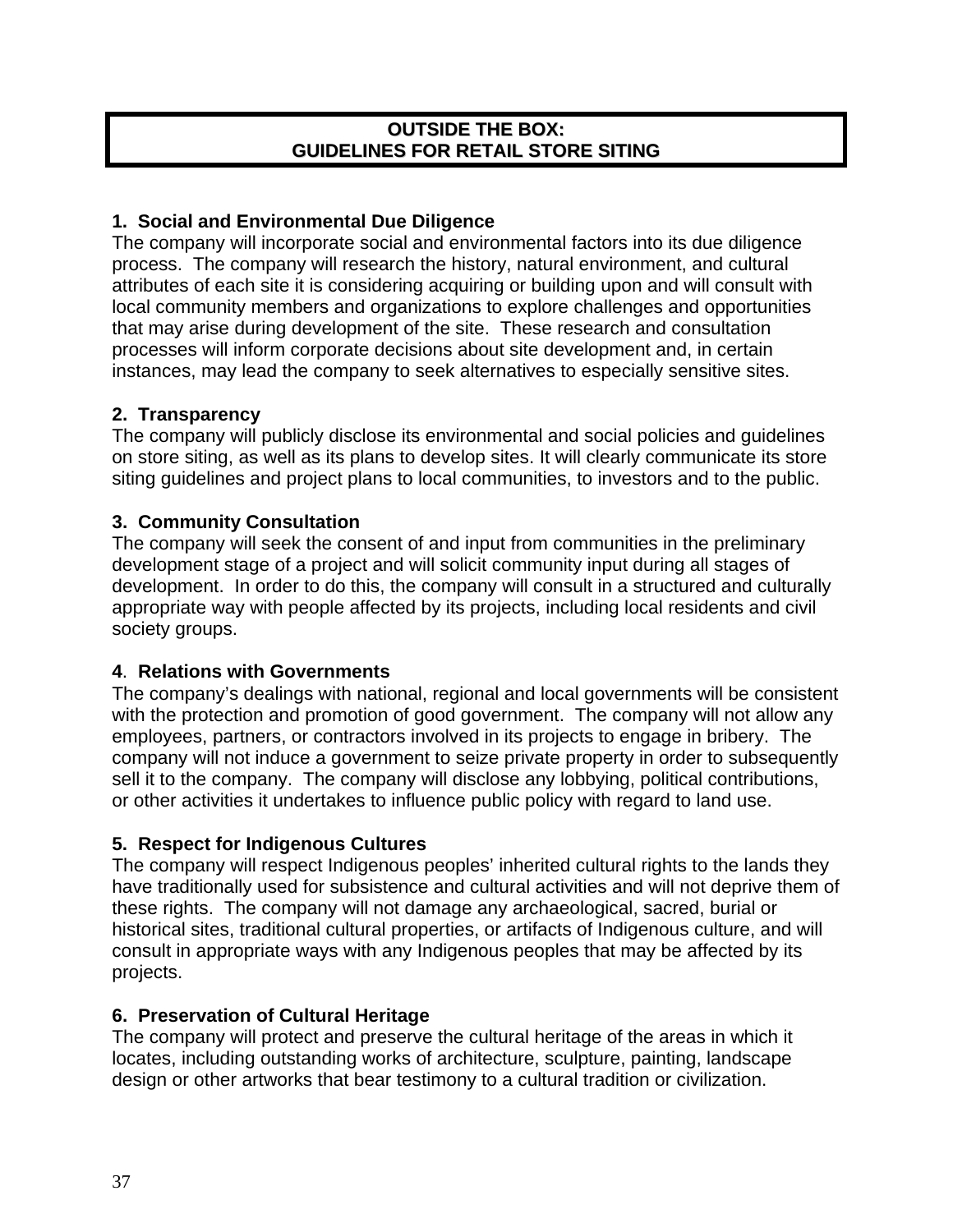## OUTSIDE THE BOX: GUIDELINES FOR RETAIL STORE SITING

**1. Social and Environmental Due Diligence**

The company will incorporate social and environmental factors into its due diligence process. The company will research the history, natural environment, and cultural attributes of each site it is considering acquiring or building upon and will consult with local community members and organizations to explore challenges and opportunities that may arise during development of the site. These research and consultation processes will inform corporate decisions about site development and, in certain instances, may lead the company to seek alternatives to especially sensitive sites.

**2. Transparency**

The company will publicly disclose its environmental and social policies and guidelines on store siting, as well as its plans to develop sites. It will clearly communicate its store siting guidelines and project plans to local communities, to investors and to the public.

**3. Community Consultation**

The company will seek the consent of and input from communities in the preliminary development stage of a project and will solicit community input during all stages of development. In order to do this, the company will consult in a structured and culturally appropriate way with people affected by its projects, including local residents and civil society groups.

**4. Relations with Governments**

The company's dealings with national, regional and local governments will be consistent with the protection and promotion of good government. The company will not allow any employees, partners, or contractors involved in its projects to engage in bribery. The company will not induce a government to seize private property in order to subsequently sell it to the company. The company will disclose any lobbying, political contributions, or other activities it undertakes to influence public policy with regard to land use.

**5. Respect for Indigenous Cultures**

The company will respect Indigenous peoples' inherited cultural rights to the lands they have traditionally used for subsistence and cultural activities and will not deprive them of these rights. The company will not damage any archaeological, sacred, burial or historical sites, traditional cultural properties, or artifacts of Indigenous culture, and will consult in appropriate ways with any Indigenous peoples that may be affected by its projects.

**6. Preservation of Cultural Heritage**

The company will protect and preserve the cultural heritage of the areas in which it locates, including outstanding works of architecture, sculpture, painting, landscape design or other artworks that bear testimony to a cultural tradition or civilization.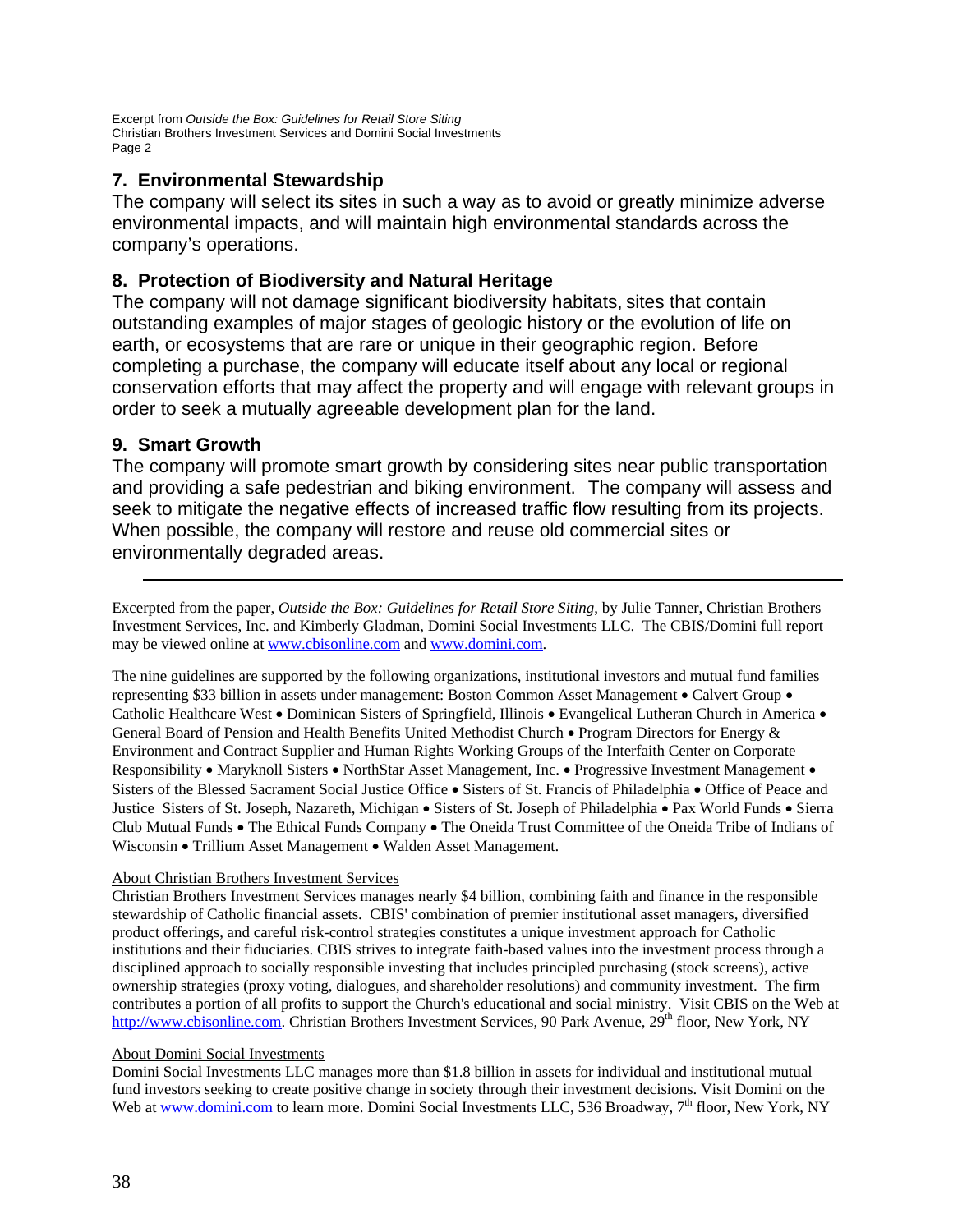Excerpt from *Outside the Box: Guidelines for Retail Store Siting*
Christian Brothers Investment Services and Domini Social Investments
Page 2

## 7. Environmental Stewardship

The company will select its sites in such a way as to avoid or greatly minimize adverse environmental impacts, and will maintain high environmental standards across the company's operations.

## 8. Protection of Biodiversity and Natural Heritage

The company will not damage significant biodiversity habitats, sites that contain outstanding examples of major stages of geologic history or the evolution of life on earth, or ecosystems that are rare or unique in their geographic region. Before completing a purchase, the company will educate itself about any local or regional conservation efforts that may affect the property and will engage with relevant groups in order to seek a mutually agreeable development plan for the land.

## 9. Smart Growth

The company will promote smart growth by considering sites near public transportation and providing a safe pedestrian and biking environment. The company will assess and seek to mitigate the negative effects of increased traffic flow resulting from its projects. When possible, the company will restore and reuse old commercial sites or environmentally degraded areas.

---

Excerpted from the paper, *Outside the Box: Guidelines for Retail Store Siting,* by Julie Tanner, Christian Brothers Investment Services, Inc. and Kimberly Gladman, Domini Social Investments LLC. The CBIS/Domini full report may be viewed online at www.cbisonline.com and www.domini.com.

The nine guidelines are supported by the following organizations, institutional investors and mutual fund families representing $33 billion in assets under management: Boston Common Asset Management • Calvert Group • Catholic Healthcare West • Dominican Sisters of Springfield, Illinois • Evangelical Lutheran Church in America • General Board of Pension and Health Benefits United Methodist Church • Program Directors for Energy & Environment and Contract Supplier and Human Rights Working Groups of the Interfaith Center on Corporate Responsibility • Maryknoll Sisters • NorthStar Asset Management, Inc. • Progressive Investment Management • Sisters of the Blessed Sacrament Social Justice Office • Sisters of St. Francis of Philadelphia • Office of Peace and Justice Sisters of St. Joseph, Nazareth, Michigan • Sisters of St. Joseph of Philadelphia • Pax World Funds • Sierra Club Mutual Funds • The Ethical Funds Company • The Oneida Trust Committee of the Oneida Tribe of Indians of Wisconsin • Trillium Asset Management • Walden Asset Management.

About Christian Brothers Investment Services

Christian Brothers Investment Services manages nearly $4 billion, combining faith and finance in the responsible stewardship of Catholic financial assets. CBIS' combination of premier institutional asset managers, diversified product offerings, and careful risk-control strategies constitutes a unique investment approach for Catholic institutions and their fiduciaries. CBIS strives to integrate faith-based values into the investment process through a disciplined approach to socially responsible investing that includes principled purchasing (stock screens), active ownership strategies (proxy voting, dialogues, and shareholder resolutions) and community investment. The firm contributes a portion of all profits to support the Church's educational and social ministry. Visit CBIS on the Web at http://www.cbisonline.com. Christian Brothers Investment Services, 90 Park Avenue, 29th floor, New York, NY

About Domini Social Investments

Domini Social Investments LLC manages more than $1.8 billion in assets for individual and institutional mutual fund investors seeking to create positive change in society through their investment decisions. Visit Domini on the Web at www.domini.com to learn more. Domini Social Investments LLC, 536 Broadway, 7th floor, New York, NY